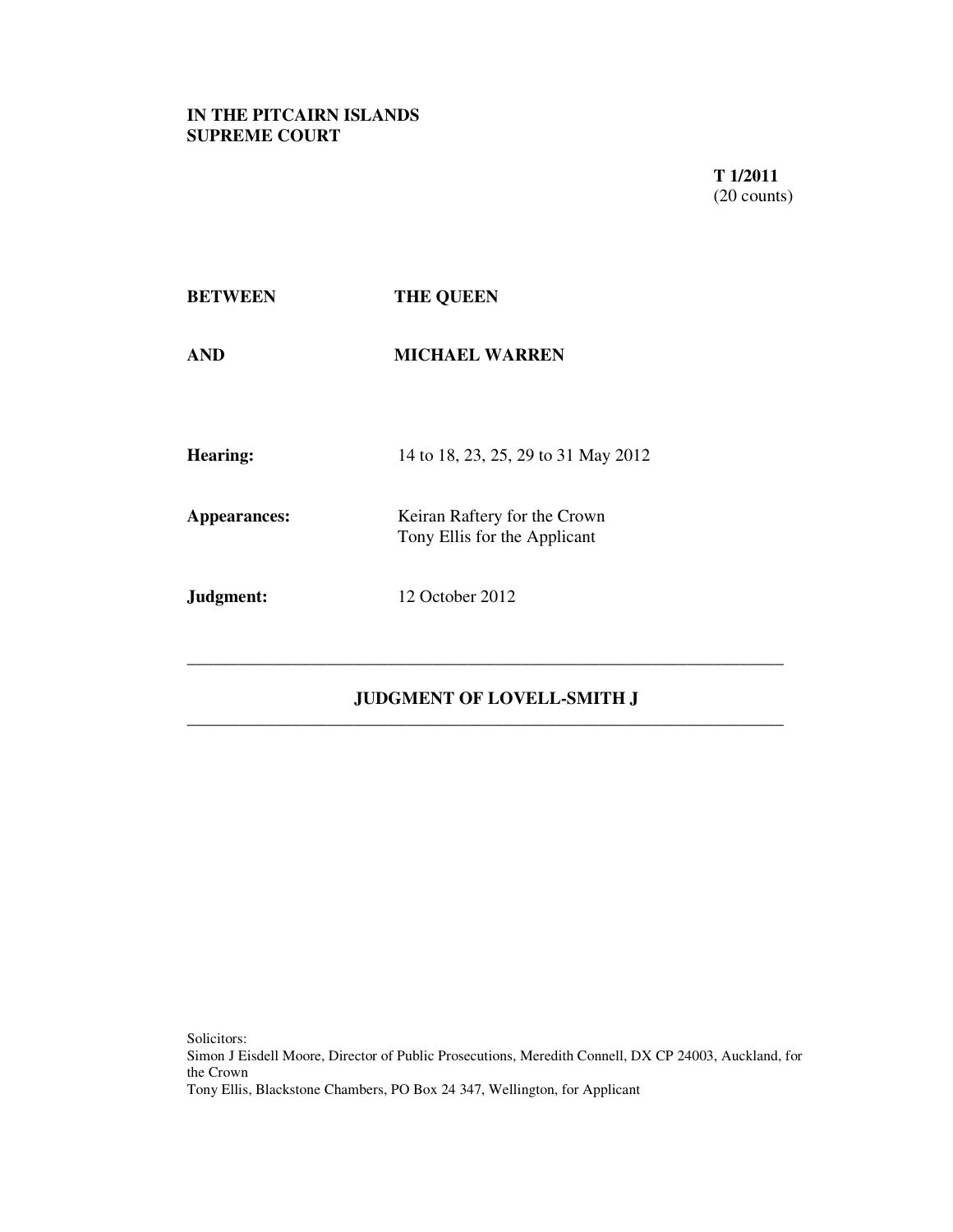**IN THE PITCAIRN ISLANDS SUPREME COURT**

**T 1/2011**
(20 counts)

**BETWEEN** **THE QUEEN**

**AND** **MICHAEL WARREN**

**Hearing:** 14 to 18, 23, 25, 29 to 31 May 2012

**Appearances:** Keiran Raftery for the Crown
Tony Ellis for the Applicant

**Judgment:** 12 October 2012

---

## JUDGMENT OF LOVELL-SMITH J

---

Solicitors:
Simon J Eisdell Moore, Director of Public Prosecutions, Meredith Connell, DX CP 24003, Auckland, for the Crown
Tony Ellis, Blackstone Chambers, PO Box 24 347, Wellington, for Applicant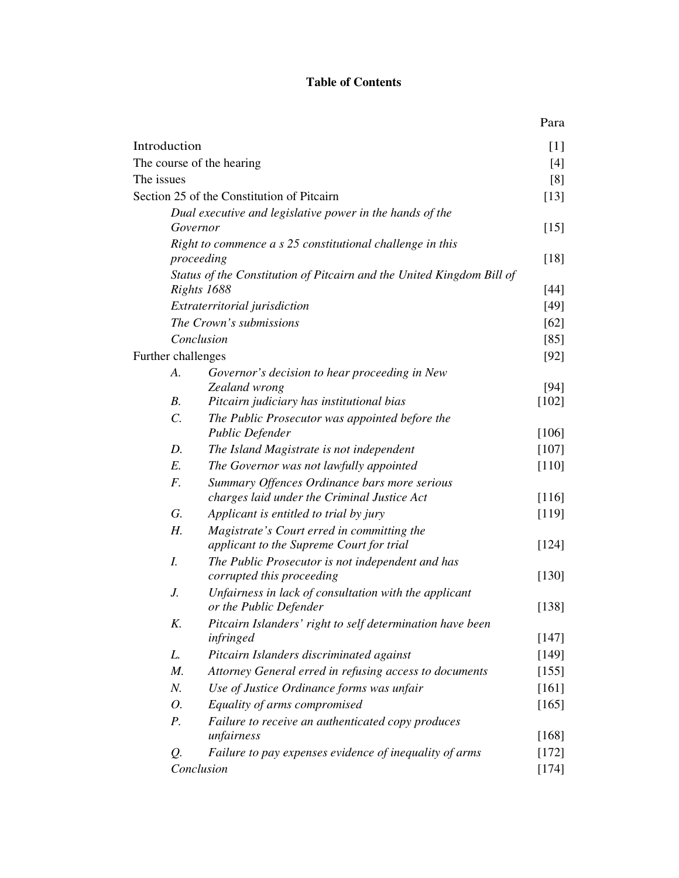# Table of Contents

| | Para |
|---|---|
| Introduction | [1] |
| The course of the hearing | [4] |
| The issues | [8] |
| Section 25 of the Constitution of Pitcairn | [13] |
| *Dual executive and legislative power in the hands of the Governor* | [15] |
| *Right to commence a s 25 constitutional challenge in this proceeding* | [18] |
| *Status of the Constitution of Pitcairn and the United Kingdom Bill of Rights 1688* | [44] |
| *Extraterritorial jurisdiction* | [49] |
| *The Crown's submissions* | [62] |
| *Conclusion* | [85] |
| Further challenges | [92] |
| *A. Governor's decision to hear proceeding in New Zealand wrong* | [94] |
| *B. Pitcairn judiciary has institutional bias* | [102] |
| *C. The Public Prosecutor was appointed before the Public Defender* | [106] |
| *D. The Island Magistrate is not independent* | [107] |
| *E. The Governor was not lawfully appointed* | [110] |
| *F. Summary Offences Ordinance bars more serious charges laid under the Criminal Justice Act* | [116] |
| *G. Applicant is entitled to trial by jury* | [119] |
| *H. Magistrate's Court erred in committing the applicant to the Supreme Court for trial* | [124] |
| *I. The Public Prosecutor is not independent and has corrupted this proceeding* | [130] |
| *J. Unfairness in lack of consultation with the applicant or the Public Defender* | [138] |
| *K. Pitcairn Islanders' right to self determination have been infringed* | [147] |
| *L. Pitcairn Islanders discriminated against* | [149] |
| *M. Attorney General erred in refusing access to documents* | [155] |
| *N. Use of Justice Ordinance forms was unfair* | [161] |
| *O. Equality of arms compromised* | [165] |
| *P. Failure to receive an authenticated copy produces unfairness* | [168] |
| *Q. Failure to pay expenses evidence of inequality of arms* | [172] |
| *Conclusion* | [174] |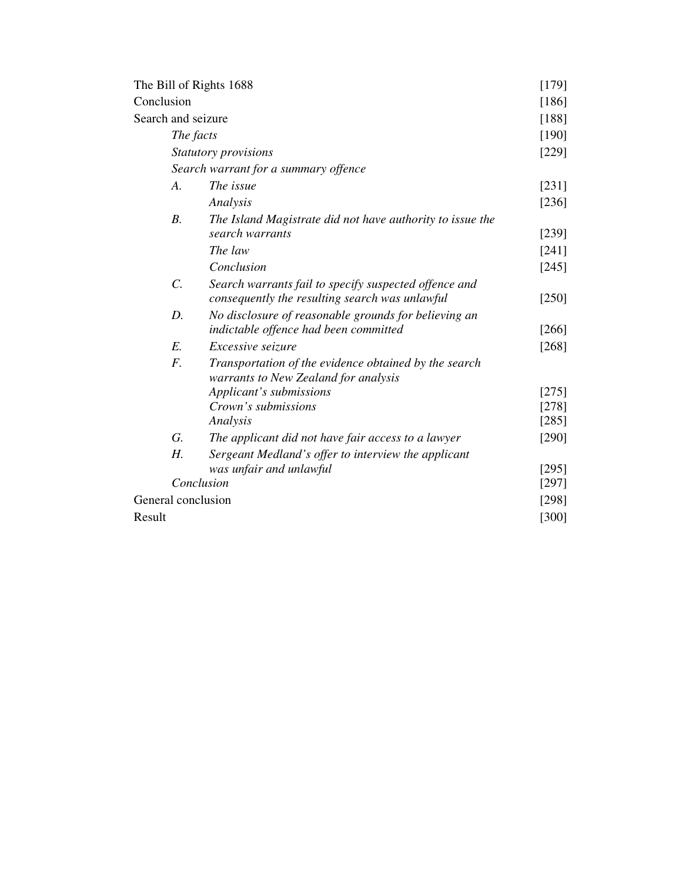| | | |
|---|---|---|
| The Bill of Rights 1688 | | [179] |
| Conclusion | | [186] |
| Search and seizure | | [188] |
| *The facts* | | [190] |
| *Statutory provisions* | | [229] |
| *Search warrant for a summary offence* | | |
| *A.* | *The issue* | [231] |
| | *Analysis* | [236] |
| *B.* | *The Island Magistrate did not have authority to issue the search warrants* | [239] |
| | *The law* | [241] |
| | *Conclusion* | [245] |
| *C.* | *Search warrants fail to specify suspected offence and consequently the resulting search was unlawful* | [250] |
| *D.* | *No disclosure of reasonable grounds for believing an indictable offence had been committed* | [266] |
| *E.* | *Excessive seizure* | [268] |
| *F.* | *Transportation of the evidence obtained by the search warrants to New Zealand for analysis* | |
| | *Applicant's submissions* | [275] |
| | *Crown's submissions* | [278] |
| | *Analysis* | [285] |
| *G.* | *The applicant did not have fair access to a lawyer* | [290] |
| *H.* | *Sergeant Medland's offer to interview the applicant was unfair and unlawful* | [295] |
| *Conclusion* | | [297] |
| General conclusion | | [298] |
| Result | | [300] |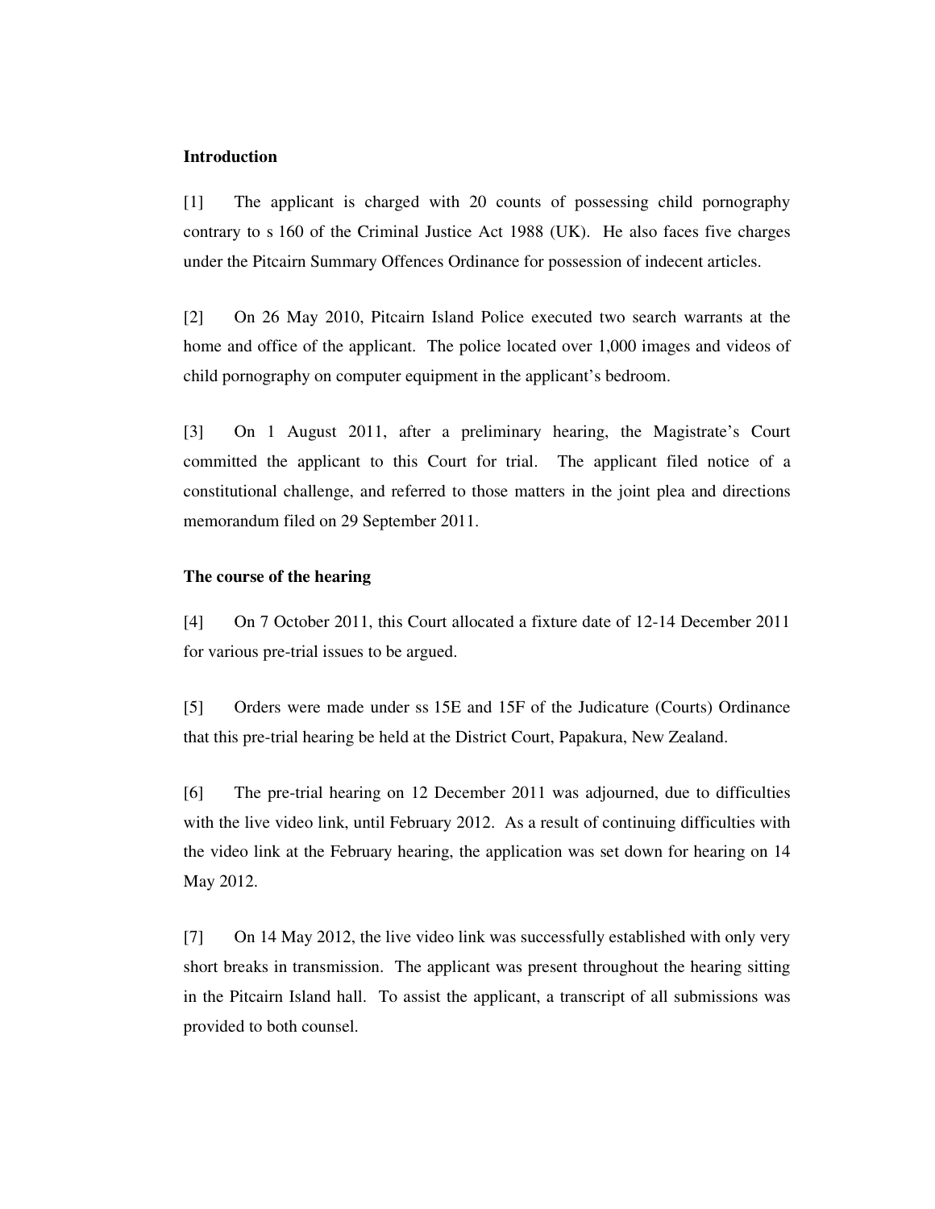**Introduction**

[1] The applicant is charged with 20 counts of possessing child pornography contrary to s 160 of the Criminal Justice Act 1988 (UK). He also faces five charges under the Pitcairn Summary Offences Ordinance for possession of indecent articles.

[2] On 26 May 2010, Pitcairn Island Police executed two search warrants at the home and office of the applicant. The police located over 1,000 images and videos of child pornography on computer equipment in the applicant's bedroom.

[3] On 1 August 2011, after a preliminary hearing, the Magistrate's Court committed the applicant to this Court for trial. The applicant filed notice of a constitutional challenge, and referred to those matters in the joint plea and directions memorandum filed on 29 September 2011.

**The course of the hearing**

[4] On 7 October 2011, this Court allocated a fixture date of 12-14 December 2011 for various pre-trial issues to be argued.

[5] Orders were made under ss 15E and 15F of the Judicature (Courts) Ordinance that this pre-trial hearing be held at the District Court, Papakura, New Zealand.

[6] The pre-trial hearing on 12 December 2011 was adjourned, due to difficulties with the live video link, until February 2012. As a result of continuing difficulties with the video link at the February hearing, the application was set down for hearing on 14 May 2012.

[7] On 14 May 2012, the live video link was successfully established with only very short breaks in transmission. The applicant was present throughout the hearing sitting in the Pitcairn Island hall. To assist the applicant, a transcript of all submissions was provided to both counsel.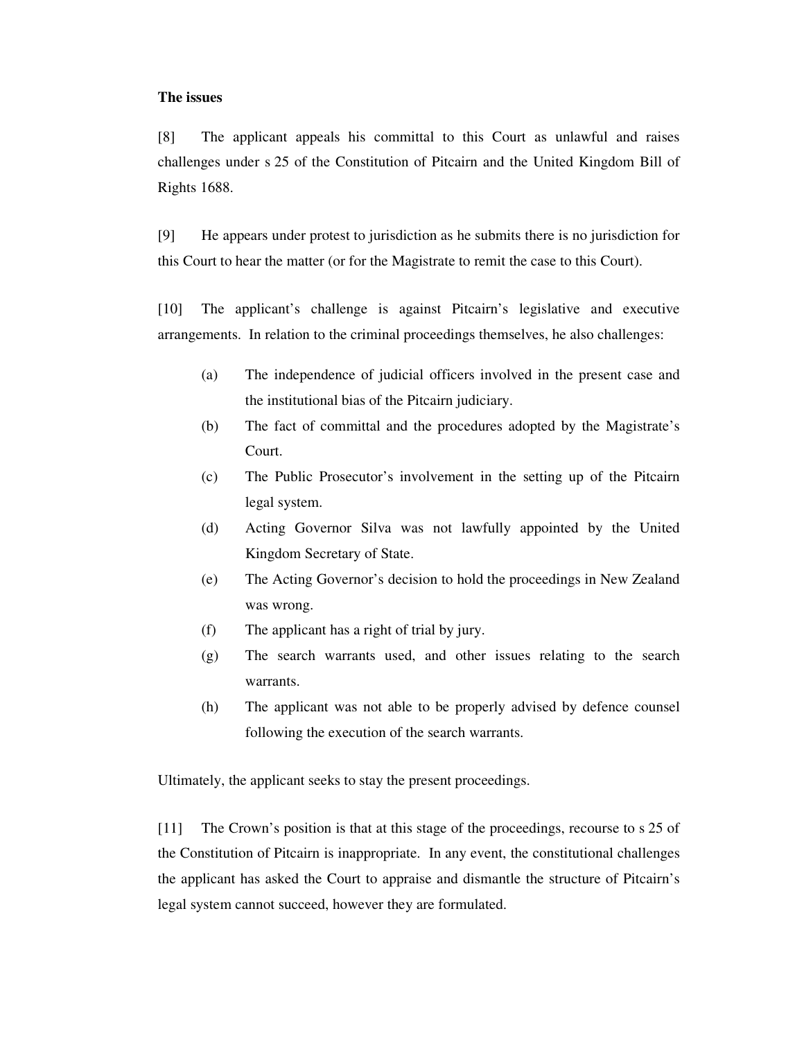**The issues**

[8] The applicant appeals his committal to this Court as unlawful and raises challenges under s 25 of the Constitution of Pitcairn and the United Kingdom Bill of Rights 1688.

[9] He appears under protest to jurisdiction as he submits there is no jurisdiction for this Court to hear the matter (or for the Magistrate to remit the case to this Court).

[10] The applicant's challenge is against Pitcairn's legislative and executive arrangements. In relation to the criminal proceedings themselves, he also challenges:

(a) The independence of judicial officers involved in the present case and the institutional bias of the Pitcairn judiciary.

(b) The fact of committal and the procedures adopted by the Magistrate's Court.

(c) The Public Prosecutor's involvement in the setting up of the Pitcairn legal system.

(d) Acting Governor Silva was not lawfully appointed by the United Kingdom Secretary of State.

(e) The Acting Governor's decision to hold the proceedings in New Zealand was wrong.

(f) The applicant has a right of trial by jury.

(g) The search warrants used, and other issues relating to the search warrants.

(h) The applicant was not able to be properly advised by defence counsel following the execution of the search warrants.

Ultimately, the applicant seeks to stay the present proceedings.

[11] The Crown's position is that at this stage of the proceedings, recourse to s 25 of the Constitution of Pitcairn is inappropriate. In any event, the constitutional challenges the applicant has asked the Court to appraise and dismantle the structure of Pitcairn's legal system cannot succeed, however they are formulated.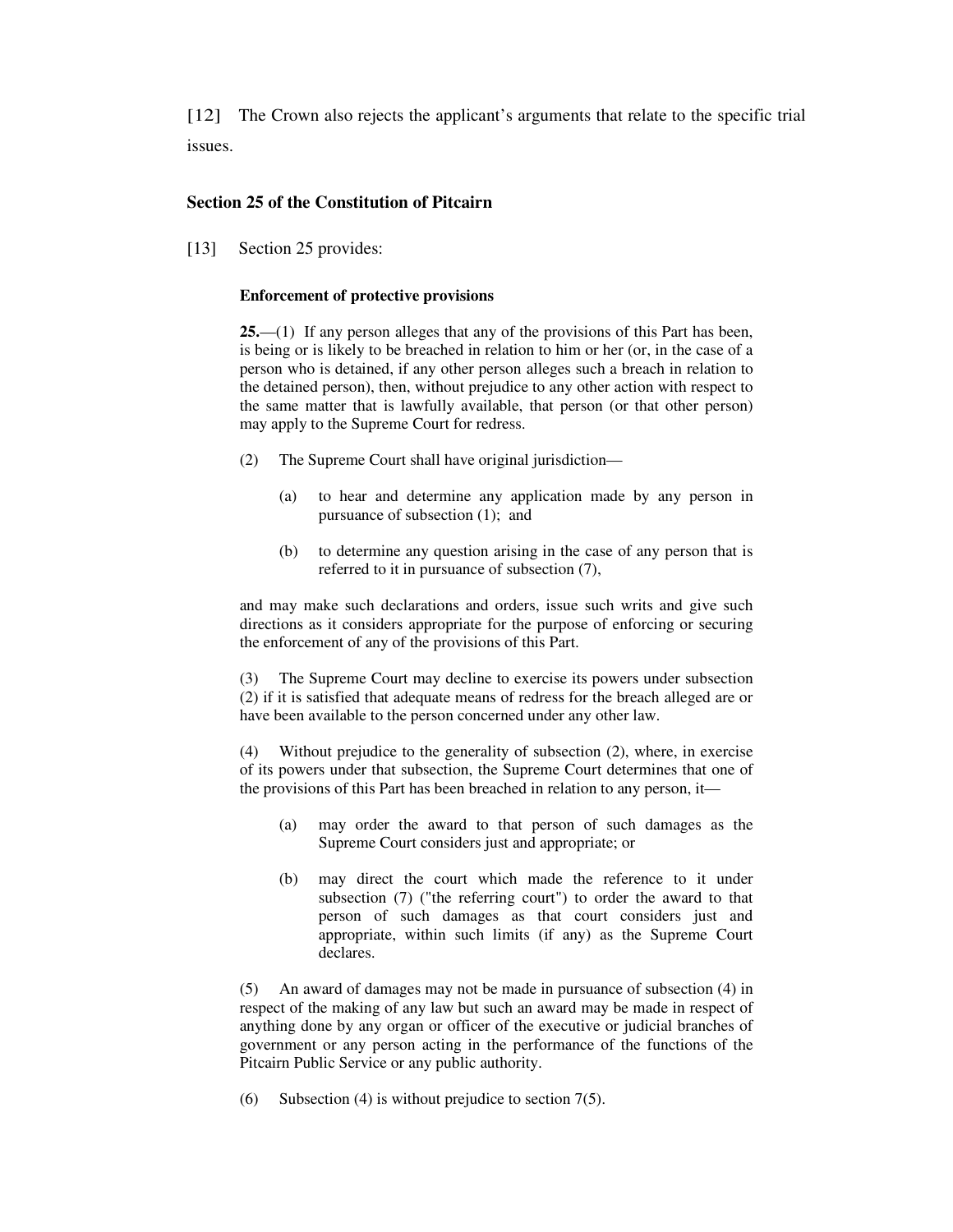[12] The Crown also rejects the applicant's arguments that relate to the specific trial issues.

### Section 25 of the Constitution of Pitcairn

[13] Section 25 provides:

> **Enforcement of protective provisions**
>
> **25.**—(1) If any person alleges that any of the provisions of this Part has been, is being or is likely to be breached in relation to him or her (or, in the case of a person who is detained, if any other person alleges such a breach in relation to the detained person), then, without prejudice to any other action with respect to the same matter that is lawfully available, that person (or that other person) may apply to the Supreme Court for redress.
>
> (2) The Supreme Court shall have original jurisdiction—
>
> (a) to hear and determine any application made by any person in pursuance of subsection (1); and
>
> (b) to determine any question arising in the case of any person that is referred to it in pursuance of subsection (7),
>
> and may make such declarations and orders, issue such writs and give such directions as it considers appropriate for the purpose of enforcing or securing the enforcement of any of the provisions of this Part.
>
> (3) The Supreme Court may decline to exercise its powers under subsection (2) if it is satisfied that adequate means of redress for the breach alleged are or have been available to the person concerned under any other law.
>
> (4) Without prejudice to the generality of subsection (2), where, in exercise of its powers under that subsection, the Supreme Court determines that one of the provisions of this Part has been breached in relation to any person, it—
>
> (a) may order the award to that person of such damages as the Supreme Court considers just and appropriate; or
>
> (b) may direct the court which made the reference to it under subsection (7) ("the referring court") to order the award to that person of such damages as that court considers just and appropriate, within such limits (if any) as the Supreme Court declares.
>
> (5) An award of damages may not be made in pursuance of subsection (4) in respect of the making of any law but such an award may be made in respect of anything done by any organ or officer of the executive or judicial branches of government or any person acting in the performance of the functions of the Pitcairn Public Service or any public authority.
>
> (6) Subsection (4) is without prejudice to section 7(5).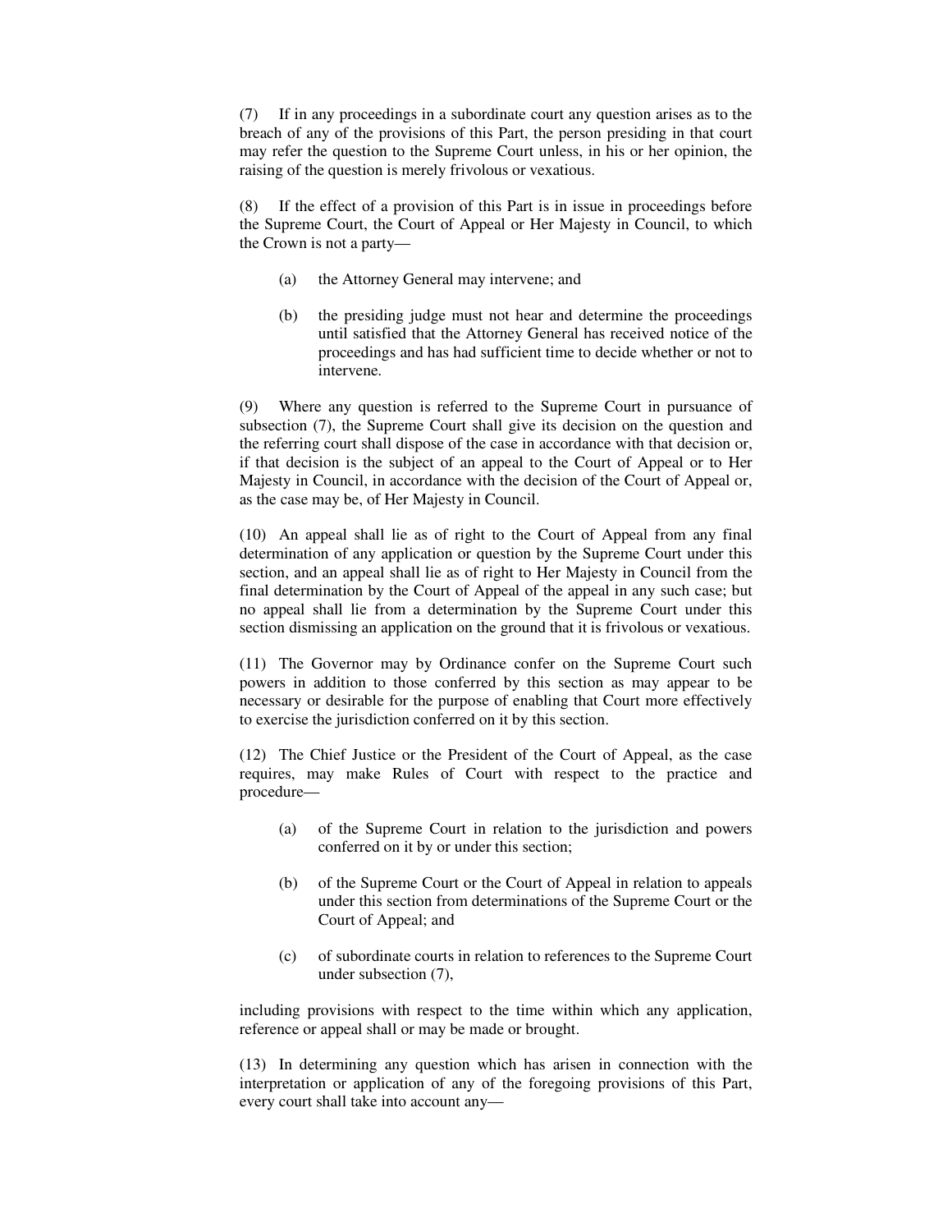(7) If in any proceedings in a subordinate court any question arises as to the breach of any of the provisions of this Part, the person presiding in that court may refer the question to the Supreme Court unless, in his or her opinion, the raising of the question is merely frivolous or vexatious.

(8) If the effect of a provision of this Part is in issue in proceedings before the Supreme Court, the Court of Appeal or Her Majesty in Council, to which the Crown is not a party—

(a) the Attorney General may intervene; and

(b) the presiding judge must not hear and determine the proceedings until satisfied that the Attorney General has received notice of the proceedings and has had sufficient time to decide whether or not to intervene.

(9) Where any question is referred to the Supreme Court in pursuance of subsection (7), the Supreme Court shall give its decision on the question and the referring court shall dispose of the case in accordance with that decision or, if that decision is the subject of an appeal to the Court of Appeal or to Her Majesty in Council, in accordance with the decision of the Court of Appeal or, as the case may be, of Her Majesty in Council.

(10) An appeal shall lie as of right to the Court of Appeal from any final determination of any application or question by the Supreme Court under this section, and an appeal shall lie as of right to Her Majesty in Council from the final determination by the Court of Appeal of the appeal in any such case; but no appeal shall lie from a determination by the Supreme Court under this section dismissing an application on the ground that it is frivolous or vexatious.

(11) The Governor may by Ordinance confer on the Supreme Court such powers in addition to those conferred by this section as may appear to be necessary or desirable for the purpose of enabling that Court more effectively to exercise the jurisdiction conferred on it by this section.

(12) The Chief Justice or the President of the Court of Appeal, as the case requires, may make Rules of Court with respect to the practice and procedure—

(a) of the Supreme Court in relation to the jurisdiction and powers conferred on it by or under this section;

(b) of the Supreme Court or the Court of Appeal in relation to appeals under this section from determinations of the Supreme Court or the Court of Appeal; and

(c) of subordinate courts in relation to references to the Supreme Court under subsection (7),

including provisions with respect to the time within which any application, reference or appeal shall or may be made or brought.

(13) In determining any question which has arisen in connection with the interpretation or application of any of the foregoing provisions of this Part, every court shall take into account any—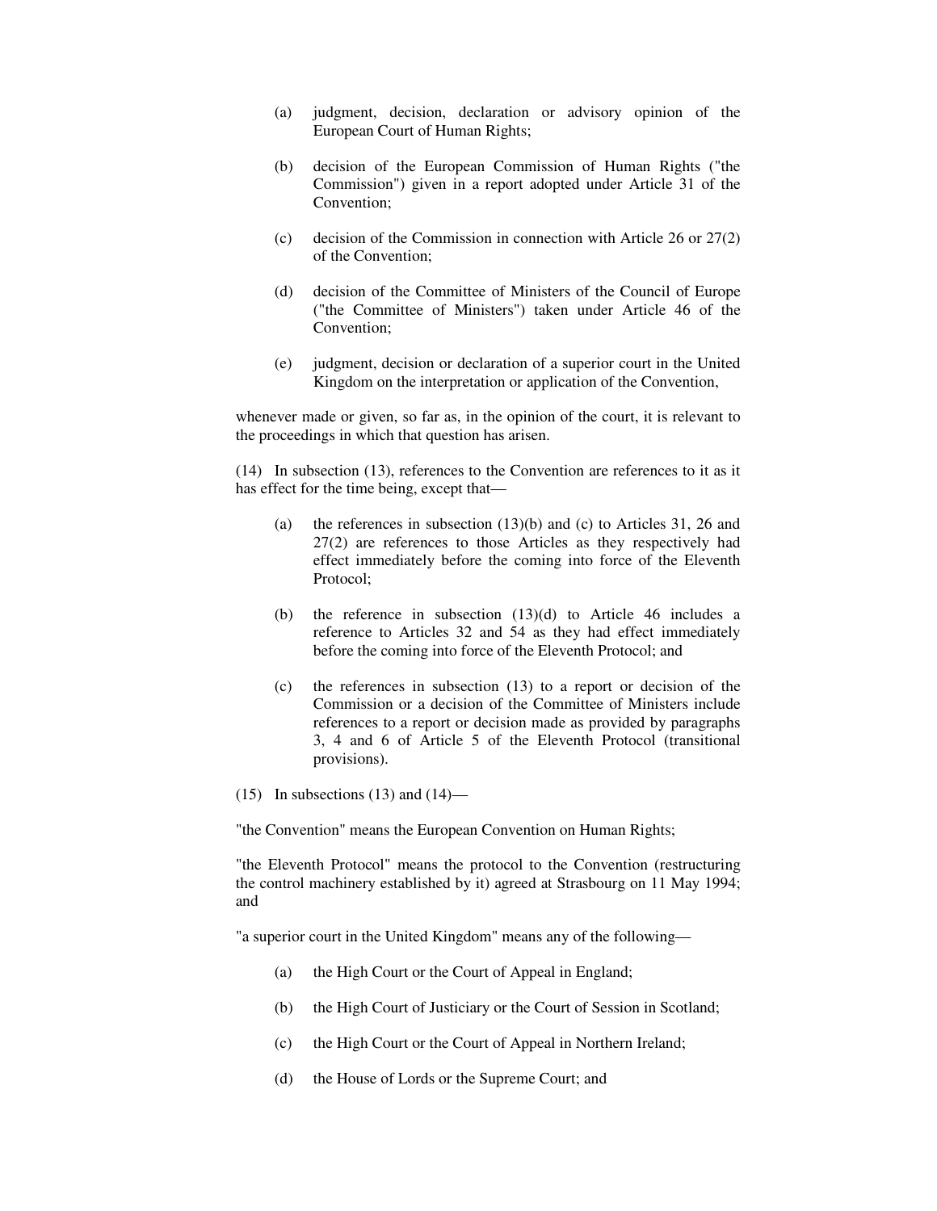(a) judgment, decision, declaration or advisory opinion of the European Court of Human Rights;

(b) decision of the European Commission of Human Rights ("the Commission") given in a report adopted under Article 31 of the Convention;

(c) decision of the Commission in connection with Article 26 or 27(2) of the Convention;

(d) decision of the Committee of Ministers of the Council of Europe ("the Committee of Ministers") taken under Article 46 of the Convention;

(e) judgment, decision or declaration of a superior court in the United Kingdom on the interpretation or application of the Convention,

whenever made or given, so far as, in the opinion of the court, it is relevant to the proceedings in which that question has arisen.

(14) In subsection (13), references to the Convention are references to it as it has effect for the time being, except that—

(a) the references in subsection (13)(b) and (c) to Articles 31, 26 and 27(2) are references to those Articles as they respectively had effect immediately before the coming into force of the Eleventh Protocol;

(b) the reference in subsection (13)(d) to Article 46 includes a reference to Articles 32 and 54 as they had effect immediately before the coming into force of the Eleventh Protocol; and

(c) the references in subsection (13) to a report or decision of the Commission or a decision of the Committee of Ministers include references to a report or decision made as provided by paragraphs 3, 4 and 6 of Article 5 of the Eleventh Protocol (transitional provisions).

(15) In subsections (13) and (14)—

"the Convention" means the European Convention on Human Rights;

"the Eleventh Protocol" means the protocol to the Convention (restructuring the control machinery established by it) agreed at Strasbourg on 11 May 1994; and

"a superior court in the United Kingdom" means any of the following—

(a) the High Court or the Court of Appeal in England;

(b) the High Court of Justiciary or the Court of Session in Scotland;

(c) the High Court or the Court of Appeal in Northern Ireland;

(d) the House of Lords or the Supreme Court; and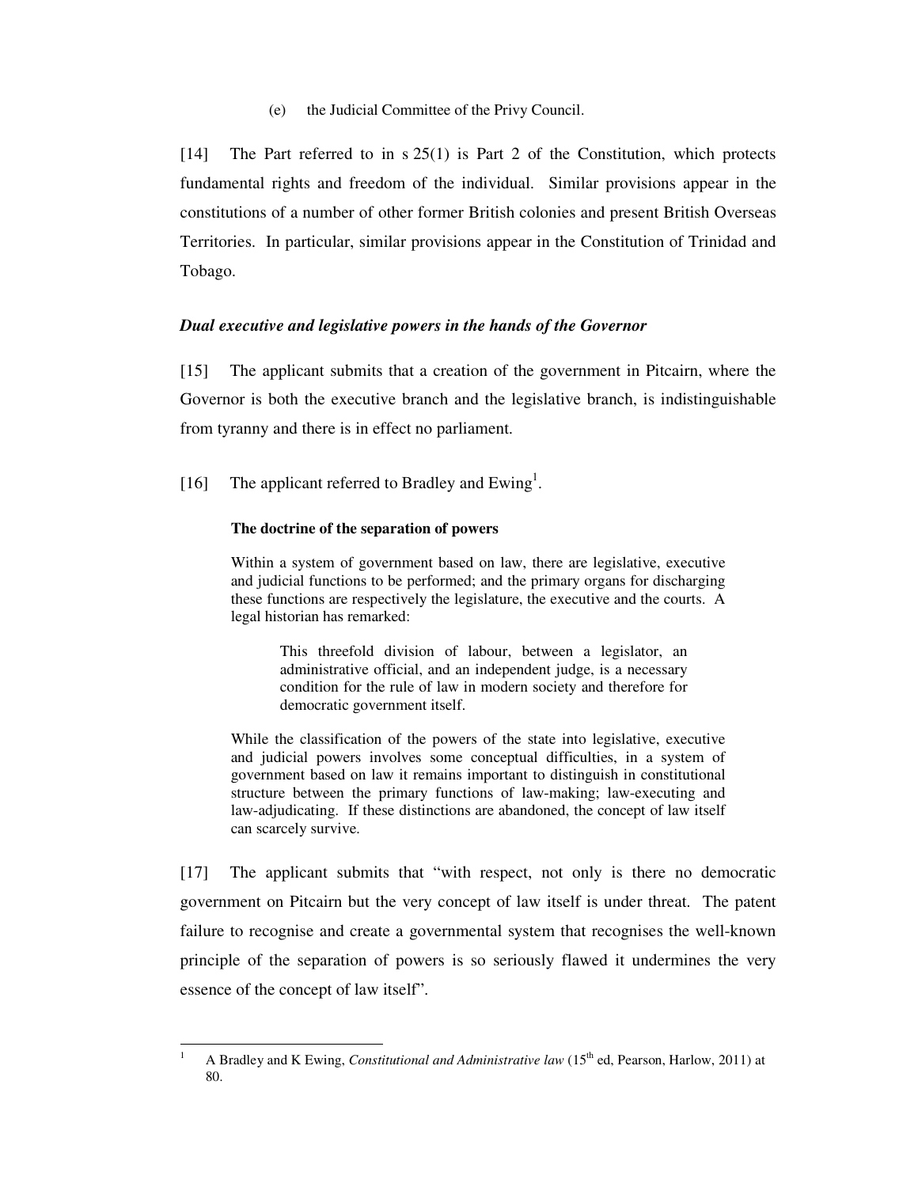(e) the Judicial Committee of the Privy Council.

[14] The Part referred to in s 25(1) is Part 2 of the Constitution, which protects fundamental rights and freedom of the individual. Similar provisions appear in the constitutions of a number of other former British colonies and present British Overseas Territories. In particular, similar provisions appear in the Constitution of Trinidad and Tobago.

***Dual executive and legislative powers in the hands of the Governor***

[15] The applicant submits that a creation of the government in Pitcairn, where the Governor is both the executive branch and the legislative branch, is indistinguishable from tyranny and there is in effect no parliament.

[16] The applicant referred to Bradley and Ewing[1].

> **The doctrine of the separation of powers**
>
> Within a system of government based on law, there are legislative, executive and judicial functions to be performed; and the primary organs for discharging these functions are respectively the legislature, the executive and the courts. A legal historian has remarked:
>
> > This threefold division of labour, between a legislator, an administrative official, and an independent judge, is a necessary condition for the rule of law in modern society and therefore for democratic government itself.
>
> While the classification of the powers of the state into legislative, executive and judicial powers involves some conceptual difficulties, in a system of government based on law it remains important to distinguish in constitutional structure between the primary functions of law-making; law-executing and law-adjudicating. If these distinctions are abandoned, the concept of law itself can scarcely survive.

[17] The applicant submits that "with respect, not only is there no democratic government on Pitcairn but the very concept of law itself is under threat. The patent failure to recognise and create a governmental system that recognises the well-known principle of the separation of powers is so seriously flawed it undermines the very essence of the concept of law itself".

---

[1] A Bradley and K Ewing, *Constitutional and Administrative law* (15th ed, Pearson, Harlow, 2011) at 80.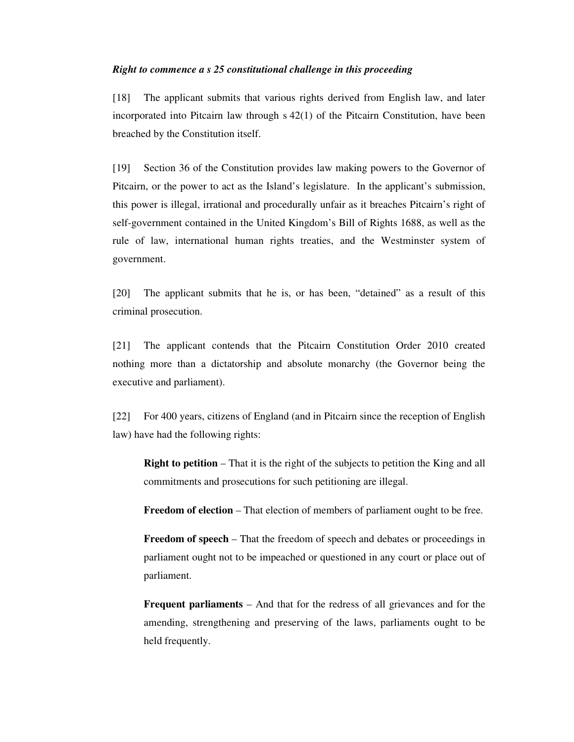***Right to commence a s 25 constitutional challenge in this proceeding***

[18] The applicant submits that various rights derived from English law, and later incorporated into Pitcairn law through s 42(1) of the Pitcairn Constitution, have been breached by the Constitution itself.

[19] Section 36 of the Constitution provides law making powers to the Governor of Pitcairn, or the power to act as the Island's legislature. In the applicant's submission, this power is illegal, irrational and procedurally unfair as it breaches Pitcairn's right of self-government contained in the United Kingdom's Bill of Rights 1688, as well as the rule of law, international human rights treaties, and the Westminster system of government.

[20] The applicant submits that he is, or has been, "detained" as a result of this criminal prosecution.

[21] The applicant contends that the Pitcairn Constitution Order 2010 created nothing more than a dictatorship and absolute monarchy (the Governor being the executive and parliament).

[22] For 400 years, citizens of England (and in Pitcairn since the reception of English law) have had the following rights:

> **Right to petition** – That it is the right of the subjects to petition the King and all commitments and prosecutions for such petitioning are illegal.
>
> **Freedom of election** – That election of members of parliament ought to be free.
>
> **Freedom of speech** – That the freedom of speech and debates or proceedings in parliament ought not to be impeached or questioned in any court or place out of parliament.
>
> **Frequent parliaments** – And that for the redress of all grievances and for the amending, strengthening and preserving of the laws, parliaments ought to be held frequently.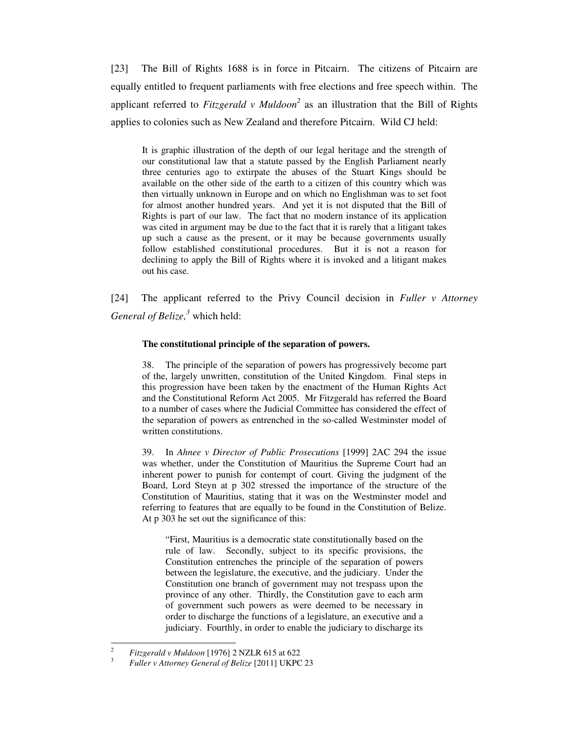[23] The Bill of Rights 1688 is in force in Pitcairn. The citizens of Pitcairn are equally entitled to frequent parliaments with free elections and free speech within. The applicant referred to *Fitzgerald v Muldoon*[2] as an illustration that the Bill of Rights applies to colonies such as New Zealand and therefore Pitcairn. Wild CJ held:

> It is graphic illustration of the depth of our legal heritage and the strength of our constitutional law that a statute passed by the English Parliament nearly three centuries ago to extirpate the abuses of the Stuart Kings should be available on the other side of the earth to a citizen of this country which was then virtually unknown in Europe and on which no Englishman was to set foot for almost another hundred years. And yet it is not disputed that the Bill of Rights is part of our law. The fact that no modern instance of its application was cited in argument may be due to the fact that it is rarely that a litigant takes up such a cause as the present, or it may be because governments usually follow established constitutional procedures. But it is not a reason for declining to apply the Bill of Rights where it is invoked and a litigant makes out his case.

[24] The applicant referred to the Privy Council decision in *Fuller v Attorney General of Belize,*[3] which held:

> **The constitutional principle of the separation of powers.**
>
> 38. The principle of the separation of powers has progressively become part of the, largely unwritten, constitution of the United Kingdom. Final steps in this progression have been taken by the enactment of the Human Rights Act and the Constitutional Reform Act 2005. Mr Fitzgerald has referred the Board to a number of cases where the Judicial Committee has considered the effect of the separation of powers as entrenched in the so-called Westminster model of written constitutions.
>
> 39. In *Ahnee v Director of Public Prosecutions* [1999] 2AC 294 the issue was whether, under the Constitution of Mauritius the Supreme Court had an inherent power to punish for contempt of court. Giving the judgment of the Board, Lord Steyn at p 302 stressed the importance of the structure of the Constitution of Mauritius, stating that it was on the Westminster model and referring to features that are equally to be found in the Constitution of Belize. At p 303 he set out the significance of this:
>
> > "First, Mauritius is a democratic state constitutionally based on the rule of law. Secondly, subject to its specific provisions, the Constitution entrenches the principle of the separation of powers between the legislature, the executive, and the judiciary. Under the Constitution one branch of government may not trespass upon the province of any other. Thirdly, the Constitution gave to each arm of government such powers as were deemed to be necessary in order to discharge the functions of a legislature, an executive and a judiciary. Fourthly, in order to enable the judiciary to discharge its

---

[2] *Fitzgerald v Muldoon* [1976] 2 NZLR 615 at 622

[3] *Fuller v Attorney General of Belize* [2011] UKPC 23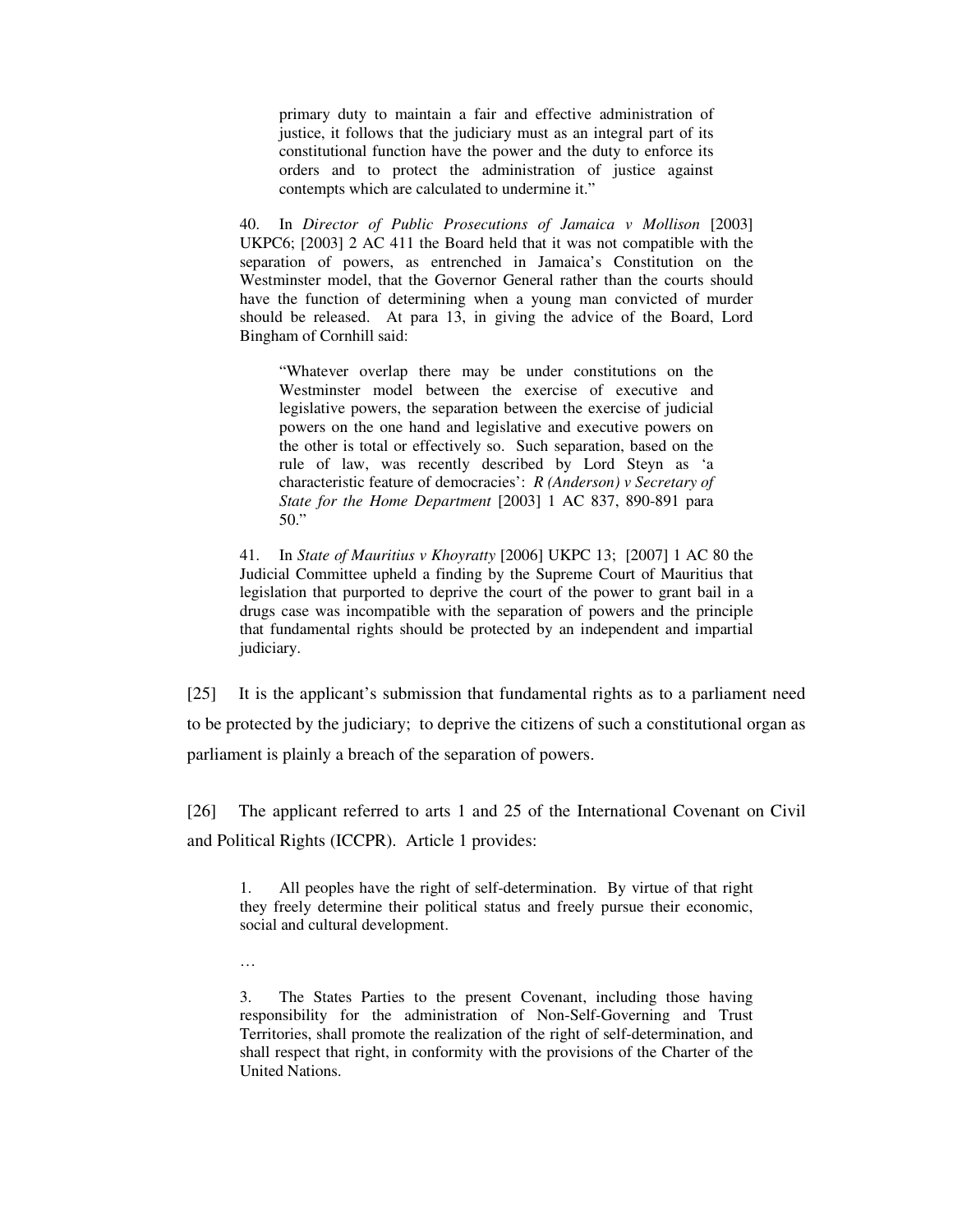> primary duty to maintain a fair and effective administration of justice, it follows that the judiciary must as an integral part of its constitutional function have the power and the duty to enforce its orders and to protect the administration of justice against contempts which are calculated to undermine it."

> 40. In *Director of Public Prosecutions of Jamaica v Mollison* [2003] UKPC6; [2003] 2 AC 411 the Board held that it was not compatible with the separation of powers, as entrenched in Jamaica's Constitution on the Westminster model, that the Governor General rather than the courts should have the function of determining when a young man convicted of murder should be released. At para 13, in giving the advice of the Board, Lord Bingham of Cornhill said:
>
> > "Whatever overlap there may be under constitutions on the Westminster model between the exercise of executive and legislative powers, the separation between the exercise of judicial powers on the one hand and legislative and executive powers on the other is total or effectively so. Such separation, based on the rule of law, was recently described by Lord Steyn as 'a characteristic feature of democracies': *R (Anderson) v Secretary of State for the Home Department* [2003] 1 AC 837, 890-891 para 50."
>
> 41. In *State of Mauritius v Khoyratty* [2006] UKPC 13; [2007] 1 AC 80 the Judicial Committee upheld a finding by the Supreme Court of Mauritius that legislation that purported to deprive the court of the power to grant bail in a drugs case was incompatible with the separation of powers and the principle that fundamental rights should be protected by an independent and impartial judiciary.

[25] It is the applicant's submission that fundamental rights as to a parliament need to be protected by the judiciary; to deprive the citizens of such a constitutional organ as parliament is plainly a breach of the separation of powers.

[26] The applicant referred to arts 1 and 25 of the International Covenant on Civil and Political Rights (ICCPR). Article 1 provides:

> 1. All peoples have the right of self-determination. By virtue of that right they freely determine their political status and freely pursue their economic, social and cultural development.
>
> …
>
> 3. The States Parties to the present Covenant, including those having responsibility for the administration of Non-Self-Governing and Trust Territories, shall promote the realization of the right of self-determination, and shall respect that right, in conformity with the provisions of the Charter of the United Nations.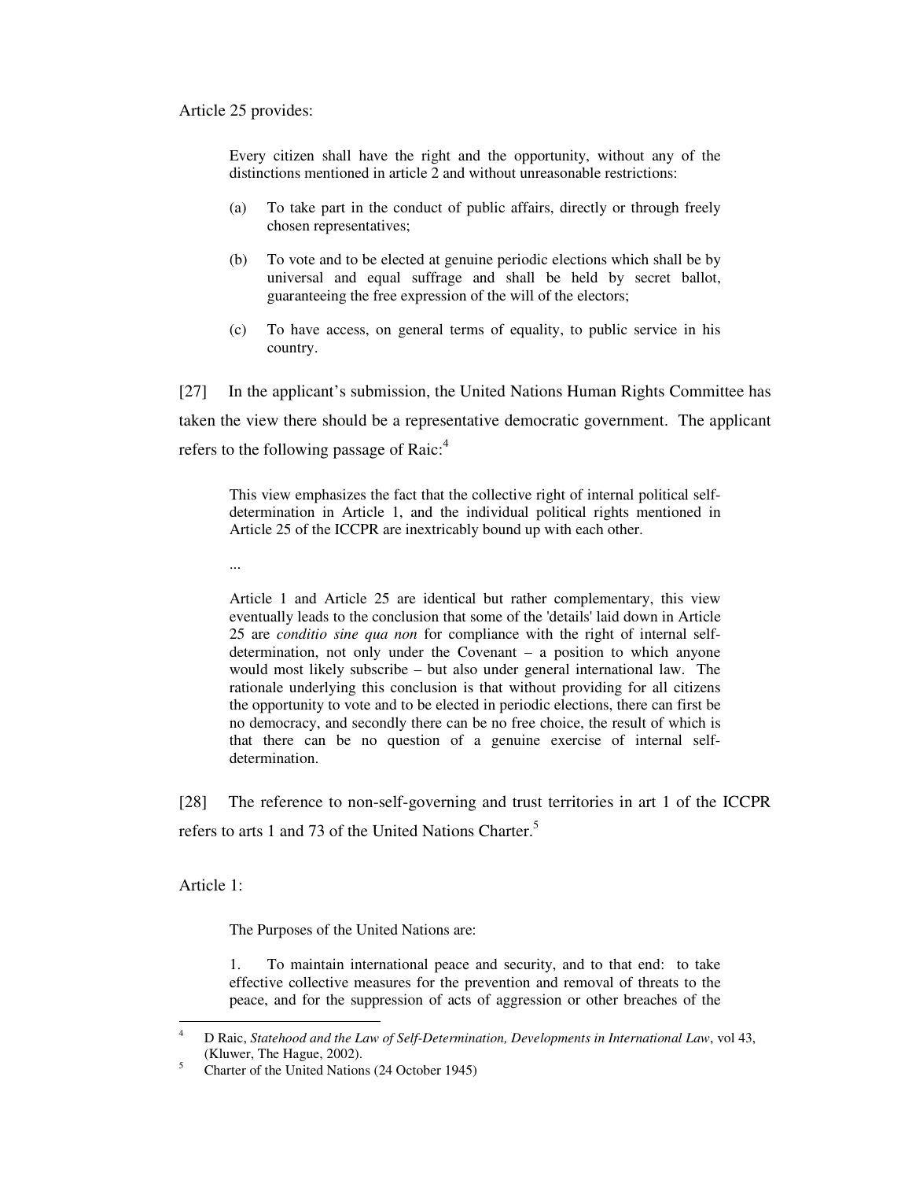Article 25 provides:

> Every citizen shall have the right and the opportunity, without any of the distinctions mentioned in article 2 and without unreasonable restrictions:
>
> (a) To take part in the conduct of public affairs, directly or through freely chosen representatives;
>
> (b) To vote and to be elected at genuine periodic elections which shall be by universal and equal suffrage and shall be held by secret ballot, guaranteeing the free expression of the will of the electors;
>
> (c) To have access, on general terms of equality, to public service in his country.

[27] In the applicant's submission, the United Nations Human Rights Committee has taken the view there should be a representative democratic government. The applicant refers to the following passage of Raic:[4]

> This view emphasizes the fact that the collective right of internal political self-determination in Article 1, and the individual political rights mentioned in Article 25 of the ICCPR are inextricably bound up with each other.
>
> ...
>
> Article 1 and Article 25 are identical but rather complementary, this view eventually leads to the conclusion that some of the 'details' laid down in Article 25 are *conditio sine qua non* for compliance with the right of internal self-determination, not only under the Covenant – a position to which anyone would most likely subscribe – but also under general international law. The rationale underlying this conclusion is that without providing for all citizens the opportunity to vote and to be elected in periodic elections, there can first be no democracy, and secondly there can be no free choice, the result of which is that there can be no question of a genuine exercise of internal self-determination.

[28] The reference to non-self-governing and trust territories in art 1 of the ICCPR refers to arts 1 and 73 of the United Nations Charter.[5]

Article 1:

> The Purposes of the United Nations are:
>
> 1. To maintain international peace and security, and to that end: to take effective collective measures for the prevention and removal of threats to the peace, and for the suppression of acts of aggression or other breaches of the

---

[4] D Raic, *Statehood and the Law of Self-Determination, Developments in International Law*, vol 43, (Kluwer, The Hague, 2002).

[5] Charter of the United Nations (24 October 1945)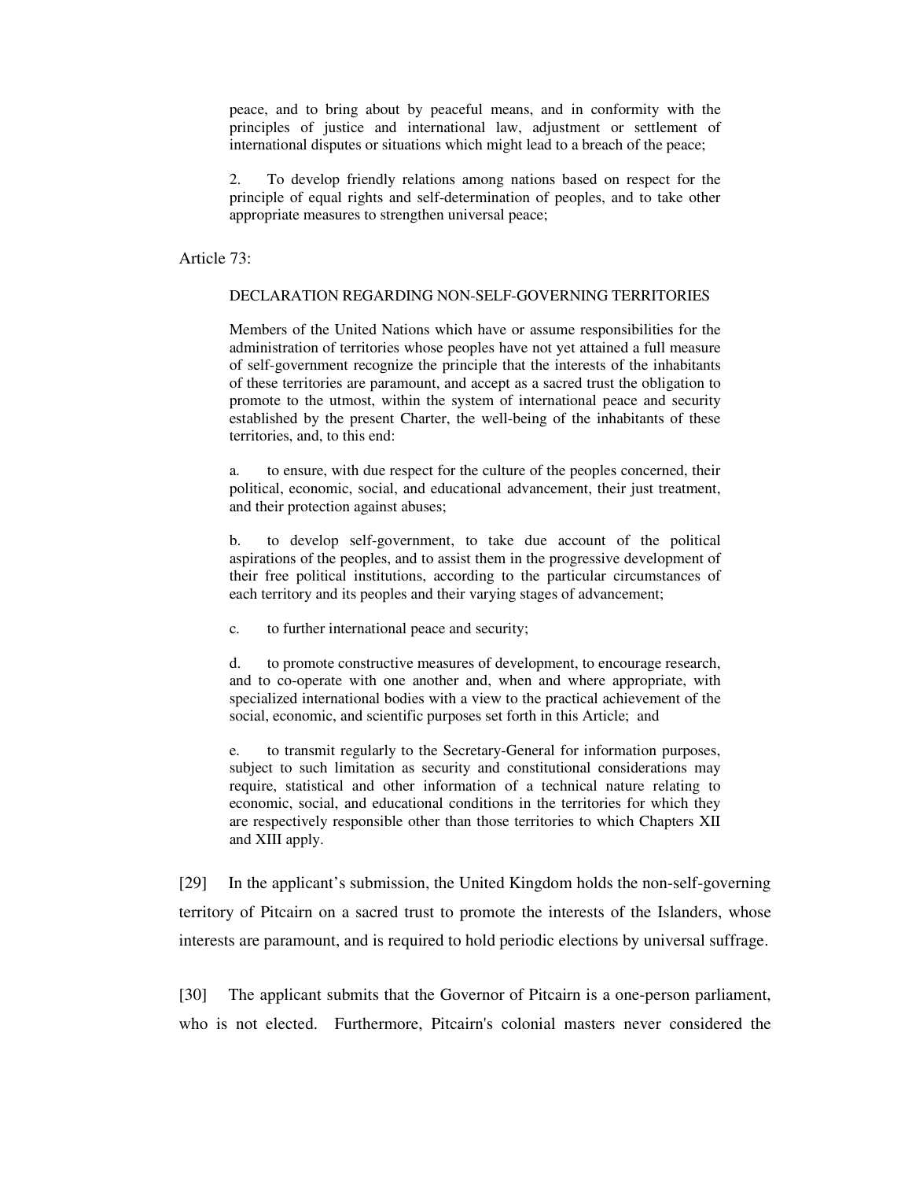> peace, and to bring about by peaceful means, and in conformity with the principles of justice and international law, adjustment or settlement of international disputes or situations which might lead to a breach of the peace;
>
> 2. To develop friendly relations among nations based on respect for the principle of equal rights and self-determination of peoples, and to take other appropriate measures to strengthen universal peace;

Article 73:

> DECLARATION REGARDING NON-SELF-GOVERNING TERRITORIES
>
> Members of the United Nations which have or assume responsibilities for the administration of territories whose peoples have not yet attained a full measure of self-government recognize the principle that the interests of the inhabitants of these territories are paramount, and accept as a sacred trust the obligation to promote to the utmost, within the system of international peace and security established by the present Charter, the well-being of the inhabitants of these territories, and, to this end:
>
> a. to ensure, with due respect for the culture of the peoples concerned, their political, economic, social, and educational advancement, their just treatment, and their protection against abuses;
>
> b. to develop self-government, to take due account of the political aspirations of the peoples, and to assist them in the progressive development of their free political institutions, according to the particular circumstances of each territory and its peoples and their varying stages of advancement;
>
> c. to further international peace and security;
>
> d. to promote constructive measures of development, to encourage research, and to co-operate with one another and, when and where appropriate, with specialized international bodies with a view to the practical achievement of the social, economic, and scientific purposes set forth in this Article; and
>
> e. to transmit regularly to the Secretary-General for information purposes, subject to such limitation as security and constitutional considerations may require, statistical and other information of a technical nature relating to economic, social, and educational conditions in the territories for which they are respectively responsible other than those territories to which Chapters XII and XIII apply.

[29] In the applicant's submission, the United Kingdom holds the non-self-governing territory of Pitcairn on a sacred trust to promote the interests of the Islanders, whose interests are paramount, and is required to hold periodic elections by universal suffrage.

[30] The applicant submits that the Governor of Pitcairn is a one-person parliament, who is not elected. Furthermore, Pitcairn's colonial masters never considered the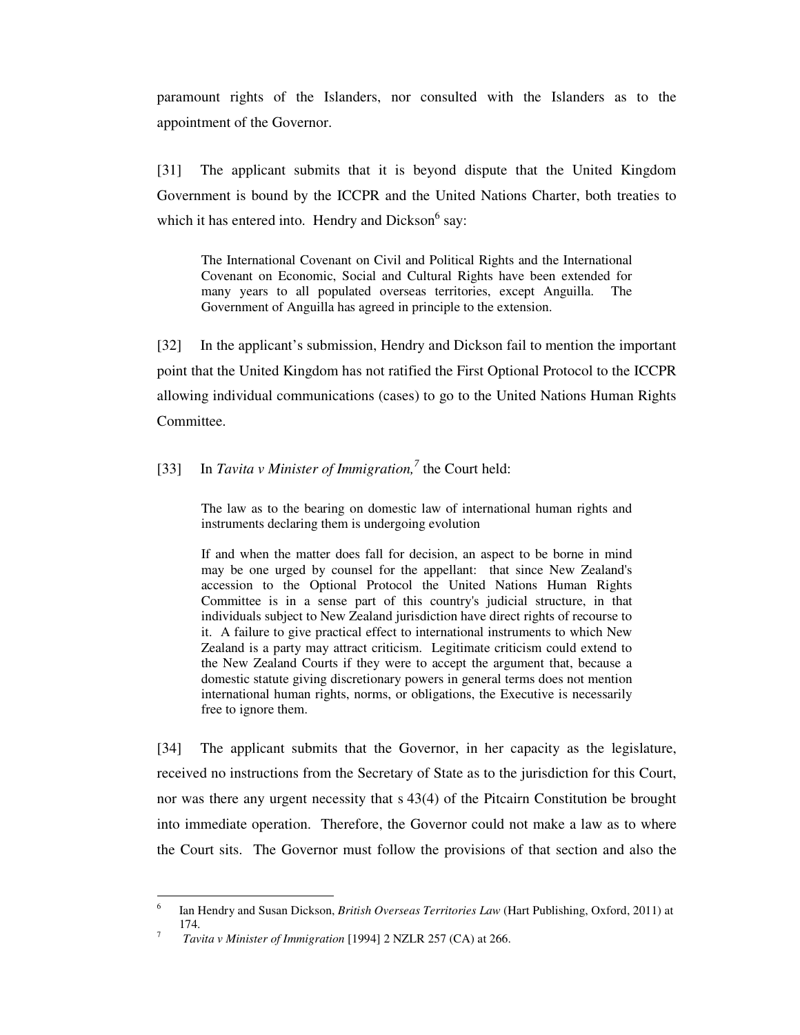paramount rights of the Islanders, nor consulted with the Islanders as to the appointment of the Governor.

[31] The applicant submits that it is beyond dispute that the United Kingdom Government is bound by the ICCPR and the United Nations Charter, both treaties to which it has entered into. Hendry and Dickson[6] say:

> The International Covenant on Civil and Political Rights and the International Covenant on Economic, Social and Cultural Rights have been extended for many years to all populated overseas territories, except Anguilla. The Government of Anguilla has agreed in principle to the extension.

[32] In the applicant's submission, Hendry and Dickson fail to mention the important point that the United Kingdom has not ratified the First Optional Protocol to the ICCPR allowing individual communications (cases) to go to the United Nations Human Rights Committee.

[33] In *Tavita v Minister of Immigration,*[7] the Court held:

> The law as to the bearing on domestic law of international human rights and instruments declaring them is undergoing evolution
>
> If and when the matter does fall for decision, an aspect to be borne in mind may be one urged by counsel for the appellant: that since New Zealand's accession to the Optional Protocol the United Nations Human Rights Committee is in a sense part of this country's judicial structure, in that individuals subject to New Zealand jurisdiction have direct rights of recourse to it. A failure to give practical effect to international instruments to which New Zealand is a party may attract criticism. Legitimate criticism could extend to the New Zealand Courts if they were to accept the argument that, because a domestic statute giving discretionary powers in general terms does not mention international human rights, norms, or obligations, the Executive is necessarily free to ignore them.

[34] The applicant submits that the Governor, in her capacity as the legislature, received no instructions from the Secretary of State as to the jurisdiction for this Court, nor was there any urgent necessity that s 43(4) of the Pitcairn Constitution be brought into immediate operation. Therefore, the Governor could not make a law as to where the Court sits. The Governor must follow the provisions of that section and also the

---

[6] Ian Hendry and Susan Dickson, *British Overseas Territories Law* (Hart Publishing, Oxford, 2011) at 174.

[7] *Tavita v Minister of Immigration* [1994] 2 NZLR 257 (CA) at 266.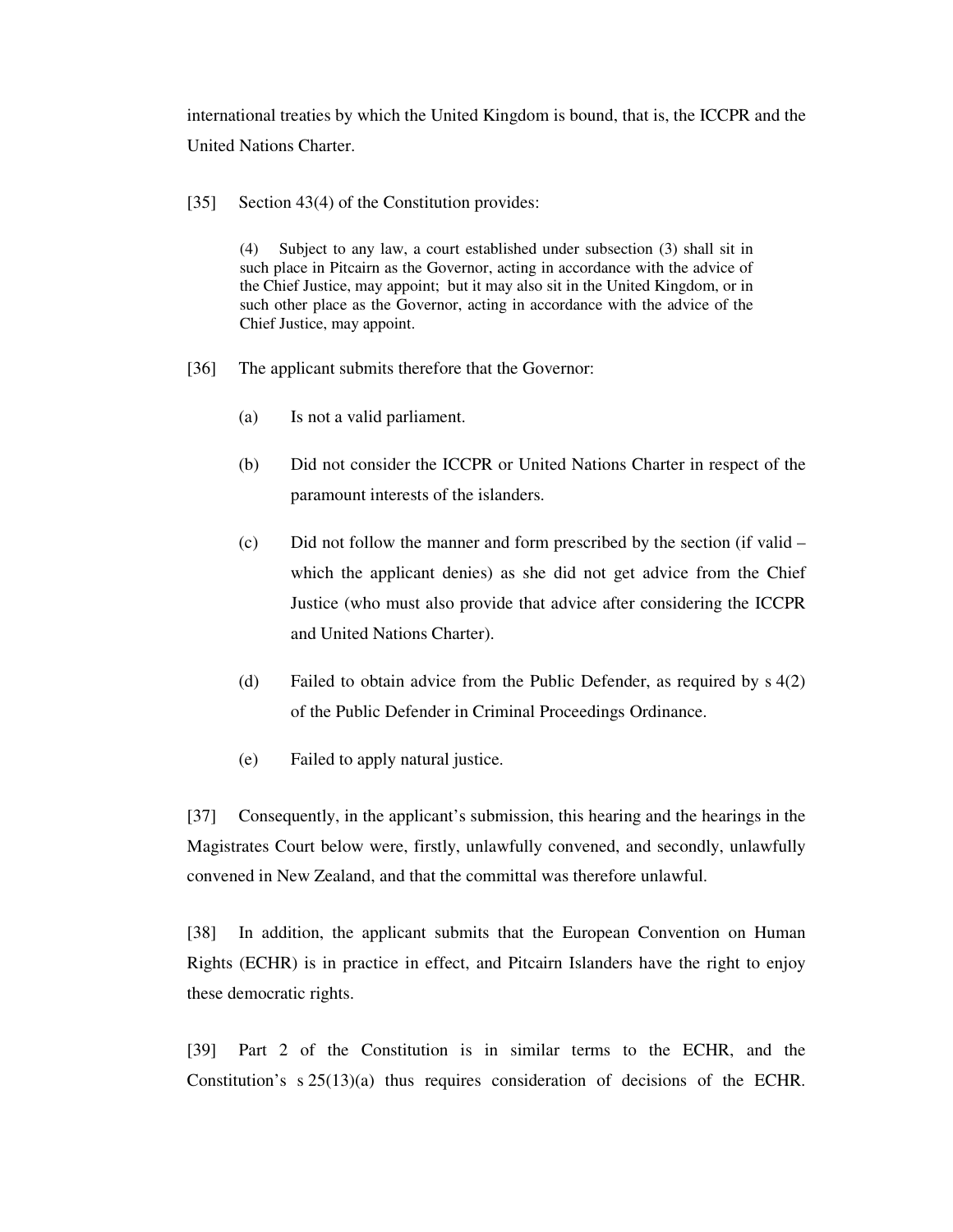international treaties by which the United Kingdom is bound, that is, the ICCPR and the United Nations Charter.

[35] Section 43(4) of the Constitution provides:

> (4) Subject to any law, a court established under subsection (3) shall sit in such place in Pitcairn as the Governor, acting in accordance with the advice of the Chief Justice, may appoint; but it may also sit in the United Kingdom, or in such other place as the Governor, acting in accordance with the advice of the Chief Justice, may appoint.

[36] The applicant submits therefore that the Governor:

(a) Is not a valid parliament.

(b) Did not consider the ICCPR or United Nations Charter in respect of the paramount interests of the islanders.

(c) Did not follow the manner and form prescribed by the section (if valid – which the applicant denies) as she did not get advice from the Chief Justice (who must also provide that advice after considering the ICCPR and United Nations Charter).

(d) Failed to obtain advice from the Public Defender, as required by s 4(2) of the Public Defender in Criminal Proceedings Ordinance.

(e) Failed to apply natural justice.

[37] Consequently, in the applicant's submission, this hearing and the hearings in the Magistrates Court below were, firstly, unlawfully convened, and secondly, unlawfully convened in New Zealand, and that the committal was therefore unlawful.

[38] In addition, the applicant submits that the European Convention on Human Rights (ECHR) is in practice in effect, and Pitcairn Islanders have the right to enjoy these democratic rights.

[39] Part 2 of the Constitution is in similar terms to the ECHR, and the Constitution's s 25(13)(a) thus requires consideration of decisions of the ECHR.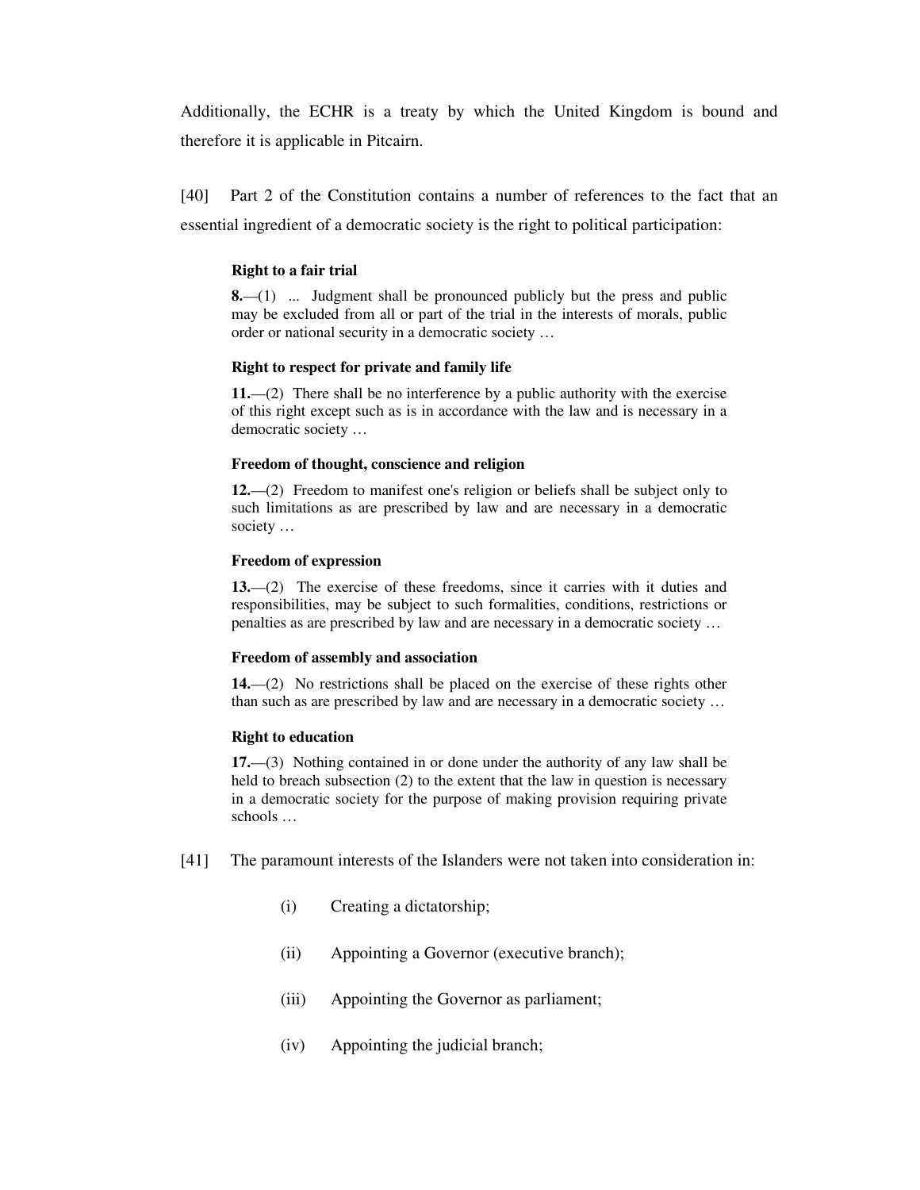Additionally, the ECHR is a treaty by which the United Kingdom is bound and therefore it is applicable in Pitcairn.

[40] Part 2 of the Constitution contains a number of references to the fact that an essential ingredient of a democratic society is the right to political participation:

> **Right to a fair trial**
>
> **8.**—(1) ... Judgment shall be pronounced publicly but the press and public may be excluded from all or part of the trial in the interests of morals, public order or national security in a democratic society …
>
> **Right to respect for private and family life**
>
> **11.**—(2) There shall be no interference by a public authority with the exercise of this right except such as is in accordance with the law and is necessary in a democratic society …
>
> **Freedom of thought, conscience and religion**
>
> **12.**—(2) Freedom to manifest one's religion or beliefs shall be subject only to such limitations as are prescribed by law and are necessary in a democratic society …
>
> **Freedom of expression**
>
> **13.**—(2) The exercise of these freedoms, since it carries with it duties and responsibilities, may be subject to such formalities, conditions, restrictions or penalties as are prescribed by law and are necessary in a democratic society …
>
> **Freedom of assembly and association**
>
> **14.**—(2) No restrictions shall be placed on the exercise of these rights other than such as are prescribed by law and are necessary in a democratic society …
>
> **Right to education**
>
> **17.**—(3) Nothing contained in or done under the authority of any law shall be held to breach subsection (2) to the extent that the law in question is necessary in a democratic society for the purpose of making provision requiring private schools …

[41] The paramount interests of the Islanders were not taken into consideration in:

(i) Creating a dictatorship;

(ii) Appointing a Governor (executive branch);

(iii) Appointing the Governor as parliament;

(iv) Appointing the judicial branch;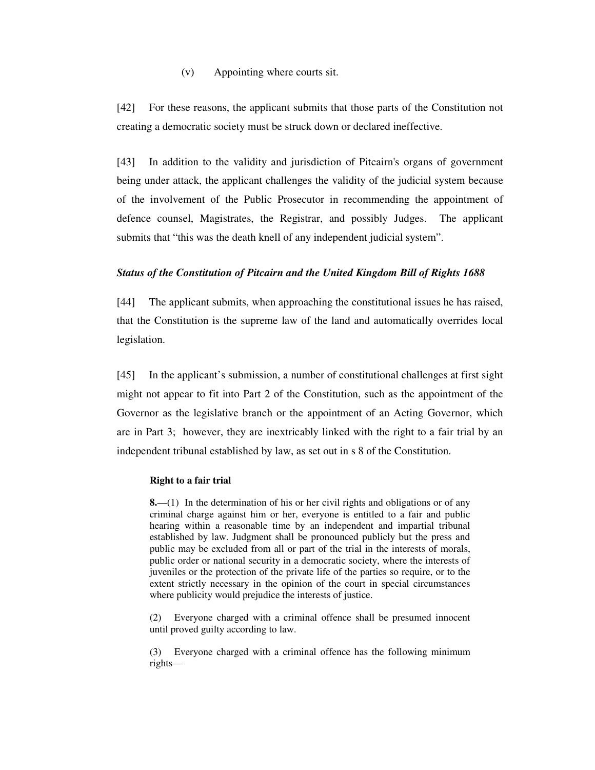(v) Appointing where courts sit.

[42] For these reasons, the applicant submits that those parts of the Constitution not creating a democratic society must be struck down or declared ineffective.

[43] In addition to the validity and jurisdiction of Pitcairn's organs of government being under attack, the applicant challenges the validity of the judicial system because of the involvement of the Public Prosecutor in recommending the appointment of defence counsel, Magistrates, the Registrar, and possibly Judges. The applicant submits that "this was the death knell of any independent judicial system".

### *Status of the Constitution of Pitcairn and the United Kingdom Bill of Rights 1688*

[44] The applicant submits, when approaching the constitutional issues he has raised, that the Constitution is the supreme law of the land and automatically overrides local legislation.

[45] In the applicant's submission, a number of constitutional challenges at first sight might not appear to fit into Part 2 of the Constitution, such as the appointment of the Governor as the legislative branch or the appointment of an Acting Governor, which are in Part 3; however, they are inextricably linked with the right to a fair trial by an independent tribunal established by law, as set out in s 8 of the Constitution.

> **Right to a fair trial**
>
> **8.**—(1) In the determination of his or her civil rights and obligations or of any criminal charge against him or her, everyone is entitled to a fair and public hearing within a reasonable time by an independent and impartial tribunal established by law. Judgment shall be pronounced publicly but the press and public may be excluded from all or part of the trial in the interests of morals, public order or national security in a democratic society, where the interests of juveniles or the protection of the private life of the parties so require, or to the extent strictly necessary in the opinion of the court in special circumstances where publicity would prejudice the interests of justice.
>
> (2) Everyone charged with a criminal offence shall be presumed innocent until proved guilty according to law.
>
> (3) Everyone charged with a criminal offence has the following minimum rights—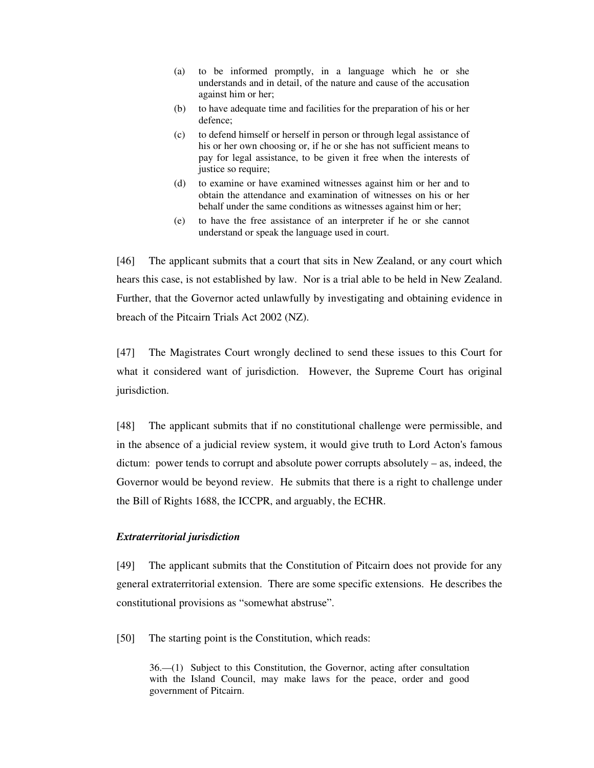> (a) to be informed promptly, in a language which he or she understands and in detail, of the nature and cause of the accusation against him or her;
>
> (b) to have adequate time and facilities for the preparation of his or her defence;
>
> (c) to defend himself or herself in person or through legal assistance of his or her own choosing or, if he or she has not sufficient means to pay for legal assistance, to be given it free when the interests of justice so require;
>
> (d) to examine or have examined witnesses against him or her and to obtain the attendance and examination of witnesses on his or her behalf under the same conditions as witnesses against him or her;
>
> (e) to have the free assistance of an interpreter if he or she cannot understand or speak the language used in court.

[46] The applicant submits that a court that sits in New Zealand, or any court which hears this case, is not established by law. Nor is a trial able to be held in New Zealand. Further, that the Governor acted unlawfully by investigating and obtaining evidence in breach of the Pitcairn Trials Act 2002 (NZ).

[47] The Magistrates Court wrongly declined to send these issues to this Court for what it considered want of jurisdiction. However, the Supreme Court has original jurisdiction.

[48] The applicant submits that if no constitutional challenge were permissible, and in the absence of a judicial review system, it would give truth to Lord Acton's famous dictum: power tends to corrupt and absolute power corrupts absolutely – as, indeed, the Governor would be beyond review. He submits that there is a right to challenge under the Bill of Rights 1688, the ICCPR, and arguably, the ECHR.

***Extraterritorial jurisdiction***

[49] The applicant submits that the Constitution of Pitcairn does not provide for any general extraterritorial extension. There are some specific extensions. He describes the constitutional provisions as "somewhat abstruse".

[50] The starting point is the Constitution, which reads:

> 36.—(1) Subject to this Constitution, the Governor, acting after consultation with the Island Council, may make laws for the peace, order and good government of Pitcairn.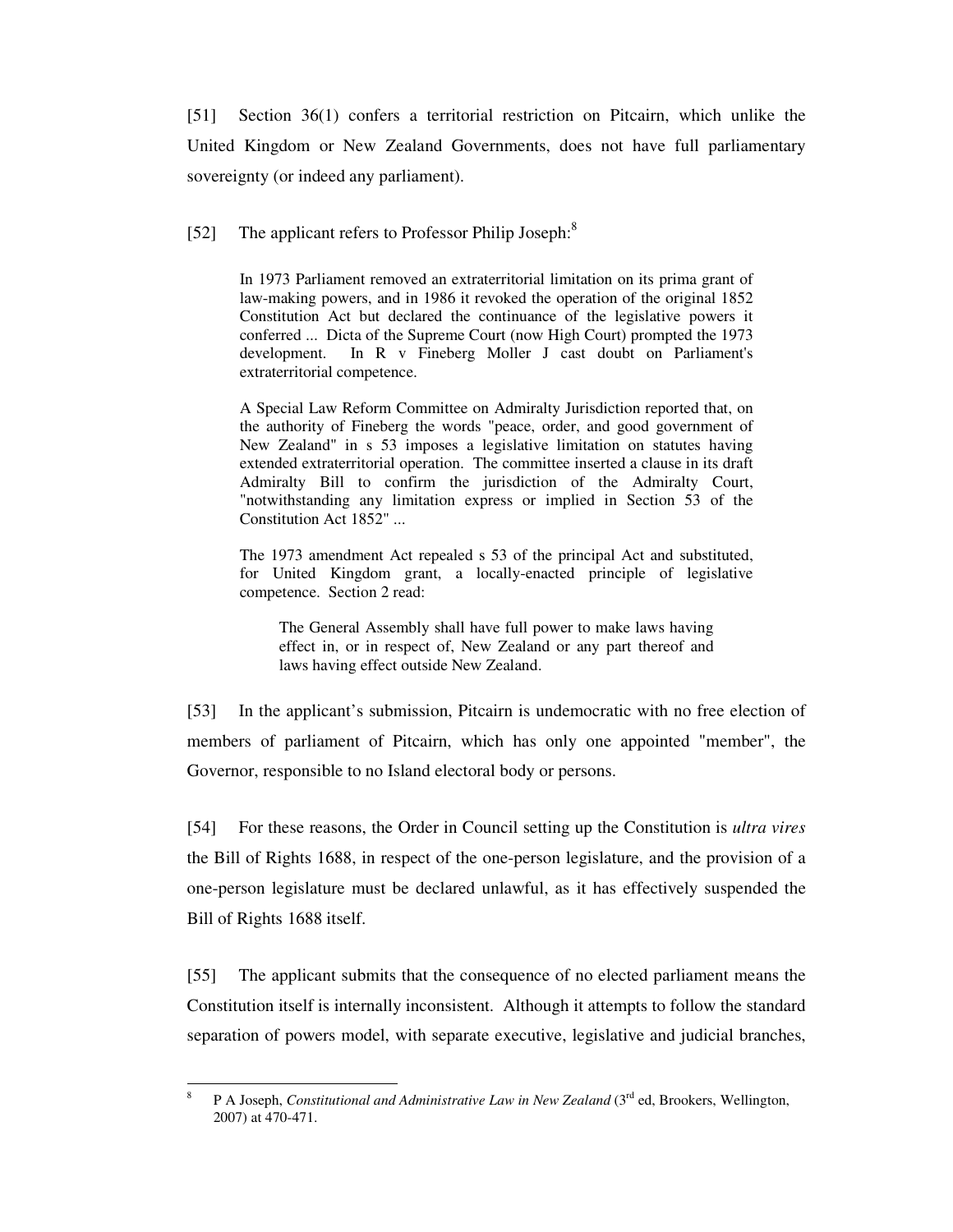[51] Section 36(1) confers a territorial restriction on Pitcairn, which unlike the United Kingdom or New Zealand Governments, does not have full parliamentary sovereignty (or indeed any parliament).

[52] The applicant refers to Professor Philip Joseph:[8]

> In 1973 Parliament removed an extraterritorial limitation on its prima grant of law-making powers, and in 1986 it revoked the operation of the original 1852 Constitution Act but declared the continuance of the legislative powers it conferred ... Dicta of the Supreme Court (now High Court) prompted the 1973 development. In R v Fineberg Moller J cast doubt on Parliament's extraterritorial competence.
>
> A Special Law Reform Committee on Admiralty Jurisdiction reported that, on the authority of Fineberg the words "peace, order, and good government of New Zealand" in s 53 imposes a legislative limitation on statutes having extended extraterritorial operation. The committee inserted a clause in its draft Admiralty Bill to confirm the jurisdiction of the Admiralty Court, "notwithstanding any limitation express or implied in Section 53 of the Constitution Act 1852" ...
>
> The 1973 amendment Act repealed s 53 of the principal Act and substituted, for United Kingdom grant, a locally-enacted principle of legislative competence. Section 2 read:
>
>> The General Assembly shall have full power to make laws having effect in, or in respect of, New Zealand or any part thereof and laws having effect outside New Zealand.

[53] In the applicant's submission, Pitcairn is undemocratic with no free election of members of parliament of Pitcairn, which has only one appointed "member", the Governor, responsible to no Island electoral body or persons.

[54] For these reasons, the Order in Council setting up the Constitution is *ultra vires* the Bill of Rights 1688, in respect of the one-person legislature, and the provision of a one-person legislature must be declared unlawful, as it has effectively suspended the Bill of Rights 1688 itself.

[55] The applicant submits that the consequence of no elected parliament means the Constitution itself is internally inconsistent. Although it attempts to follow the standard separation of powers model, with separate executive, legislative and judicial branches,

---

[8] P A Joseph, *Constitutional and Administrative Law in New Zealand* (3rd ed, Brookers, Wellington, 2007) at 470-471.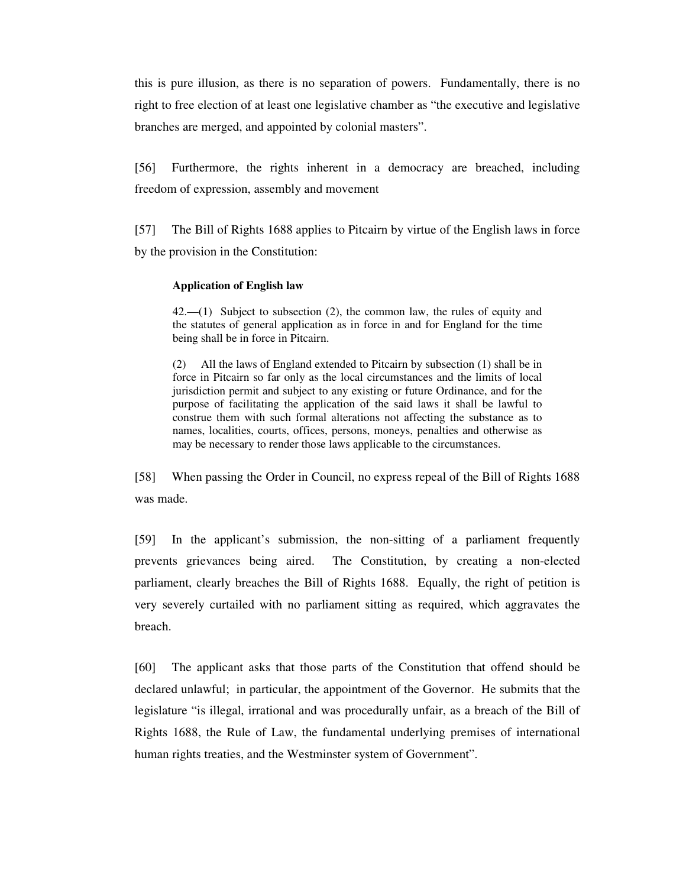this is pure illusion, as there is no separation of powers. Fundamentally, there is no right to free election of at least one legislative chamber as "the executive and legislative branches are merged, and appointed by colonial masters".

[56] Furthermore, the rights inherent in a democracy are breached, including freedom of expression, assembly and movement

[57] The Bill of Rights 1688 applies to Pitcairn by virtue of the English laws in force by the provision in the Constitution:

> **Application of English law**
>
> 42.—(1) Subject to subsection (2), the common law, the rules of equity and the statutes of general application as in force in and for England for the time being shall be in force in Pitcairn.
>
> (2) All the laws of England extended to Pitcairn by subsection (1) shall be in force in Pitcairn so far only as the local circumstances and the limits of local jurisdiction permit and subject to any existing or future Ordinance, and for the purpose of facilitating the application of the said laws it shall be lawful to construe them with such formal alterations not affecting the substance as to names, localities, courts, offices, persons, moneys, penalties and otherwise as may be necessary to render those laws applicable to the circumstances.

[58] When passing the Order in Council, no express repeal of the Bill of Rights 1688 was made.

[59] In the applicant's submission, the non-sitting of a parliament frequently prevents grievances being aired. The Constitution, by creating a non-elected parliament, clearly breaches the Bill of Rights 1688. Equally, the right of petition is very severely curtailed with no parliament sitting as required, which aggravates the breach.

[60] The applicant asks that those parts of the Constitution that offend should be declared unlawful; in particular, the appointment of the Governor. He submits that the legislature "is illegal, irrational and was procedurally unfair, as a breach of the Bill of Rights 1688, the Rule of Law, the fundamental underlying premises of international human rights treaties, and the Westminster system of Government".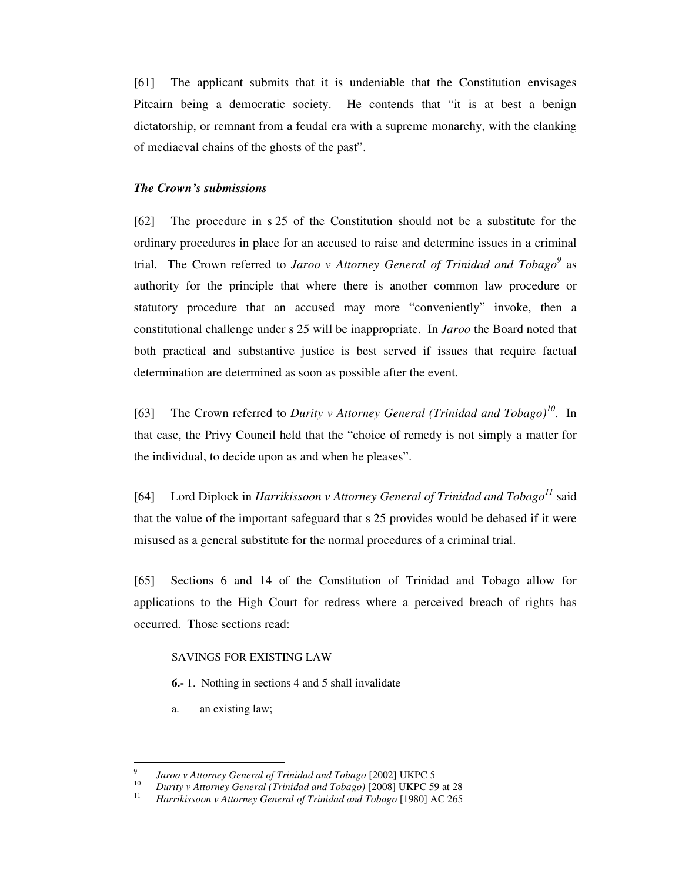[61] The applicant submits that it is undeniable that the Constitution envisages Pitcairn being a democratic society. He contends that "it is at best a benign dictatorship, or remnant from a feudal era with a supreme monarchy, with the clanking of mediaeval chains of the ghosts of the past".

***The Crown's submissions***

[62] The procedure in s 25 of the Constitution should not be a substitute for the ordinary procedures in place for an accused to raise and determine issues in a criminal trial. The Crown referred to *Jaroo v Attorney General of Trinidad and Tobago*[9] as authority for the principle that where there is another common law procedure or statutory procedure that an accused may more "conveniently" invoke, then a constitutional challenge under s 25 will be inappropriate. In *Jaroo* the Board noted that both practical and substantive justice is best served if issues that require factual determination are determined as soon as possible after the event.

[63] The Crown referred to *Durity v Attorney General (Trinidad and Tobago)*[10]. In that case, the Privy Council held that the "choice of remedy is not simply a matter for the individual, to decide upon as and when he pleases".

[64] Lord Diplock in *Harrikissoon v Attorney General of Trinidad and Tobago*[11] said that the value of the important safeguard that s 25 provides would be debased if it were misused as a general substitute for the normal procedures of a criminal trial.

[65] Sections 6 and 14 of the Constitution of Trinidad and Tobago allow for applications to the High Court for redress where a perceived breach of rights has occurred. Those sections read:

> SAVINGS FOR EXISTING LAW
>
> **6.-** 1. Nothing in sections 4 and 5 shall invalidate
>
> a. an existing law;

---

[9] *Jaroo v Attorney General of Trinidad and Tobago* [2002] UKPC 5

[10] *Durity v Attorney General (Trinidad and Tobago)* [2008] UKPC 59 at 28

[11] *Harrikissoon v Attorney General of Trinidad and Tobago* [1980] AC 265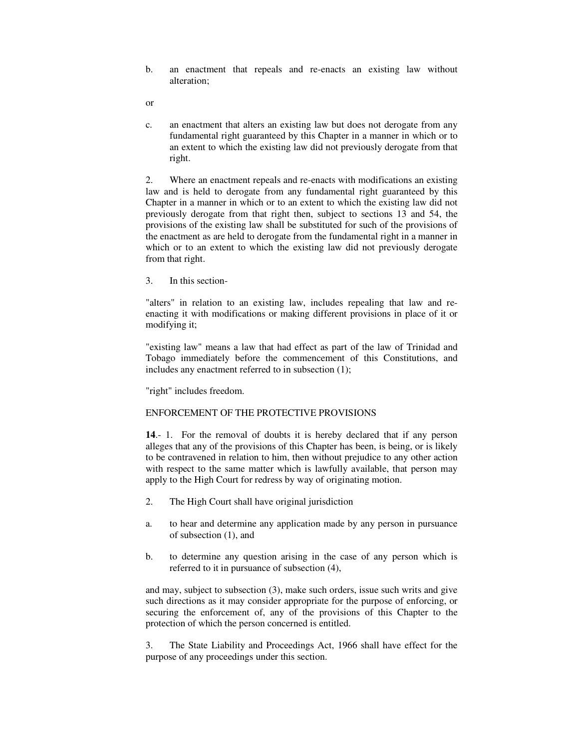b. an enactment that repeals and re-enacts an existing law without alteration;

or

c. an enactment that alters an existing law but does not derogate from any fundamental right guaranteed by this Chapter in a manner in which or to an extent to which the existing law did not previously derogate from that right.

2. Where an enactment repeals and re-enacts with modifications an existing law and is held to derogate from any fundamental right guaranteed by this Chapter in a manner in which or to an extent to which the existing law did not previously derogate from that right then, subject to sections 13 and 54, the provisions of the existing law shall be substituted for such of the provisions of the enactment as are held to derogate from the fundamental right in a manner in which or to an extent to which the existing law did not previously derogate from that right.

3. In this section-

"alters" in relation to an existing law, includes repealing that law and re-enacting it with modifications or making different provisions in place of it or modifying it;

"existing law" means a law that had effect as part of the law of Trinidad and Tobago immediately before the commencement of this Constitutions, and includes any enactment referred to in subsection (1);

"right" includes freedom.

ENFORCEMENT OF THE PROTECTIVE PROVISIONS

**14**.- 1. For the removal of doubts it is hereby declared that if any person alleges that any of the provisions of this Chapter has been, is being, or is likely to be contravened in relation to him, then without prejudice to any other action with respect to the same matter which is lawfully available, that person may apply to the High Court for redress by way of originating motion.

2. The High Court shall have original jurisdiction

a. to hear and determine any application made by any person in pursuance of subsection (1), and

b. to determine any question arising in the case of any person which is referred to it in pursuance of subsection (4),

and may, subject to subsection (3), make such orders, issue such writs and give such directions as it may consider appropriate for the purpose of enforcing, or securing the enforcement of, any of the provisions of this Chapter to the protection of which the person concerned is entitled.

3. The State Liability and Proceedings Act, 1966 shall have effect for the purpose of any proceedings under this section.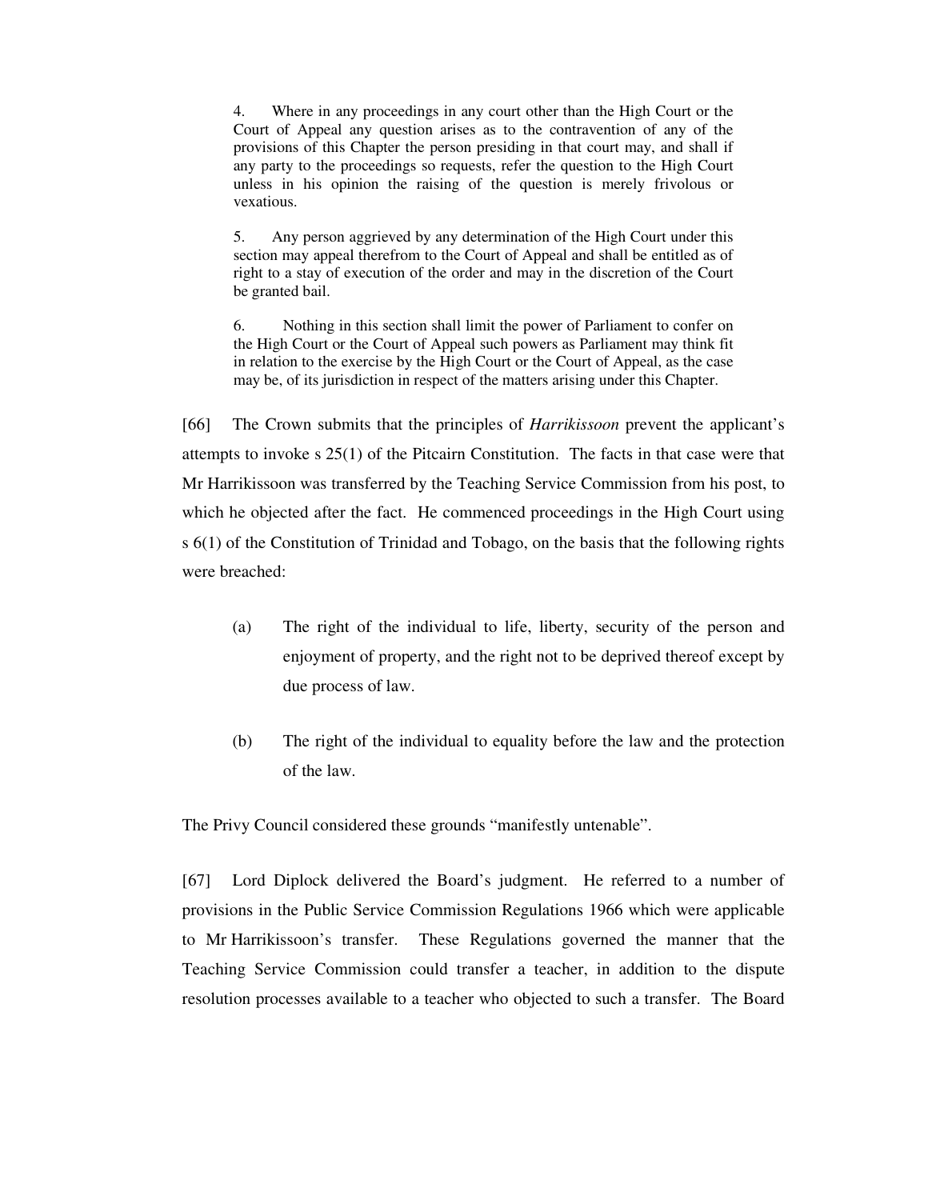> 4. Where in any proceedings in any court other than the High Court or the Court of Appeal any question arises as to the contravention of any of the provisions of this Chapter the person presiding in that court may, and shall if any party to the proceedings so requests, refer the question to the High Court unless in his opinion the raising of the question is merely frivolous or vexatious.
>
> 5. Any person aggrieved by any determination of the High Court under this section may appeal therefrom to the Court of Appeal and shall be entitled as of right to a stay of execution of the order and may in the discretion of the Court be granted bail.
>
> 6. Nothing in this section shall limit the power of Parliament to confer on the High Court or the Court of Appeal such powers as Parliament may think fit in relation to the exercise by the High Court or the Court of Appeal, as the case may be, of its jurisdiction in respect of the matters arising under this Chapter.

[66] The Crown submits that the principles of *Harrikissoon* prevent the applicant's attempts to invoke s 25(1) of the Pitcairn Constitution. The facts in that case were that Mr Harrikissoon was transferred by the Teaching Service Commission from his post, to which he objected after the fact. He commenced proceedings in the High Court using s 6(1) of the Constitution of Trinidad and Tobago, on the basis that the following rights were breached:

(a) The right of the individual to life, liberty, security of the person and enjoyment of property, and the right not to be deprived thereof except by due process of law.

(b) The right of the individual to equality before the law and the protection of the law.

The Privy Council considered these grounds "manifestly untenable".

[67] Lord Diplock delivered the Board's judgment. He referred to a number of provisions in the Public Service Commission Regulations 1966 which were applicable to Mr Harrikissoon's transfer. These Regulations governed the manner that the Teaching Service Commission could transfer a teacher, in addition to the dispute resolution processes available to a teacher who objected to such a transfer. The Board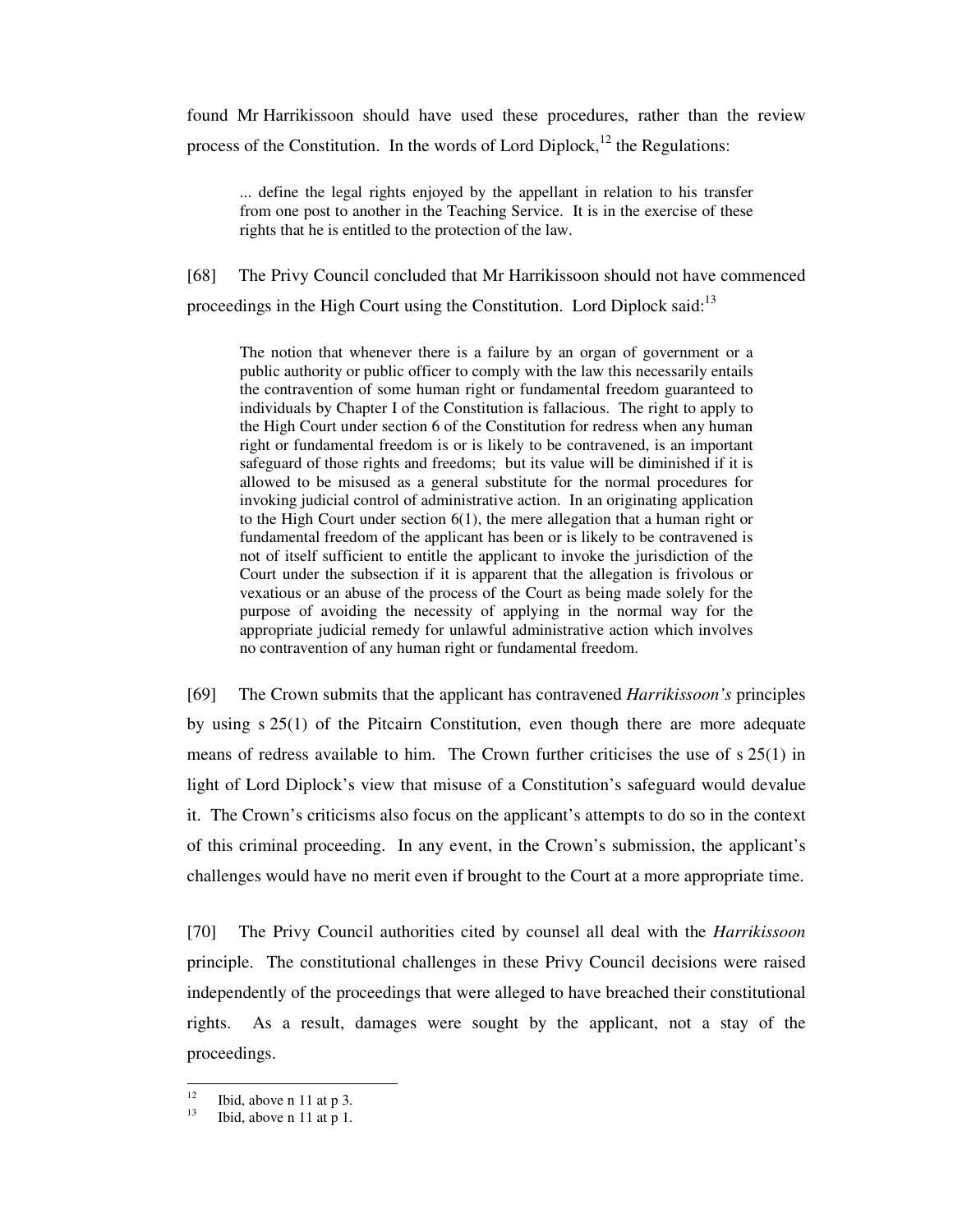found Mr Harrikissoon should have used these procedures, rather than the review process of the Constitution. In the words of Lord Diplock,[12] the Regulations:

> ... define the legal rights enjoyed by the appellant in relation to his transfer from one post to another in the Teaching Service. It is in the exercise of these rights that he is entitled to the protection of the law.

[68] The Privy Council concluded that Mr Harrikissoon should not have commenced proceedings in the High Court using the Constitution. Lord Diplock said:[13]

> The notion that whenever there is a failure by an organ of government or a public authority or public officer to comply with the law this necessarily entails the contravention of some human right or fundamental freedom guaranteed to individuals by Chapter I of the Constitution is fallacious. The right to apply to the High Court under section 6 of the Constitution for redress when any human right or fundamental freedom is or is likely to be contravened, is an important safeguard of those rights and freedoms; but its value will be diminished if it is allowed to be misused as a general substitute for the normal procedures for invoking judicial control of administrative action. In an originating application to the High Court under section 6(1), the mere allegation that a human right or fundamental freedom of the applicant has been or is likely to be contravened is not of itself sufficient to entitle the applicant to invoke the jurisdiction of the Court under the subsection if it is apparent that the allegation is frivolous or vexatious or an abuse of the process of the Court as being made solely for the purpose of avoiding the necessity of applying in the normal way for the appropriate judicial remedy for unlawful administrative action which involves no contravention of any human right or fundamental freedom.

[69] The Crown submits that the applicant has contravened *Harrikissoon's* principles by using s 25(1) of the Pitcairn Constitution, even though there are more adequate means of redress available to him. The Crown further criticises the use of s 25(1) in light of Lord Diplock's view that misuse of a Constitution's safeguard would devalue it. The Crown's criticisms also focus on the applicant's attempts to do so in the context of this criminal proceeding. In any event, in the Crown's submission, the applicant's challenges would have no merit even if brought to the Court at a more appropriate time.

[70] The Privy Council authorities cited by counsel all deal with the *Harrikissoon* principle. The constitutional challenges in these Privy Council decisions were raised independently of the proceedings that were alleged to have breached their constitutional rights. As a result, damages were sought by the applicant, not a stay of the proceedings.

---

[12] Ibid, above n 11 at p 3.

[13] Ibid, above n 11 at p 1.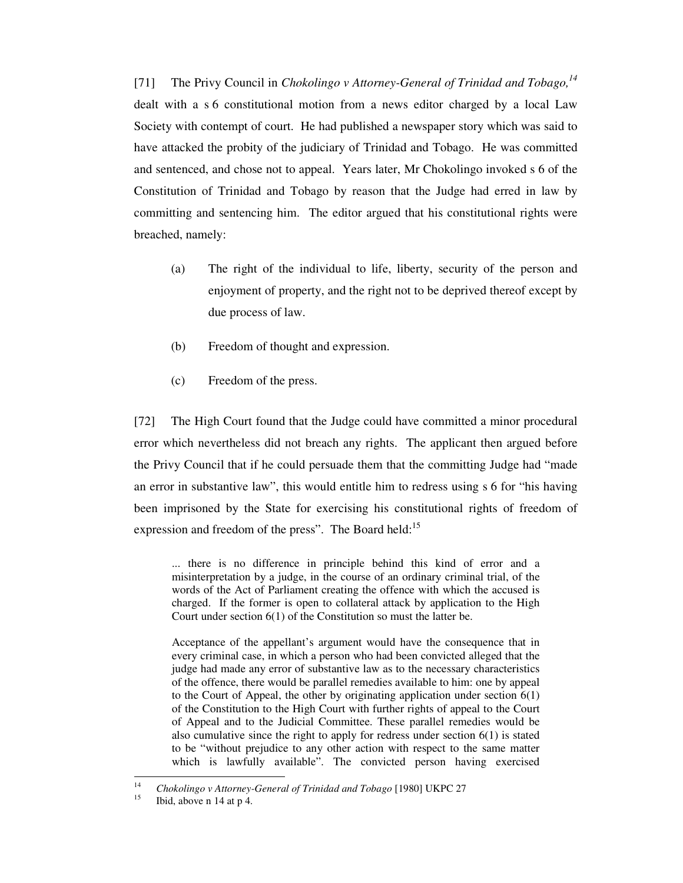[71] The Privy Council in *Chokolingo v Attorney-General of Trinidad and Tobago,*[14] dealt with a s 6 constitutional motion from a news editor charged by a local Law Society with contempt of court. He had published a newspaper story which was said to have attacked the probity of the judiciary of Trinidad and Tobago. He was committed and sentenced, and chose not to appeal. Years later, Mr Chokolingo invoked s 6 of the Constitution of Trinidad and Tobago by reason that the Judge had erred in law by committing and sentencing him. The editor argued that his constitutional rights were breached, namely:

(a) The right of the individual to life, liberty, security of the person and enjoyment of property, and the right not to be deprived thereof except by due process of law.

(b) Freedom of thought and expression.

(c) Freedom of the press.

[72] The High Court found that the Judge could have committed a minor procedural error which nevertheless did not breach any rights. The applicant then argued before the Privy Council that if he could persuade them that the committing Judge had "made an error in substantive law", this would entitle him to redress using s 6 for "his having been imprisoned by the State for exercising his constitutional rights of freedom of expression and freedom of the press". The Board held:[15]

> ... there is no difference in principle behind this kind of error and a misinterpretation by a judge, in the course of an ordinary criminal trial, of the words of the Act of Parliament creating the offence with which the accused is charged. If the former is open to collateral attack by application to the High Court under section 6(1) of the Constitution so must the latter be.
>
> Acceptance of the appellant's argument would have the consequence that in every criminal case, in which a person who had been convicted alleged that the judge had made any error of substantive law as to the necessary characteristics of the offence, there would be parallel remedies available to him: one by appeal to the Court of Appeal, the other by originating application under section 6(1) of the Constitution to the High Court with further rights of appeal to the Court of Appeal and to the Judicial Committee. These parallel remedies would be also cumulative since the right to apply for redress under section 6(1) is stated to be "without prejudice to any other action with respect to the same matter which is lawfully available". The convicted person having exercised

---

[14] *Chokolingo v Attorney-General of Trinidad and Tobago* [1980] UKPC 27

[15] Ibid, above n 14 at p 4.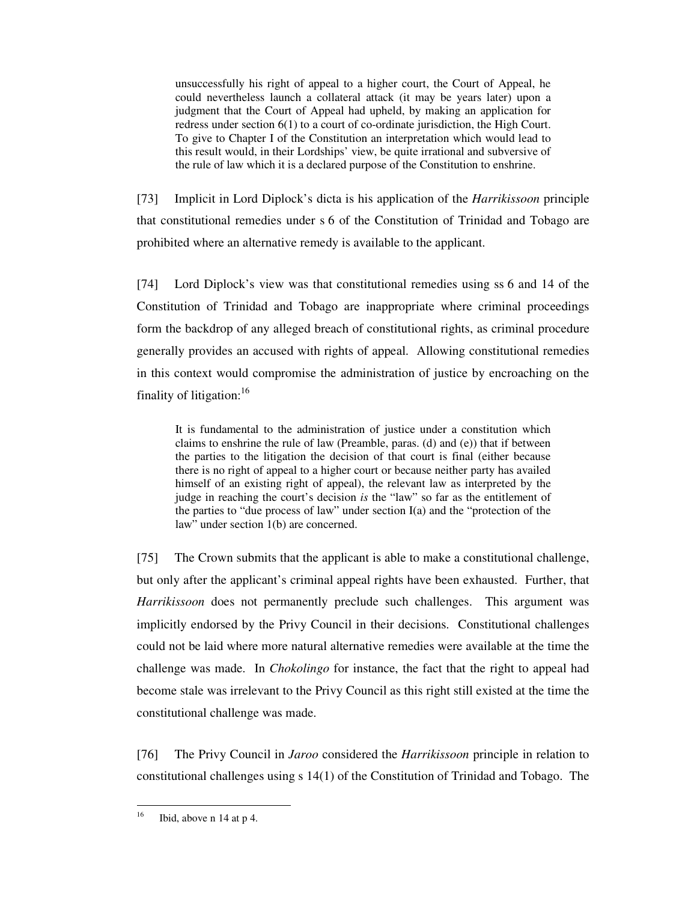> unsuccessfully his right of appeal to a higher court, the Court of Appeal, he could nevertheless launch a collateral attack (it may be years later) upon a judgment that the Court of Appeal had upheld, by making an application for redress under section 6(1) to a court of co-ordinate jurisdiction, the High Court. To give to Chapter I of the Constitution an interpretation which would lead to this result would, in their Lordships' view, be quite irrational and subversive of the rule of law which it is a declared purpose of the Constitution to enshrine.

[73] Implicit in Lord Diplock's dicta is his application of the *Harrikissoon* principle that constitutional remedies under s 6 of the Constitution of Trinidad and Tobago are prohibited where an alternative remedy is available to the applicant.

[74] Lord Diplock's view was that constitutional remedies using ss 6 and 14 of the Constitution of Trinidad and Tobago are inappropriate where criminal proceedings form the backdrop of any alleged breach of constitutional rights, as criminal procedure generally provides an accused with rights of appeal. Allowing constitutional remedies in this context would compromise the administration of justice by encroaching on the finality of litigation:[16]

> It is fundamental to the administration of justice under a constitution which claims to enshrine the rule of law (Preamble, paras. (d) and (e)) that if between the parties to the litigation the decision of that court is final (either because there is no right of appeal to a higher court or because neither party has availed himself of an existing right of appeal), the relevant law as interpreted by the judge in reaching the court's decision *is* the "law" so far as the entitlement of the parties to "due process of law" under section I(a) and the "protection of the law" under section 1(b) are concerned.

[75] The Crown submits that the applicant is able to make a constitutional challenge, but only after the applicant's criminal appeal rights have been exhausted. Further, that *Harrikissoon* does not permanently preclude such challenges. This argument was implicitly endorsed by the Privy Council in their decisions. Constitutional challenges could not be laid where more natural alternative remedies were available at the time the challenge was made. In *Chokolingo* for instance, the fact that the right to appeal had become stale was irrelevant to the Privy Council as this right still existed at the time the constitutional challenge was made.

[76] The Privy Council in *Jaroo* considered the *Harrikissoon* principle in relation to constitutional challenges using s 14(1) of the Constitution of Trinidad and Tobago. The

---

[16] Ibid, above n 14 at p 4.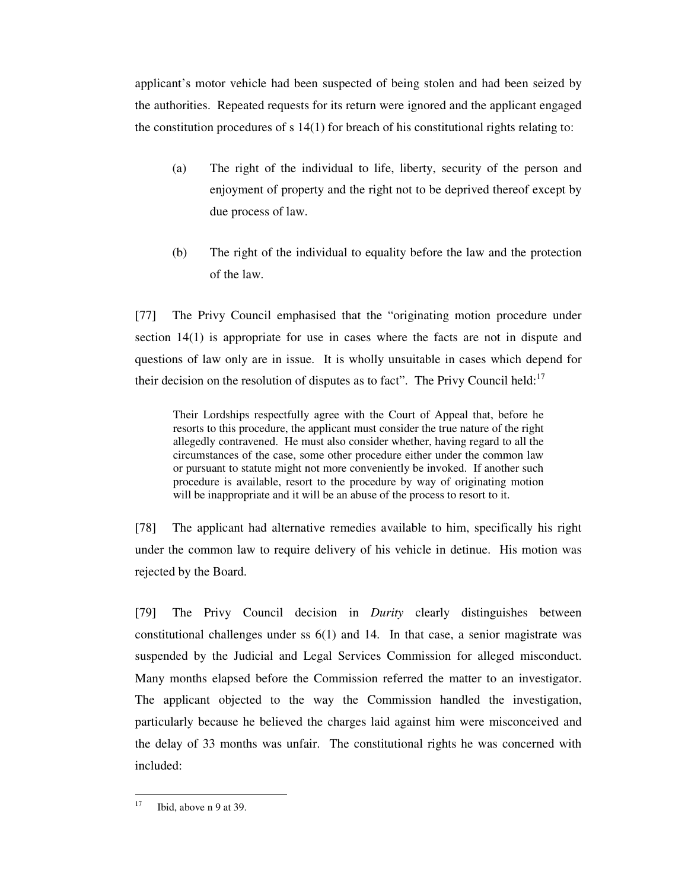applicant's motor vehicle had been suspected of being stolen and had been seized by the authorities. Repeated requests for its return were ignored and the applicant engaged the constitution procedures of s 14(1) for breach of his constitutional rights relating to:

(a) The right of the individual to life, liberty, security of the person and enjoyment of property and the right not to be deprived thereof except by due process of law.

(b) The right of the individual to equality before the law and the protection of the law.

[77] The Privy Council emphasised that the "originating motion procedure under section 14(1) is appropriate for use in cases where the facts are not in dispute and questions of law only are in issue. It is wholly unsuitable in cases which depend for their decision on the resolution of disputes as to fact". The Privy Council held:[17]

> Their Lordships respectfully agree with the Court of Appeal that, before he resorts to this procedure, the applicant must consider the true nature of the right allegedly contravened. He must also consider whether, having regard to all the circumstances of the case, some other procedure either under the common law or pursuant to statute might not more conveniently be invoked. If another such procedure is available, resort to the procedure by way of originating motion will be inappropriate and it will be an abuse of the process to resort to it.

[78] The applicant had alternative remedies available to him, specifically his right under the common law to require delivery of his vehicle in detinue. His motion was rejected by the Board.

[79] The Privy Council decision in *Durity* clearly distinguishes between constitutional challenges under ss 6(1) and 14. In that case, a senior magistrate was suspended by the Judicial and Legal Services Commission for alleged misconduct. Many months elapsed before the Commission referred the matter to an investigator. The applicant objected to the way the Commission handled the investigation, particularly because he believed the charges laid against him were misconceived and the delay of 33 months was unfair. The constitutional rights he was concerned with included:

---

[17] Ibid, above n 9 at 39.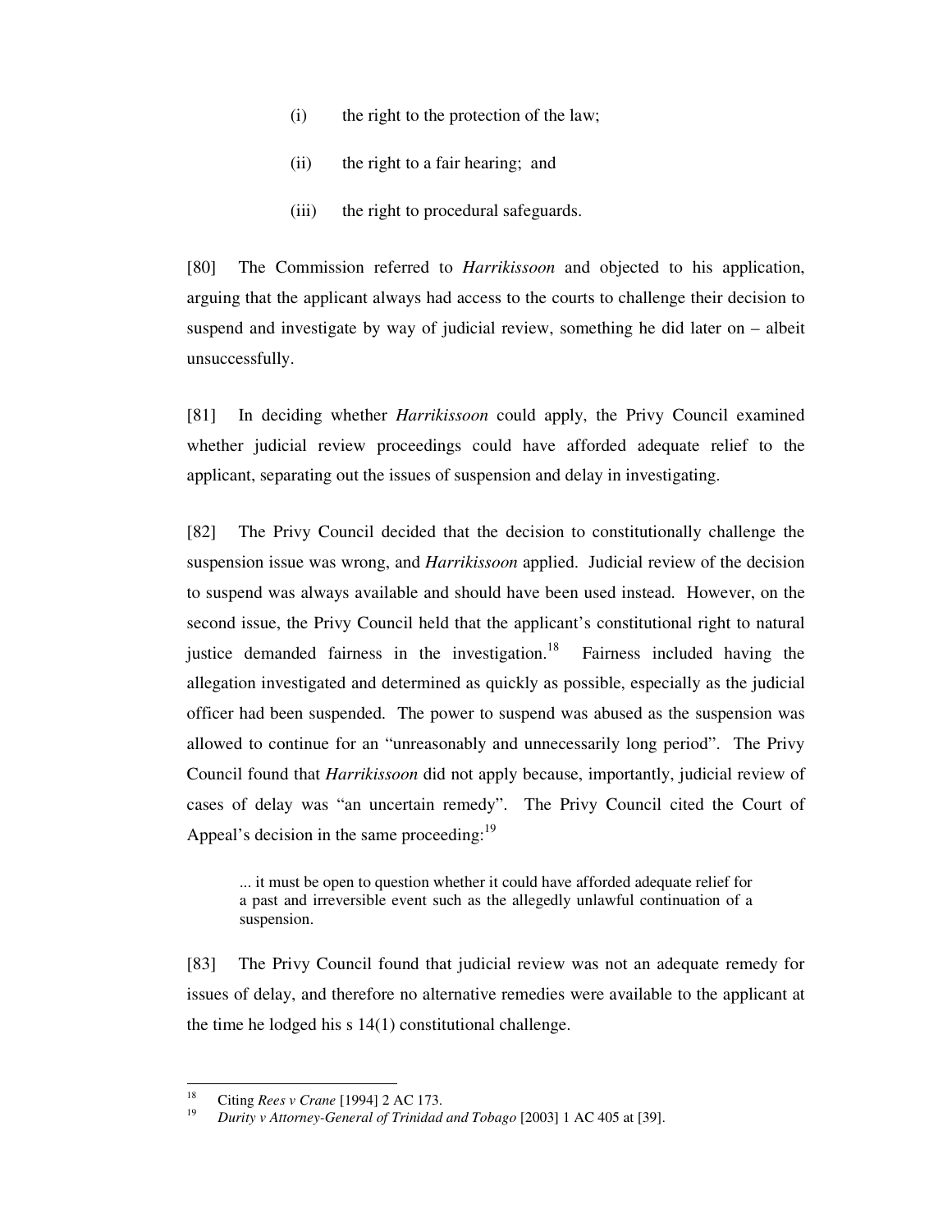(i) the right to the protection of the law;

(ii) the right to a fair hearing; and

(iii) the right to procedural safeguards.

[80] The Commission referred to *Harrikissoon* and objected to his application, arguing that the applicant always had access to the courts to challenge their decision to suspend and investigate by way of judicial review, something he did later on – albeit unsuccessfully.

[81] In deciding whether *Harrikissoon* could apply, the Privy Council examined whether judicial review proceedings could have afforded adequate relief to the applicant, separating out the issues of suspension and delay in investigating.

[82] The Privy Council decided that the decision to constitutionally challenge the suspension issue was wrong, and *Harrikissoon* applied. Judicial review of the decision to suspend was always available and should have been used instead. However, on the second issue, the Privy Council held that the applicant's constitutional right to natural justice demanded fairness in the investigation.[18] Fairness included having the allegation investigated and determined as quickly as possible, especially as the judicial officer had been suspended. The power to suspend was abused as the suspension was allowed to continue for an "unreasonably and unnecessarily long period". The Privy Council found that *Harrikissoon* did not apply because, importantly, judicial review of cases of delay was "an uncertain remedy". The Privy Council cited the Court of Appeal's decision in the same proceeding:[19]

> ... it must be open to question whether it could have afforded adequate relief for a past and irreversible event such as the allegedly unlawful continuation of a suspension.

[83] The Privy Council found that judicial review was not an adequate remedy for issues of delay, and therefore no alternative remedies were available to the applicant at the time he lodged his s 14(1) constitutional challenge.

---

[18] Citing *Rees v Crane* [1994] 2 AC 173.

[19] *Durity v Attorney-General of Trinidad and Tobago* [2003] 1 AC 405 at [39].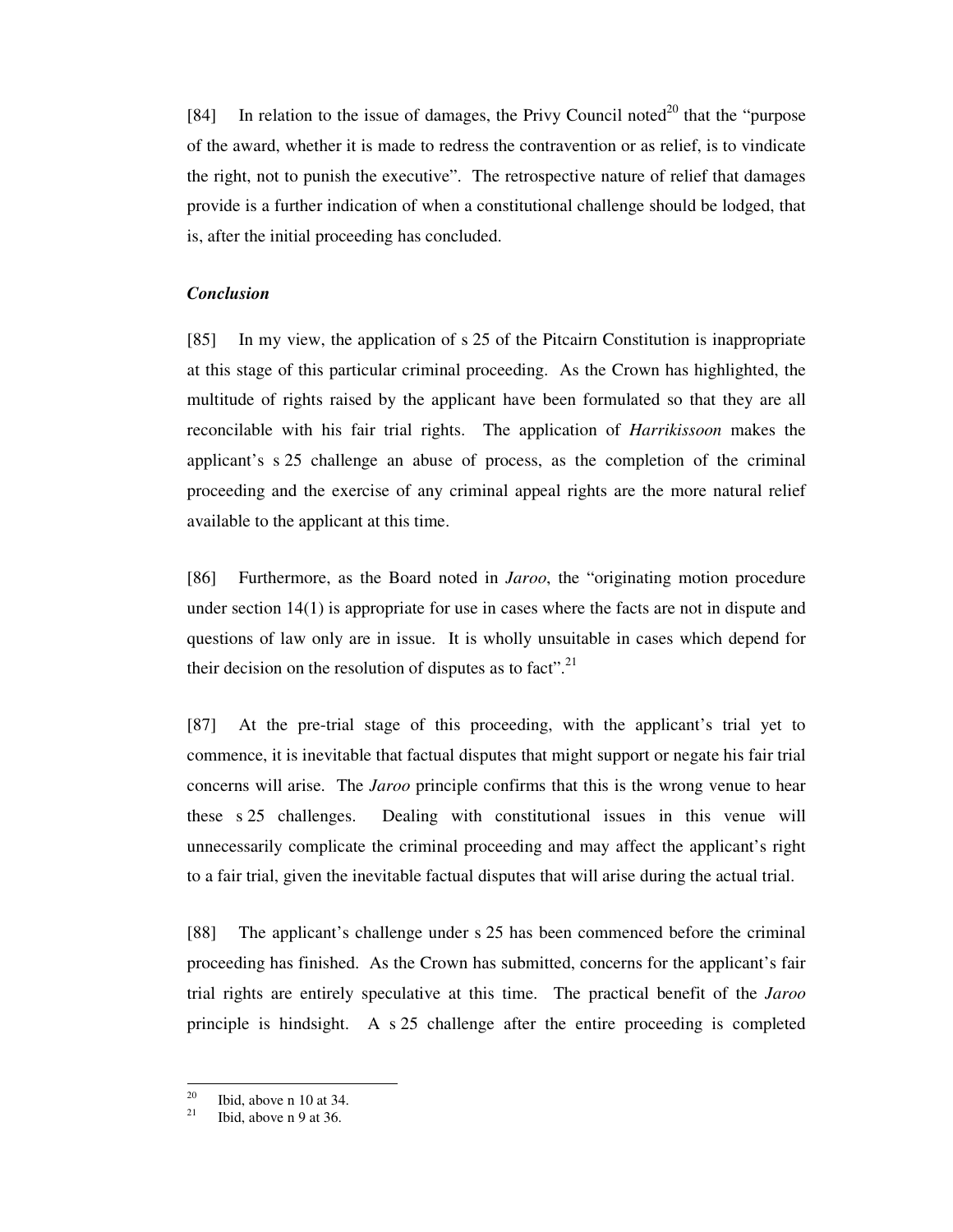[84] In relation to the issue of damages, the Privy Council noted[20] that the "purpose of the award, whether it is made to redress the contravention or as relief, is to vindicate the right, not to punish the executive". The retrospective nature of relief that damages provide is a further indication of when a constitutional challenge should be lodged, that is, after the initial proceeding has concluded.

***Conclusion***

[85] In my view, the application of s 25 of the Pitcairn Constitution is inappropriate at this stage of this particular criminal proceeding. As the Crown has highlighted, the multitude of rights raised by the applicant have been formulated so that they are all reconcilable with his fair trial rights. The application of *Harrikissoon* makes the applicant's s 25 challenge an abuse of process, as the completion of the criminal proceeding and the exercise of any criminal appeal rights are the more natural relief available to the applicant at this time.

[86] Furthermore, as the Board noted in *Jaroo*, the "originating motion procedure under section 14(1) is appropriate for use in cases where the facts are not in dispute and questions of law only are in issue. It is wholly unsuitable in cases which depend for their decision on the resolution of disputes as to fact".[21]

[87] At the pre-trial stage of this proceeding, with the applicant's trial yet to commence, it is inevitable that factual disputes that might support or negate his fair trial concerns will arise. The *Jaroo* principle confirms that this is the wrong venue to hear these s 25 challenges. Dealing with constitutional issues in this venue will unnecessarily complicate the criminal proceeding and may affect the applicant's right to a fair trial, given the inevitable factual disputes that will arise during the actual trial.

[88] The applicant's challenge under s 25 has been commenced before the criminal proceeding has finished. As the Crown has submitted, concerns for the applicant's fair trial rights are entirely speculative at this time. The practical benefit of the *Jaroo* principle is hindsight. A s 25 challenge after the entire proceeding is completed

---

[20] Ibid, above n 10 at 34.

[21] Ibid, above n 9 at 36.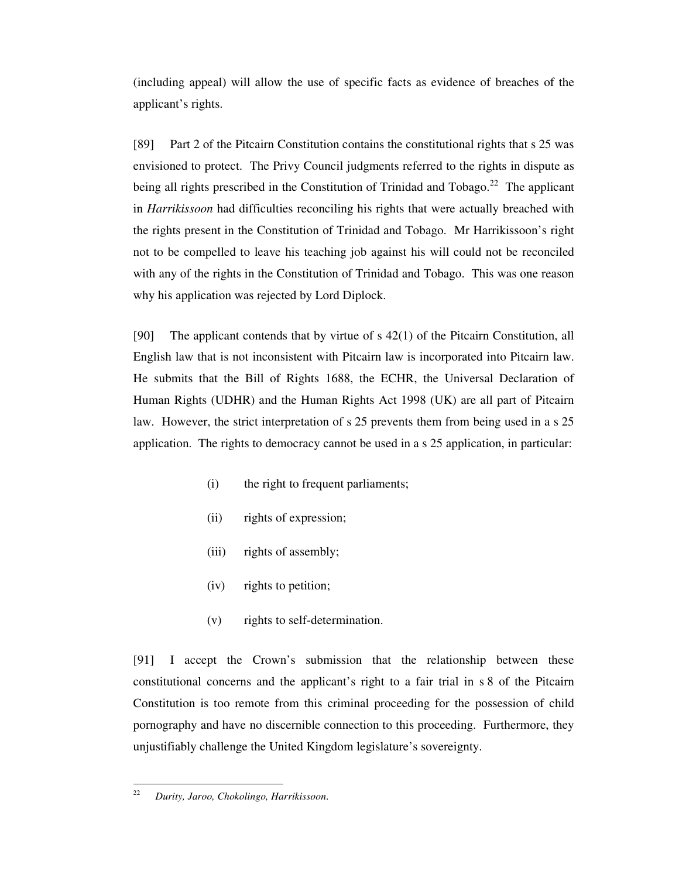(including appeal) will allow the use of specific facts as evidence of breaches of the applicant's rights.

[89] Part 2 of the Pitcairn Constitution contains the constitutional rights that s 25 was envisioned to protect. The Privy Council judgments referred to the rights in dispute as being all rights prescribed in the Constitution of Trinidad and Tobago.[22] The applicant in *Harrikissoon* had difficulties reconciling his rights that were actually breached with the rights present in the Constitution of Trinidad and Tobago. Mr Harrikissoon's right not to be compelled to leave his teaching job against his will could not be reconciled with any of the rights in the Constitution of Trinidad and Tobago. This was one reason why his application was rejected by Lord Diplock.

[90] The applicant contends that by virtue of s 42(1) of the Pitcairn Constitution, all English law that is not inconsistent with Pitcairn law is incorporated into Pitcairn law. He submits that the Bill of Rights 1688, the ECHR, the Universal Declaration of Human Rights (UDHR) and the Human Rights Act 1998 (UK) are all part of Pitcairn law. However, the strict interpretation of s 25 prevents them from being used in a s 25 application. The rights to democracy cannot be used in a s 25 application, in particular:

(i) the right to frequent parliaments;

(ii) rights of expression;

(iii) rights of assembly;

(iv) rights to petition;

(v) rights to self-determination.

[91] I accept the Crown's submission that the relationship between these constitutional concerns and the applicant's right to a fair trial in s 8 of the Pitcairn Constitution is too remote from this criminal proceeding for the possession of child pornography and have no discernible connection to this proceeding. Furthermore, they unjustifiably challenge the United Kingdom legislature's sovereignty.

---

[22] *Durity, Jaroo, Chokolingo, Harrikissoon.*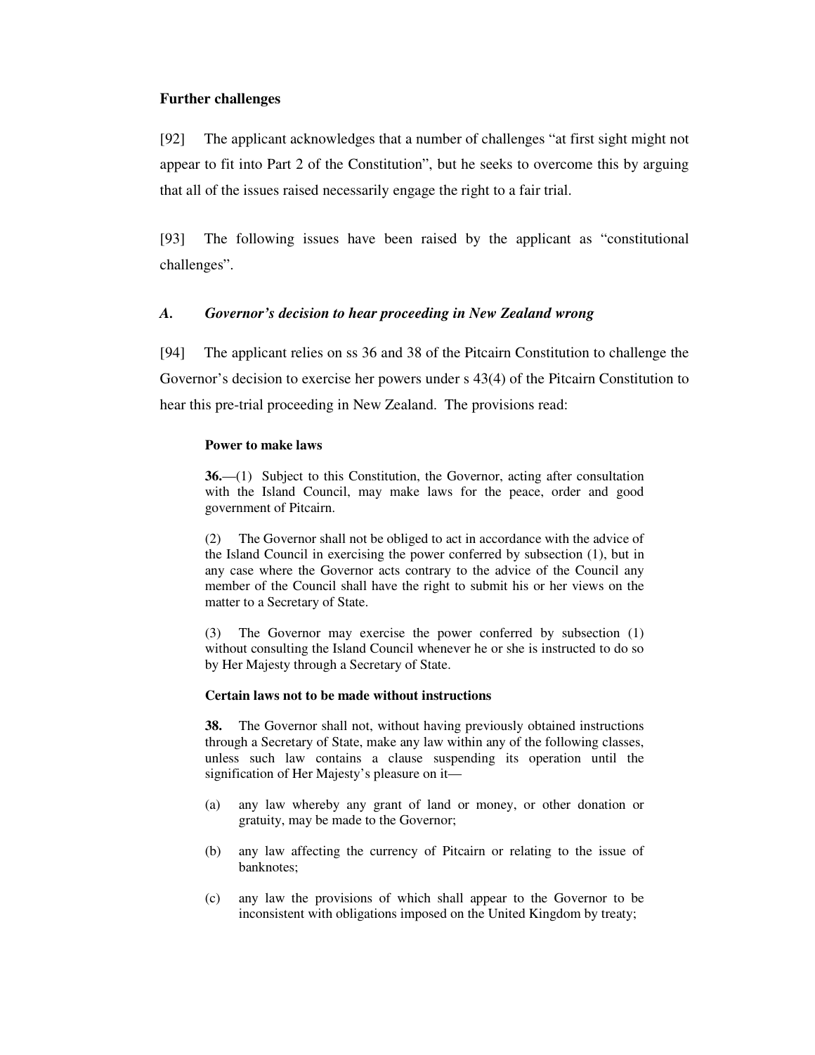**Further challenges**

[92] The applicant acknowledges that a number of challenges "at first sight might not appear to fit into Part 2 of the Constitution", but he seeks to overcome this by arguing that all of the issues raised necessarily engage the right to a fair trial.

[93] The following issues have been raised by the applicant as "constitutional challenges".

### *A. Governor's decision to hear proceeding in New Zealand wrong*

[94] The applicant relies on ss 36 and 38 of the Pitcairn Constitution to challenge the Governor's decision to exercise her powers under s 43(4) of the Pitcairn Constitution to hear this pre-trial proceeding in New Zealand. The provisions read:

> **Power to make laws**
>
> **36.**—(1) Subject to this Constitution, the Governor, acting after consultation with the Island Council, may make laws for the peace, order and good government of Pitcairn.
>
> (2) The Governor shall not be obliged to act in accordance with the advice of the Island Council in exercising the power conferred by subsection (1), but in any case where the Governor acts contrary to the advice of the Council any member of the Council shall have the right to submit his or her views on the matter to a Secretary of State.
>
> (3) The Governor may exercise the power conferred by subsection (1) without consulting the Island Council whenever he or she is instructed to do so by Her Majesty through a Secretary of State.
>
> **Certain laws not to be made without instructions**
>
> **38.** The Governor shall not, without having previously obtained instructions through a Secretary of State, make any law within any of the following classes, unless such law contains a clause suspending its operation until the signification of Her Majesty's pleasure on it—
>
> (a) any law whereby any grant of land or money, or other donation or gratuity, may be made to the Governor;
>
> (b) any law affecting the currency of Pitcairn or relating to the issue of banknotes;
>
> (c) any law the provisions of which shall appear to the Governor to be inconsistent with obligations imposed on the United Kingdom by treaty;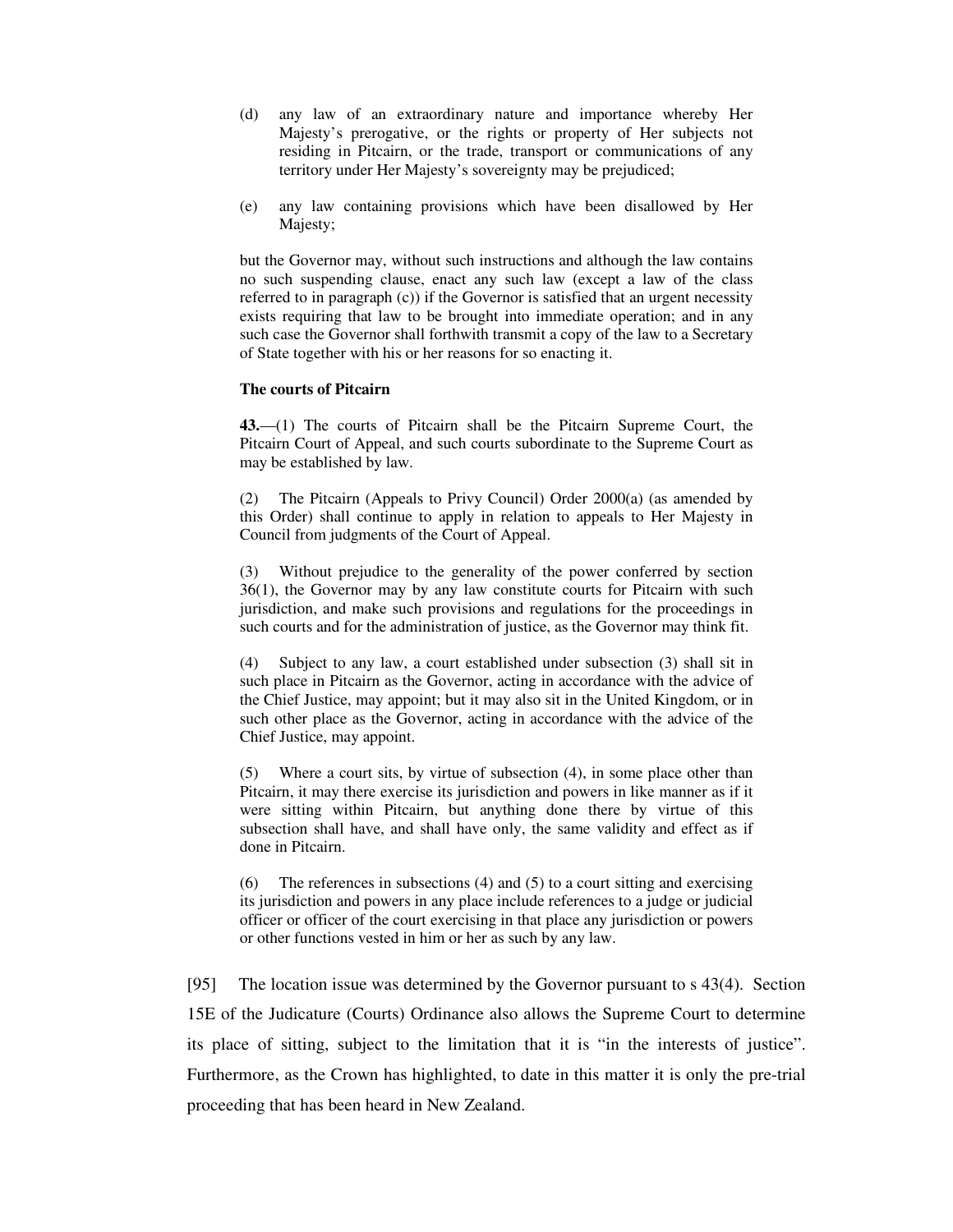(d) any law of an extraordinary nature and importance whereby Her Majesty's prerogative, or the rights or property of Her subjects not residing in Pitcairn, or the trade, transport or communications of any territory under Her Majesty's sovereignty may be prejudiced;

(e) any law containing provisions which have been disallowed by Her Majesty;

but the Governor may, without such instructions and although the law contains no such suspending clause, enact any such law (except a law of the class referred to in paragraph (c)) if the Governor is satisfied that an urgent necessity exists requiring that law to be brought into immediate operation; and in any such case the Governor shall forthwith transmit a copy of the law to a Secretary of State together with his or her reasons for so enacting it.

**The courts of Pitcairn**

**43.**—(1) The courts of Pitcairn shall be the Pitcairn Supreme Court, the Pitcairn Court of Appeal, and such courts subordinate to the Supreme Court as may be established by law.

(2) The Pitcairn (Appeals to Privy Council) Order 2000(a) (as amended by this Order) shall continue to apply in relation to appeals to Her Majesty in Council from judgments of the Court of Appeal.

(3) Without prejudice to the generality of the power conferred by section 36(1), the Governor may by any law constitute courts for Pitcairn with such jurisdiction, and make such provisions and regulations for the proceedings in such courts and for the administration of justice, as the Governor may think fit.

(4) Subject to any law, a court established under subsection (3) shall sit in such place in Pitcairn as the Governor, acting in accordance with the advice of the Chief Justice, may appoint; but it may also sit in the United Kingdom, or in such other place as the Governor, acting in accordance with the advice of the Chief Justice, may appoint.

(5) Where a court sits, by virtue of subsection (4), in some place other than Pitcairn, it may there exercise its jurisdiction and powers in like manner as if it were sitting within Pitcairn, but anything done there by virtue of this subsection shall have, and shall have only, the same validity and effect as if done in Pitcairn.

(6) The references in subsections (4) and (5) to a court sitting and exercising its jurisdiction and powers in any place include references to a judge or judicial officer or officer of the court exercising in that place any jurisdiction or powers or other functions vested in him or her as such by any law.

[95] The location issue was determined by the Governor pursuant to s 43(4). Section 15E of the Judicature (Courts) Ordinance also allows the Supreme Court to determine its place of sitting, subject to the limitation that it is "in the interests of justice". Furthermore, as the Crown has highlighted, to date in this matter it is only the pre-trial proceeding that has been heard in New Zealand.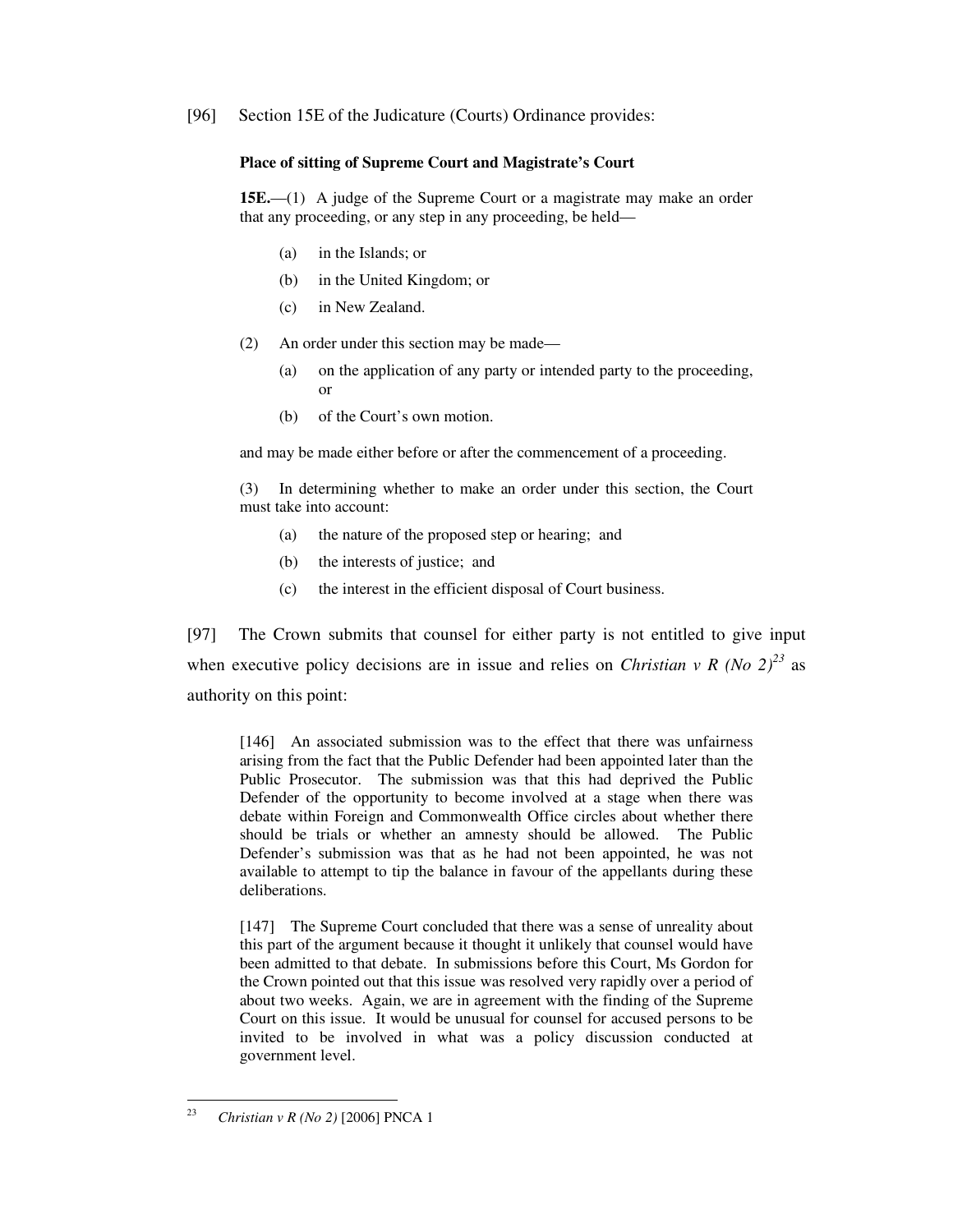[96] Section 15E of the Judicature (Courts) Ordinance provides:

> **Place of sitting of Supreme Court and Magistrate's Court**
>
> **15E.**—(1) A judge of the Supreme Court or a magistrate may make an order that any proceeding, or any step in any proceeding, be held—
>
> (a) in the Islands; or
>
> (b) in the United Kingdom; or
>
> (c) in New Zealand.
>
> (2) An order under this section may be made—
>
> (a) on the application of any party or intended party to the proceeding, or
>
> (b) of the Court's own motion.
>
> and may be made either before or after the commencement of a proceeding.
>
> (3) In determining whether to make an order under this section, the Court must take into account:
>
> (a) the nature of the proposed step or hearing; and
>
> (b) the interests of justice; and
>
> (c) the interest in the efficient disposal of Court business.

[97] The Crown submits that counsel for either party is not entitled to give input when executive policy decisions are in issue and relies on *Christian v R (No 2)*[23] as authority on this point:

> [146] An associated submission was to the effect that there was unfairness arising from the fact that the Public Defender had been appointed later than the Public Prosecutor. The submission was that this had deprived the Public Defender of the opportunity to become involved at a stage when there was debate within Foreign and Commonwealth Office circles about whether there should be trials or whether an amnesty should be allowed. The Public Defender's submission was that as he had not been appointed, he was not available to attempt to tip the balance in favour of the appellants during these deliberations.
>
> [147] The Supreme Court concluded that there was a sense of unreality about this part of the argument because it thought it unlikely that counsel would have been admitted to that debate. In submissions before this Court, Ms Gordon for the Crown pointed out that this issue was resolved very rapidly over a period of about two weeks. Again, we are in agreement with the finding of the Supreme Court on this issue. It would be unusual for counsel for accused persons to be invited to be involved in what was a policy discussion conducted at government level.

---

[23] *Christian v R (No 2)* [2006] PNCA 1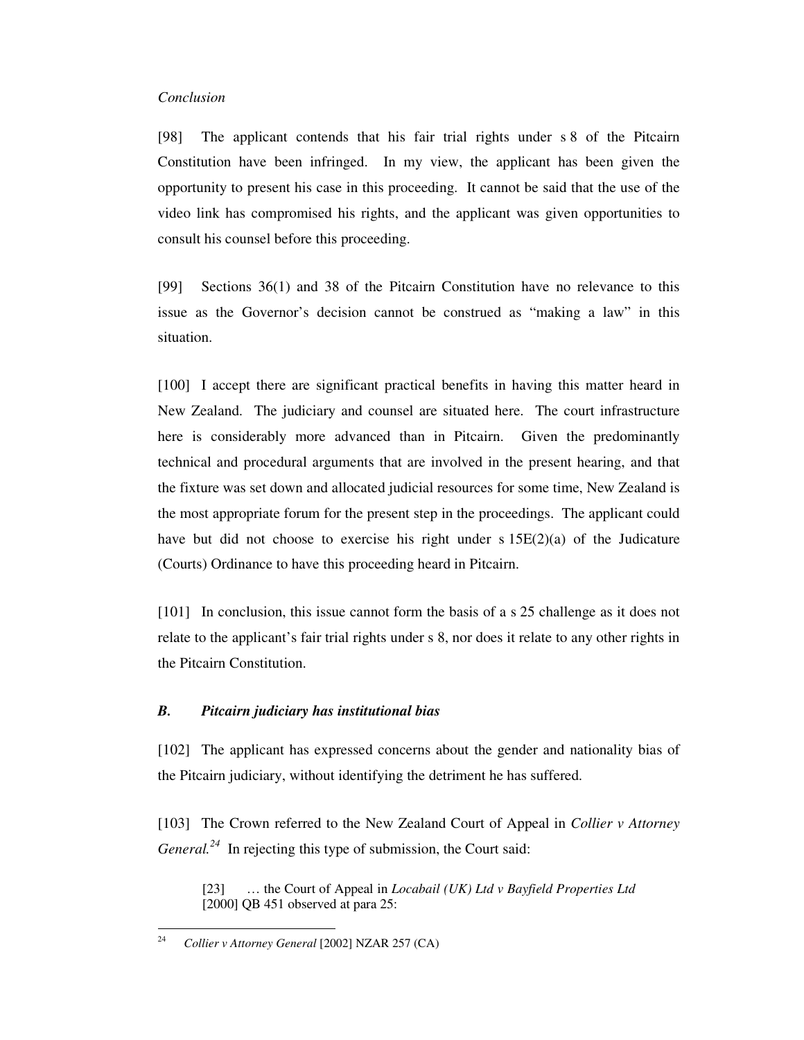*Conclusion*

[98] The applicant contends that his fair trial rights under s 8 of the Pitcairn Constitution have been infringed. In my view, the applicant has been given the opportunity to present his case in this proceeding. It cannot be said that the use of the video link has compromised his rights, and the applicant was given opportunities to consult his counsel before this proceeding.

[99] Sections 36(1) and 38 of the Pitcairn Constitution have no relevance to this issue as the Governor's decision cannot be construed as "making a law" in this situation.

[100] I accept there are significant practical benefits in having this matter heard in New Zealand. The judiciary and counsel are situated here. The court infrastructure here is considerably more advanced than in Pitcairn. Given the predominantly technical and procedural arguments that are involved in the present hearing, and that the fixture was set down and allocated judicial resources for some time, New Zealand is the most appropriate forum for the present step in the proceedings. The applicant could have but did not choose to exercise his right under s 15E(2)(a) of the Judicature (Courts) Ordinance to have this proceeding heard in Pitcairn.

[101] In conclusion, this issue cannot form the basis of a s 25 challenge as it does not relate to the applicant's fair trial rights under s 8, nor does it relate to any other rights in the Pitcairn Constitution.

### *B. Pitcairn judiciary has institutional bias*

[102] The applicant has expressed concerns about the gender and nationality bias of the Pitcairn judiciary, without identifying the detriment he has suffered.

[103] The Crown referred to the New Zealand Court of Appeal in *Collier v Attorney General.*[24] In rejecting this type of submission, the Court said:

> [23] … the Court of Appeal in *Locabail (UK) Ltd v Bayfield Properties Ltd* [2000] QB 451 observed at para 25:

[24] *Collier v Attorney General* [2002] NZAR 257 (CA)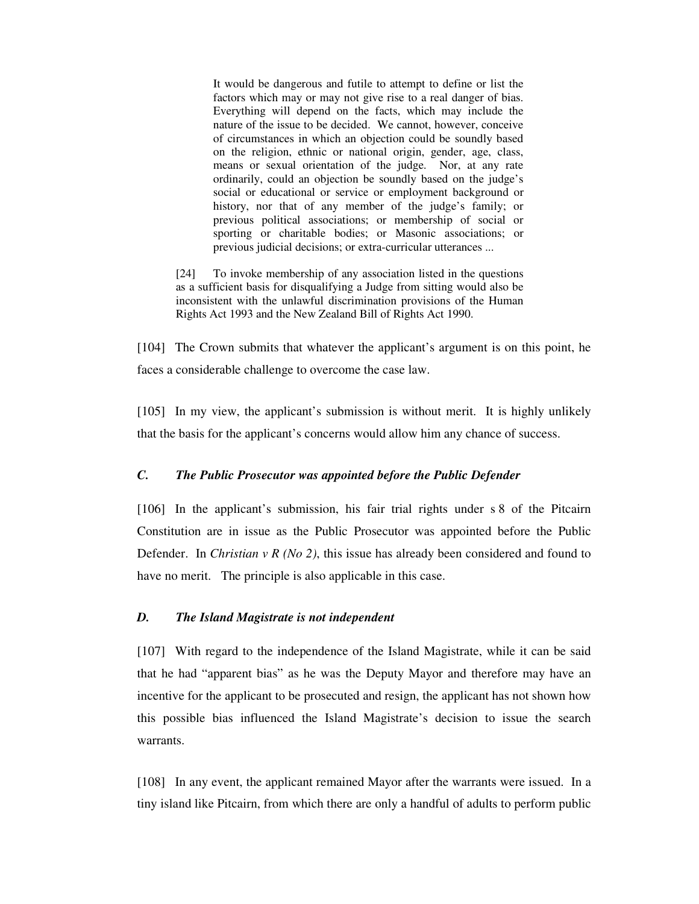> It would be dangerous and futile to attempt to define or list the factors which may or may not give rise to a real danger of bias. Everything will depend on the facts, which may include the nature of the issue to be decided. We cannot, however, conceive of circumstances in which an objection could be soundly based on the religion, ethnic or national origin, gender, age, class, means or sexual orientation of the judge. Nor, at any rate ordinarily, could an objection be soundly based on the judge's social or educational or service or employment background or history, nor that of any member of the judge's family; or previous political associations; or membership of social or sporting or charitable bodies; or Masonic associations; or previous judicial decisions; or extra-curricular utterances ...
>
> [24] To invoke membership of any association listed in the questions as a sufficient basis for disqualifying a Judge from sitting would also be inconsistent with the unlawful discrimination provisions of the Human Rights Act 1993 and the New Zealand Bill of Rights Act 1990.

[104] The Crown submits that whatever the applicant's argument is on this point, he faces a considerable challenge to overcome the case law.

[105] In my view, the applicant's submission is without merit. It is highly unlikely that the basis for the applicant's concerns would allow him any chance of success.

### *C. The Public Prosecutor was appointed before the Public Defender*

[106] In the applicant's submission, his fair trial rights under s 8 of the Pitcairn Constitution are in issue as the Public Prosecutor was appointed before the Public Defender. In *Christian v R (No 2)*, this issue has already been considered and found to have no merit. The principle is also applicable in this case.

### *D. The Island Magistrate is not independent*

[107] With regard to the independence of the Island Magistrate, while it can be said that he had "apparent bias" as he was the Deputy Mayor and therefore may have an incentive for the applicant to be prosecuted and resign, the applicant has not shown how this possible bias influenced the Island Magistrate's decision to issue the search warrants.

[108] In any event, the applicant remained Mayor after the warrants were issued. In a tiny island like Pitcairn, from which there are only a handful of adults to perform public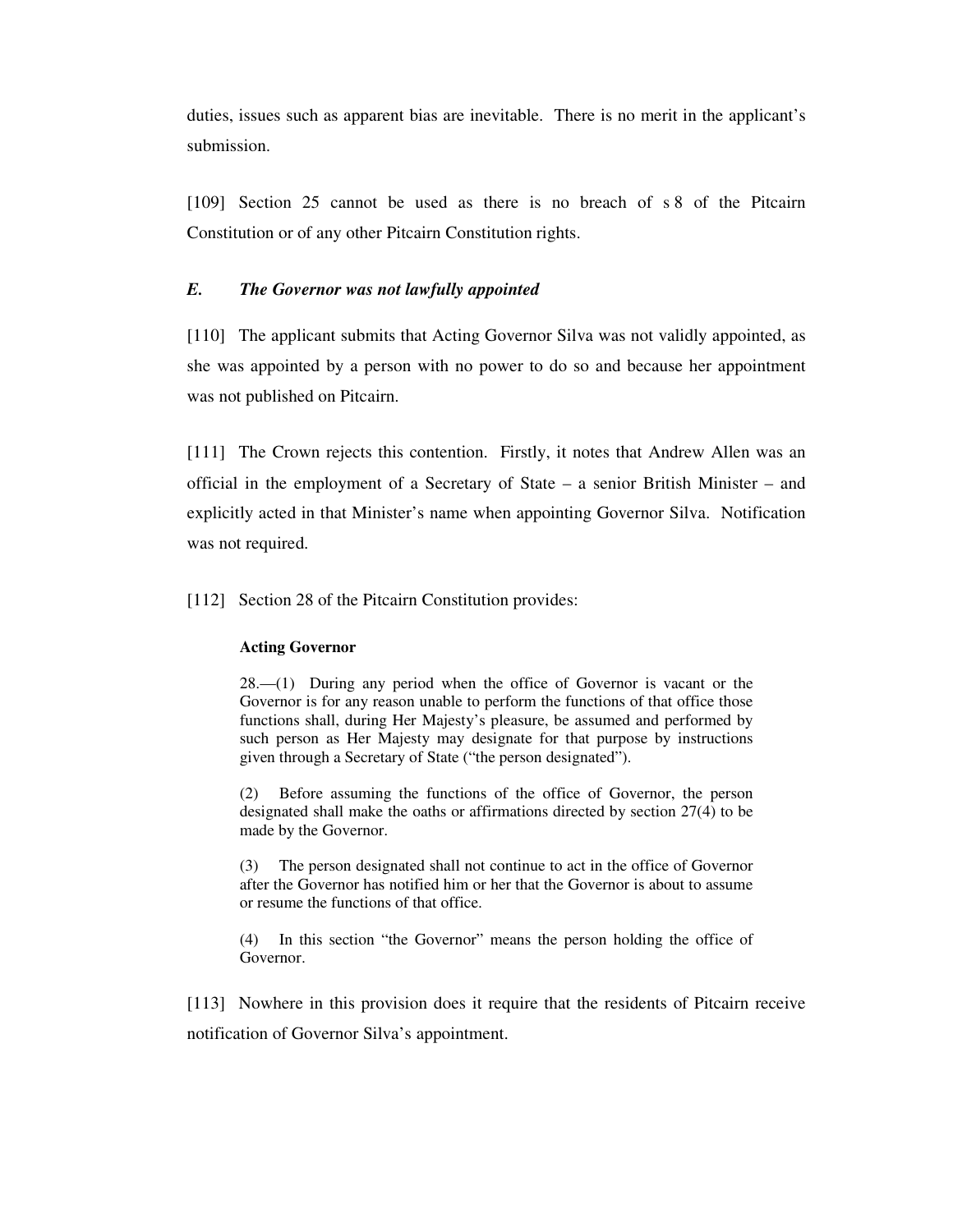duties, issues such as apparent bias are inevitable. There is no merit in the applicant's submission.

[109] Section 25 cannot be used as there is no breach of s 8 of the Pitcairn Constitution or of any other Pitcairn Constitution rights.

### *E. The Governor was not lawfully appointed*

[110] The applicant submits that Acting Governor Silva was not validly appointed, as she was appointed by a person with no power to do so and because her appointment was not published on Pitcairn.

[111] The Crown rejects this contention. Firstly, it notes that Andrew Allen was an official in the employment of a Secretary of State – a senior British Minister – and explicitly acted in that Minister's name when appointing Governor Silva. Notification was not required.

[112] Section 28 of the Pitcairn Constitution provides:

> **Acting Governor**
>
> 28.—(1) During any period when the office of Governor is vacant or the Governor is for any reason unable to perform the functions of that office those functions shall, during Her Majesty's pleasure, be assumed and performed by such person as Her Majesty may designate for that purpose by instructions given through a Secretary of State ("the person designated").
>
> (2) Before assuming the functions of the office of Governor, the person designated shall make the oaths or affirmations directed by section 27(4) to be made by the Governor.
>
> (3) The person designated shall not continue to act in the office of Governor after the Governor has notified him or her that the Governor is about to assume or resume the functions of that office.
>
> (4) In this section "the Governor" means the person holding the office of Governor.

[113] Nowhere in this provision does it require that the residents of Pitcairn receive notification of Governor Silva's appointment.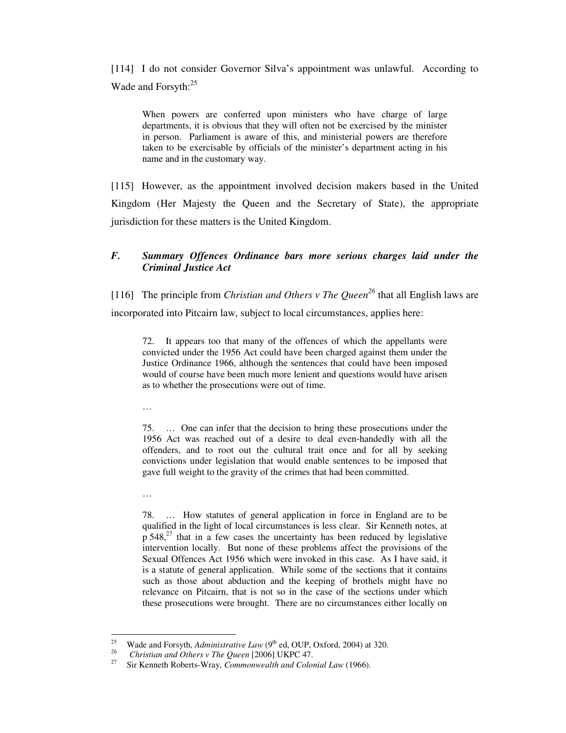[114] I do not consider Governor Silva's appointment was unlawful. According to Wade and Forsyth:[25]

> When powers are conferred upon ministers who have charge of large departments, it is obvious that they will often not be exercised by the minister in person. Parliament is aware of this, and ministerial powers are therefore taken to be exercisable by officials of the minister's department acting in his name and in the customary way.

[115] However, as the appointment involved decision makers based in the United Kingdom (Her Majesty the Queen and the Secretary of State), the appropriate jurisdiction for these matters is the United Kingdom.

### *F. Summary Offences Ordinance bars more serious charges laid under the Criminal Justice Act*

[116] The principle from *Christian and Others v The Queen*[26] that all English laws are incorporated into Pitcairn law, subject to local circumstances, applies here:

> 72. It appears too that many of the offences of which the appellants were convicted under the 1956 Act could have been charged against them under the Justice Ordinance 1966, although the sentences that could have been imposed would of course have been much more lenient and questions would have arisen as to whether the prosecutions were out of time.
>
> …
>
> 75. … One can infer that the decision to bring these prosecutions under the 1956 Act was reached out of a desire to deal even-handedly with all the offenders, and to root out the cultural trait once and for all by seeking convictions under legislation that would enable sentences to be imposed that gave full weight to the gravity of the crimes that had been committed.
>
> …
>
> 78. … How statutes of general application in force in England are to be qualified in the light of local circumstances is less clear. Sir Kenneth notes, at p 548,[27] that in a few cases the uncertainty has been reduced by legislative intervention locally. But none of these problems affect the provisions of the Sexual Offences Act 1956 which were invoked in this case. As I have said, it is a statute of general application. While some of the sections that it contains such as those about abduction and the keeping of brothels might have no relevance on Pitcairn, that is not so in the case of the sections under which these prosecutions were brought. There are no circumstances either locally on

---

[25] Wade and Forsyth, *Administrative Law* (9th ed, OUP, Oxford, 2004) at 320.

[26] *Christian and Others v The Queen* [2006] UKPC 47.

[27] Sir Kenneth Roberts-Wray, *Commonwealth and Colonial Law* (1966).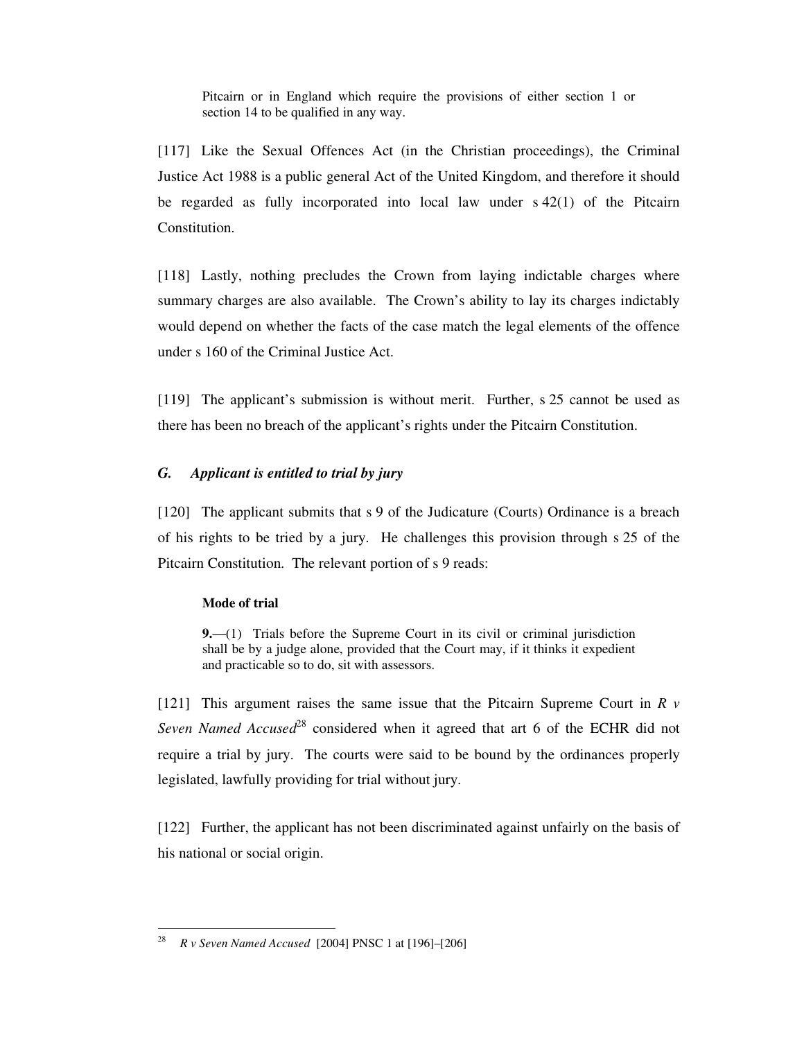> Pitcairn or in England which require the provisions of either section 1 or section 14 to be qualified in any way.

[117] Like the Sexual Offences Act (in the Christian proceedings), the Criminal Justice Act 1988 is a public general Act of the United Kingdom, and therefore it should be regarded as fully incorporated into local law under s 42(1) of the Pitcairn Constitution.

[118] Lastly, nothing precludes the Crown from laying indictable charges where summary charges are also available. The Crown's ability to lay its charges indictably would depend on whether the facts of the case match the legal elements of the offence under s 160 of the Criminal Justice Act.

[119] The applicant's submission is without merit. Further, s 25 cannot be used as there has been no breach of the applicant's rights under the Pitcairn Constitution.

### *G. Applicant is entitled to trial by jury*

[120] The applicant submits that s 9 of the Judicature (Courts) Ordinance is a breach of his rights to be tried by a jury. He challenges this provision through s 25 of the Pitcairn Constitution. The relevant portion of s 9 reads:

> **Mode of trial**
>
> **9.**—(1) Trials before the Supreme Court in its civil or criminal jurisdiction shall be by a judge alone, provided that the Court may, if it thinks it expedient and practicable so to do, sit with assessors.

[121] This argument raises the same issue that the Pitcairn Supreme Court in *R v Seven Named Accused*[28] considered when it agreed that art 6 of the ECHR did not require a trial by jury. The courts were said to be bound by the ordinances properly legislated, lawfully providing for trial without jury.

[122] Further, the applicant has not been discriminated against unfairly on the basis of his national or social origin.

---

[28] *R v Seven Named Accused* [2004] PNSC 1 at [196]–[206]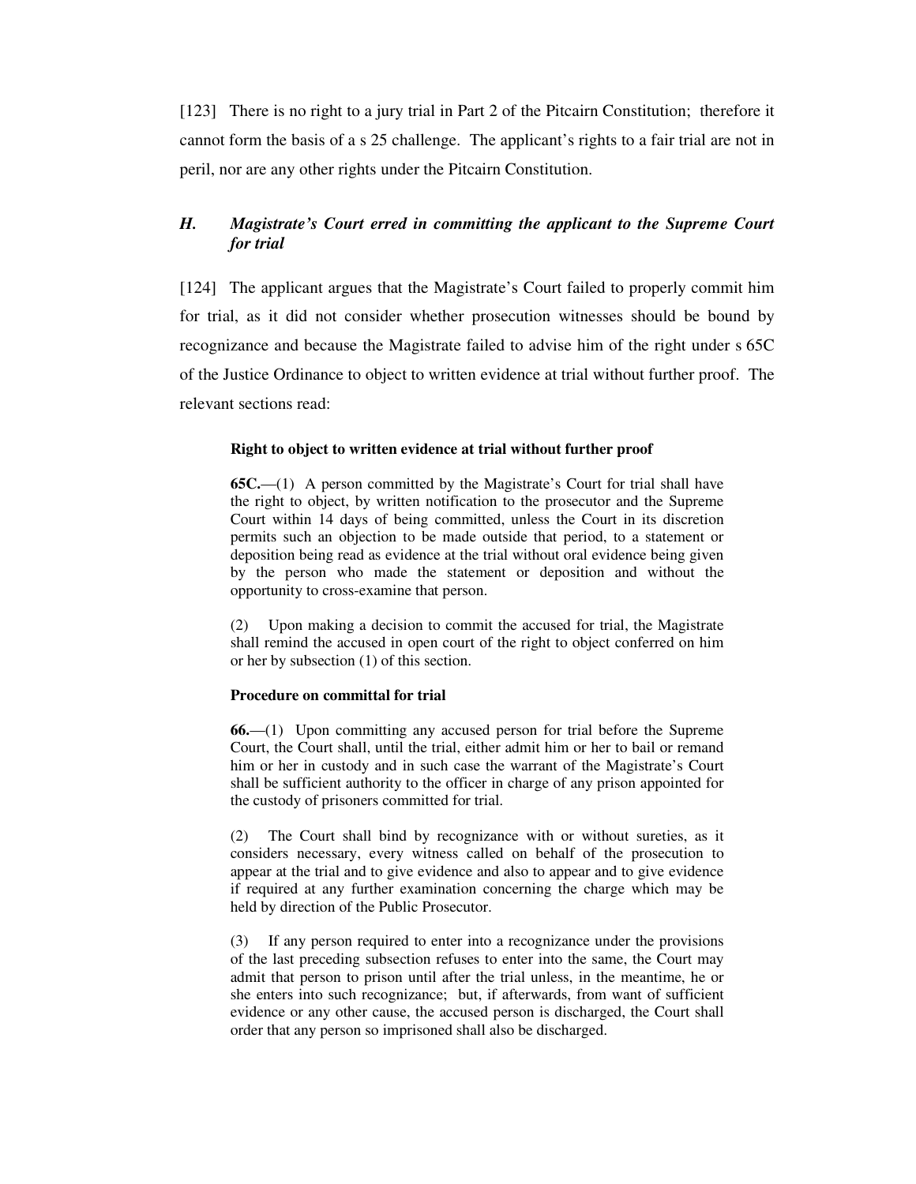[123] There is no right to a jury trial in Part 2 of the Pitcairn Constitution; therefore it cannot form the basis of a s 25 challenge. The applicant's rights to a fair trial are not in peril, nor are any other rights under the Pitcairn Constitution.

### *H. Magistrate's Court erred in committing the applicant to the Supreme Court for trial*

[124] The applicant argues that the Magistrate's Court failed to properly commit him for trial, as it did not consider whether prosecution witnesses should be bound by recognizance and because the Magistrate failed to advise him of the right under s 65C of the Justice Ordinance to object to written evidence at trial without further proof. The relevant sections read:

> **Right to object to written evidence at trial without further proof**
>
> **65C.**—(1) A person committed by the Magistrate's Court for trial shall have the right to object, by written notification to the prosecutor and the Supreme Court within 14 days of being committed, unless the Court in its discretion permits such an objection to be made outside that period, to a statement or deposition being read as evidence at the trial without oral evidence being given by the person who made the statement or deposition and without the opportunity to cross-examine that person.
>
> (2) Upon making a decision to commit the accused for trial, the Magistrate shall remind the accused in open court of the right to object conferred on him or her by subsection (1) of this section.
>
> **Procedure on committal for trial**
>
> **66.**—(1) Upon committing any accused person for trial before the Supreme Court, the Court shall, until the trial, either admit him or her to bail or remand him or her in custody and in such case the warrant of the Magistrate's Court shall be sufficient authority to the officer in charge of any prison appointed for the custody of prisoners committed for trial.
>
> (2) The Court shall bind by recognizance with or without sureties, as it considers necessary, every witness called on behalf of the prosecution to appear at the trial and to give evidence and also to appear and to give evidence if required at any further examination concerning the charge which may be held by direction of the Public Prosecutor.
>
> (3) If any person required to enter into a recognizance under the provisions of the last preceding subsection refuses to enter into the same, the Court may admit that person to prison until after the trial unless, in the meantime, he or she enters into such recognizance; but, if afterwards, from want of sufficient evidence or any other cause, the accused person is discharged, the Court shall order that any person so imprisoned shall also be discharged.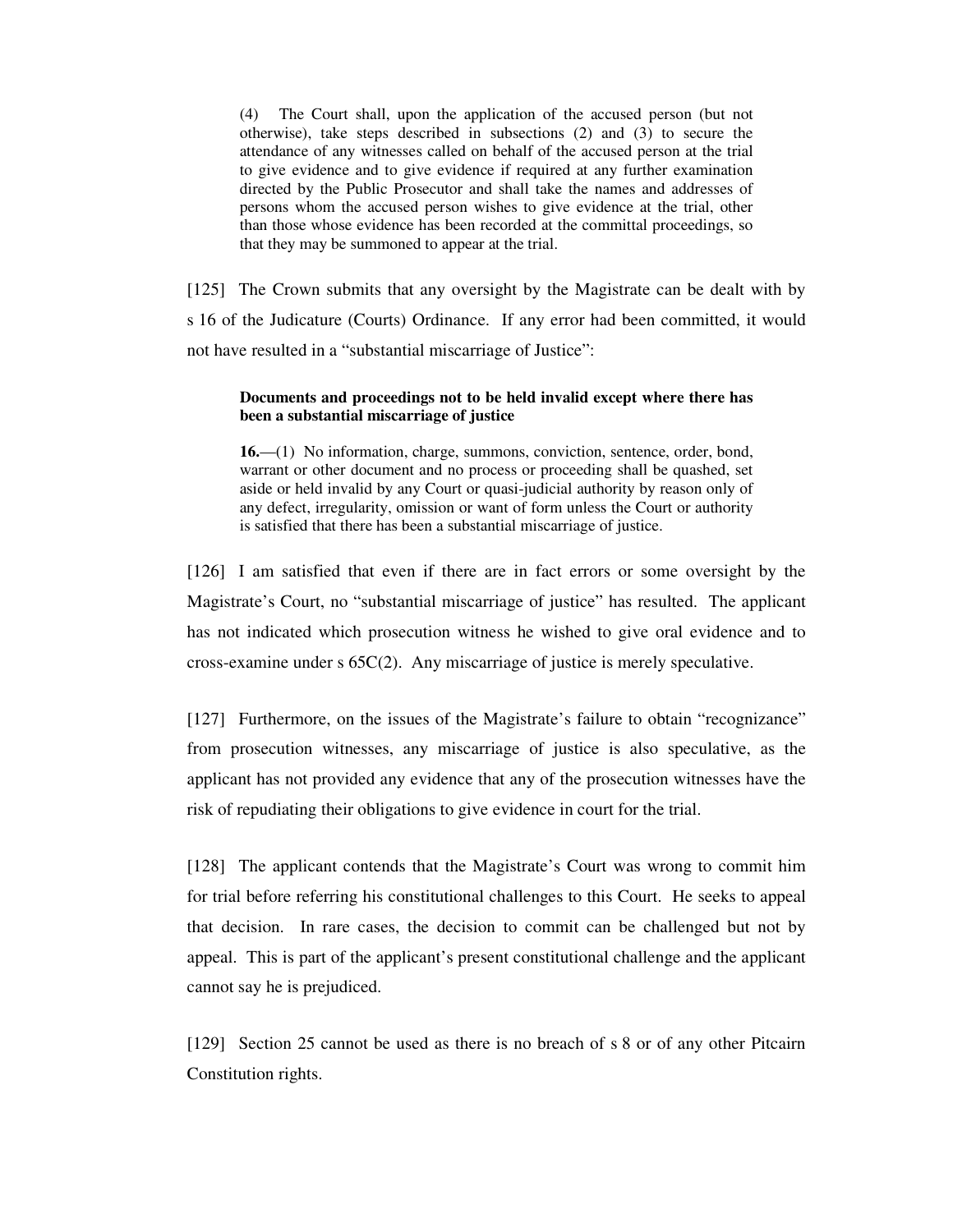> (4) The Court shall, upon the application of the accused person (but not otherwise), take steps described in subsections (2) and (3) to secure the attendance of any witnesses called on behalf of the accused person at the trial to give evidence and to give evidence if required at any further examination directed by the Public Prosecutor and shall take the names and addresses of persons whom the accused person wishes to give evidence at the trial, other than those whose evidence has been recorded at the committal proceedings, so that they may be summoned to appear at the trial.

[125] The Crown submits that any oversight by the Magistrate can be dealt with by s 16 of the Judicature (Courts) Ordinance. If any error had been committed, it would not have resulted in a "substantial miscarriage of Justice":

> **Documents and proceedings not to be held invalid except where there has been a substantial miscarriage of justice**
>
> **16.**—(1) No information, charge, summons, conviction, sentence, order, bond, warrant or other document and no process or proceeding shall be quashed, set aside or held invalid by any Court or quasi-judicial authority by reason only of any defect, irregularity, omission or want of form unless the Court or authority is satisfied that there has been a substantial miscarriage of justice.

[126] I am satisfied that even if there are in fact errors or some oversight by the Magistrate's Court, no "substantial miscarriage of justice" has resulted. The applicant has not indicated which prosecution witness he wished to give oral evidence and to cross-examine under s 65C(2). Any miscarriage of justice is merely speculative.

[127] Furthermore, on the issues of the Magistrate's failure to obtain "recognizance" from prosecution witnesses, any miscarriage of justice is also speculative, as the applicant has not provided any evidence that any of the prosecution witnesses have the risk of repudiating their obligations to give evidence in court for the trial.

[128] The applicant contends that the Magistrate's Court was wrong to commit him for trial before referring his constitutional challenges to this Court. He seeks to appeal that decision. In rare cases, the decision to commit can be challenged but not by appeal. This is part of the applicant's present constitutional challenge and the applicant cannot say he is prejudiced.

[129] Section 25 cannot be used as there is no breach of s 8 or of any other Pitcairn Constitution rights.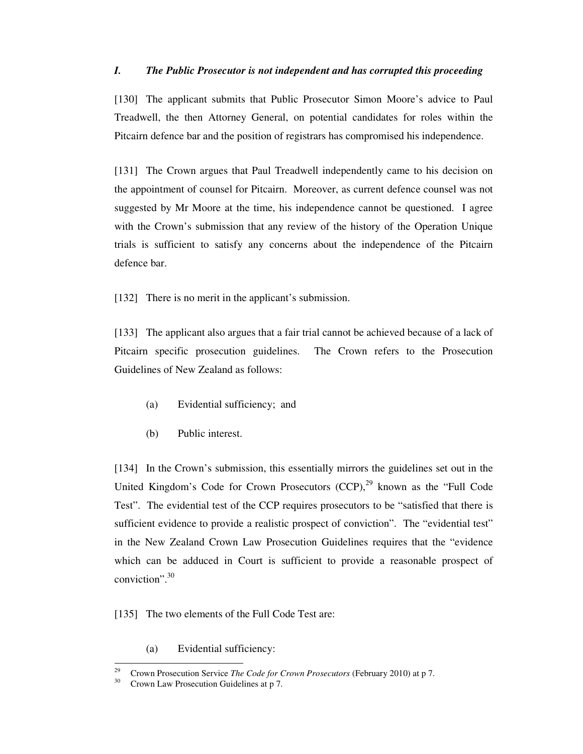### *I. The Public Prosecutor is not independent and has corrupted this proceeding*

[130] The applicant submits that Public Prosecutor Simon Moore's advice to Paul Treadwell, the then Attorney General, on potential candidates for roles within the Pitcairn defence bar and the position of registrars has compromised his independence.

[131] The Crown argues that Paul Treadwell independently came to his decision on the appointment of counsel for Pitcairn. Moreover, as current defence counsel was not suggested by Mr Moore at the time, his independence cannot be questioned. I agree with the Crown's submission that any review of the history of the Operation Unique trials is sufficient to satisfy any concerns about the independence of the Pitcairn defence bar.

[132] There is no merit in the applicant's submission.

[133] The applicant also argues that a fair trial cannot be achieved because of a lack of Pitcairn specific prosecution guidelines. The Crown refers to the Prosecution Guidelines of New Zealand as follows:

(a) Evidential sufficiency; and

(b) Public interest.

[134] In the Crown's submission, this essentially mirrors the guidelines set out in the United Kingdom's Code for Crown Prosecutors (CCP),[29] known as the "Full Code Test". The evidential test of the CCP requires prosecutors to be "satisfied that there is sufficient evidence to provide a realistic prospect of conviction". The "evidential test" in the New Zealand Crown Law Prosecution Guidelines requires that the "evidence which can be adduced in Court is sufficient to provide a reasonable prospect of conviction".[30]

[135] The two elements of the Full Code Test are:

(a) Evidential sufficiency:

---

[29] Crown Prosecution Service *The Code for Crown Prosecutors* (February 2010) at p 7.

[30] Crown Law Prosecution Guidelines at p 7.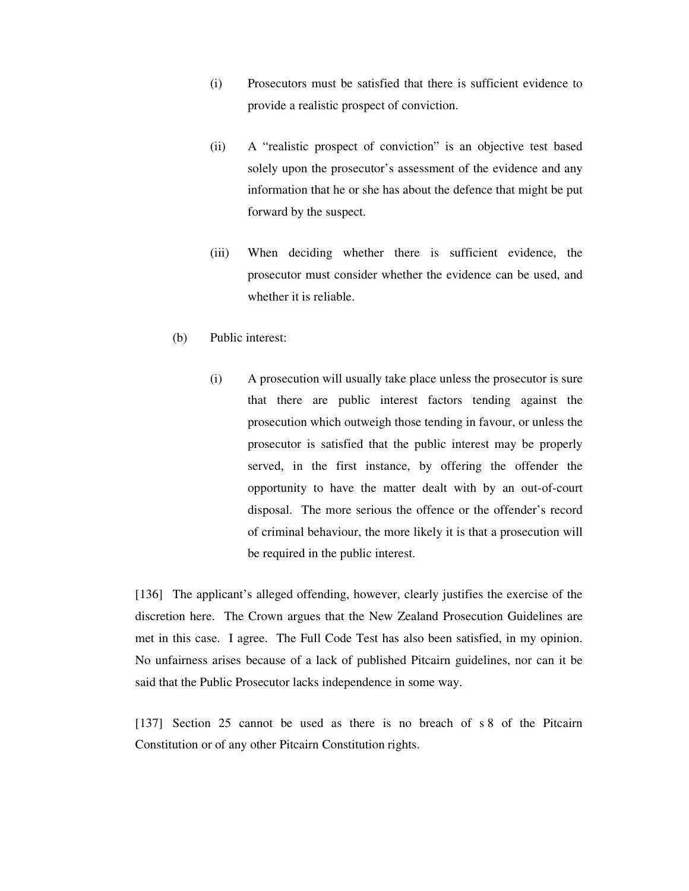(i) Prosecutors must be satisfied that there is sufficient evidence to provide a realistic prospect of conviction.

(ii) A "realistic prospect of conviction" is an objective test based solely upon the prosecutor's assessment of the evidence and any information that he or she has about the defence that might be put forward by the suspect.

(iii) When deciding whether there is sufficient evidence, the prosecutor must consider whether the evidence can be used, and whether it is reliable.

(b) Public interest:

(i) A prosecution will usually take place unless the prosecutor is sure that there are public interest factors tending against the prosecution which outweigh those tending in favour, or unless the prosecutor is satisfied that the public interest may be properly served, in the first instance, by offering the offender the opportunity to have the matter dealt with by an out-of-court disposal. The more serious the offence or the offender's record of criminal behaviour, the more likely it is that a prosecution will be required in the public interest.

[136] The applicant's alleged offending, however, clearly justifies the exercise of the discretion here. The Crown argues that the New Zealand Prosecution Guidelines are met in this case. I agree. The Full Code Test has also been satisfied, in my opinion. No unfairness arises because of a lack of published Pitcairn guidelines, nor can it be said that the Public Prosecutor lacks independence in some way.

[137] Section 25 cannot be used as there is no breach of s 8 of the Pitcairn Constitution or of any other Pitcairn Constitution rights.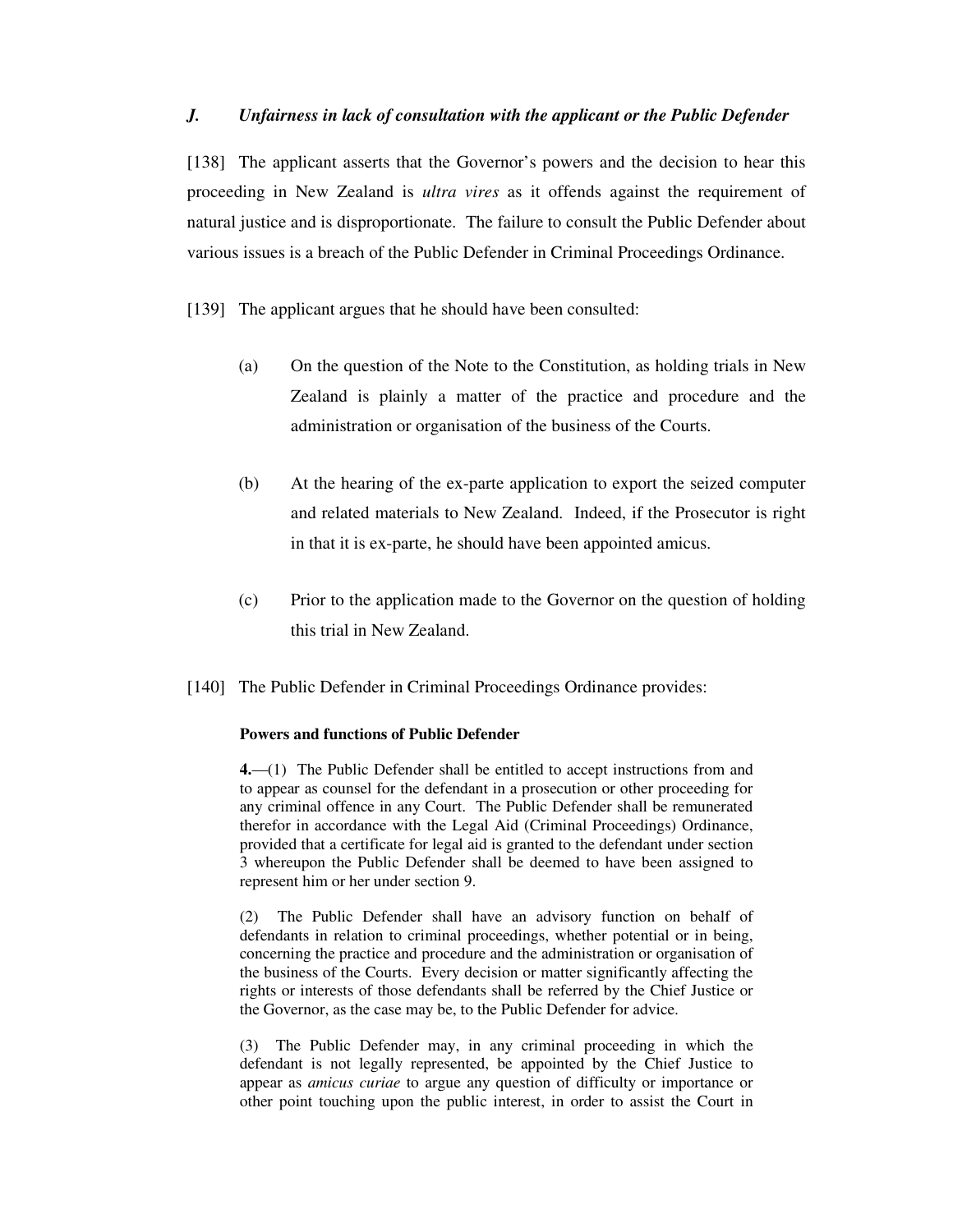### *J. Unfairness in lack of consultation with the applicant or the Public Defender*

[138] The applicant asserts that the Governor's powers and the decision to hear this proceeding in New Zealand is *ultra vires* as it offends against the requirement of natural justice and is disproportionate. The failure to consult the Public Defender about various issues is a breach of the Public Defender in Criminal Proceedings Ordinance.

[139] The applicant argues that he should have been consulted:

(a) On the question of the Note to the Constitution, as holding trials in New Zealand is plainly a matter of the practice and procedure and the administration or organisation of the business of the Courts.

(b) At the hearing of the ex-parte application to export the seized computer and related materials to New Zealand. Indeed, if the Prosecutor is right in that it is ex-parte, he should have been appointed amicus.

(c) Prior to the application made to the Governor on the question of holding this trial in New Zealand.

[140] The Public Defender in Criminal Proceedings Ordinance provides:

> **Powers and functions of Public Defender**
>
> **4.**—(1) The Public Defender shall be entitled to accept instructions from and to appear as counsel for the defendant in a prosecution or other proceeding for any criminal offence in any Court. The Public Defender shall be remunerated therefor in accordance with the Legal Aid (Criminal Proceedings) Ordinance, provided that a certificate for legal aid is granted to the defendant under section 3 whereupon the Public Defender shall be deemed to have been assigned to represent him or her under section 9.
>
> (2) The Public Defender shall have an advisory function on behalf of defendants in relation to criminal proceedings, whether potential or in being, concerning the practice and procedure and the administration or organisation of the business of the Courts. Every decision or matter significantly affecting the rights or interests of those defendants shall be referred by the Chief Justice or the Governor, as the case may be, to the Public Defender for advice.
>
> (3) The Public Defender may, in any criminal proceeding in which the defendant is not legally represented, be appointed by the Chief Justice to appear as *amicus curiae* to argue any question of difficulty or importance or other point touching upon the public interest, in order to assist the Court in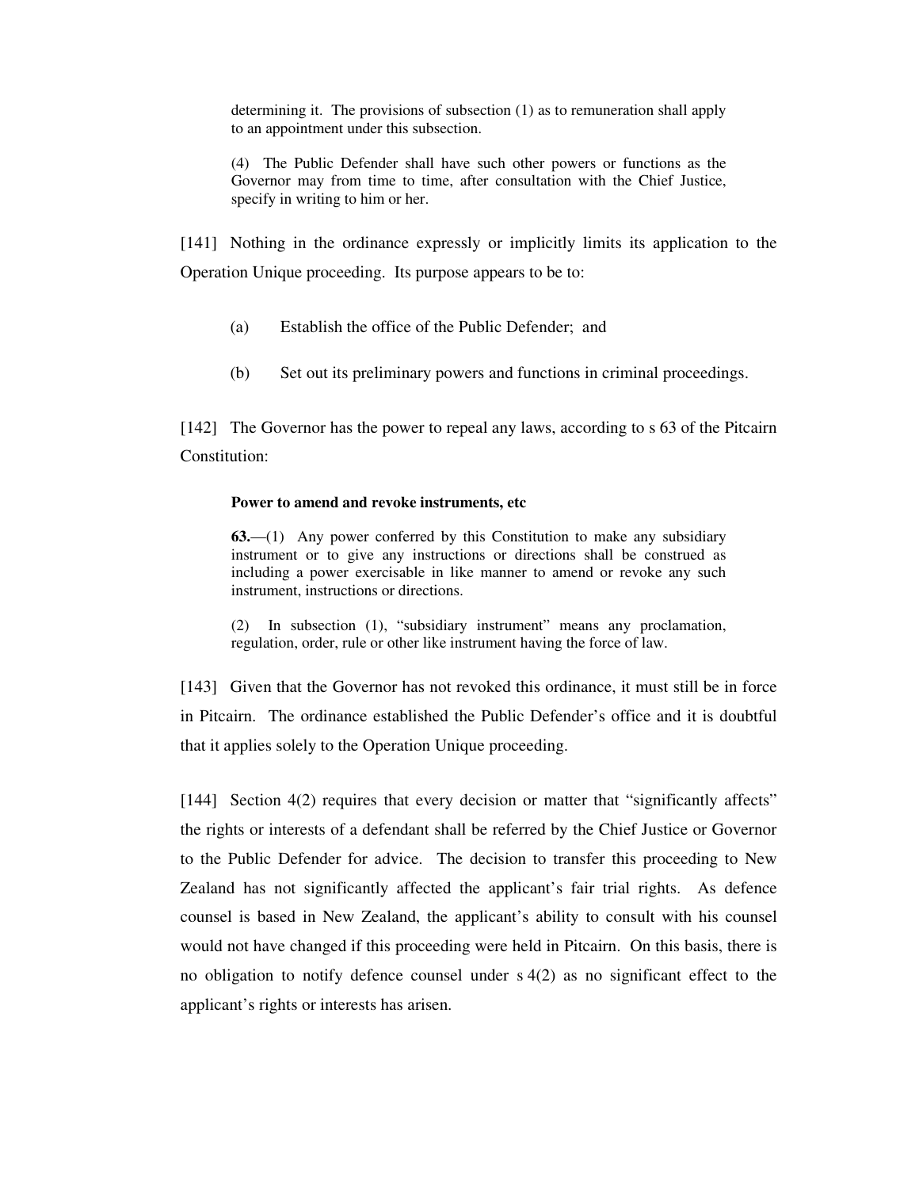> determining it. The provisions of subsection (1) as to remuneration shall apply to an appointment under this subsection.
>
> (4) The Public Defender shall have such other powers or functions as the Governor may from time to time, after consultation with the Chief Justice, specify in writing to him or her.

[141] Nothing in the ordinance expressly or implicitly limits its application to the Operation Unique proceeding. Its purpose appears to be to:

(a) Establish the office of the Public Defender; and

(b) Set out its preliminary powers and functions in criminal proceedings.

[142] The Governor has the power to repeal any laws, according to s 63 of the Pitcairn Constitution:

> **Power to amend and revoke instruments, etc**
>
> **63.**—(1) Any power conferred by this Constitution to make any subsidiary instrument or to give any instructions or directions shall be construed as including a power exercisable in like manner to amend or revoke any such instrument, instructions or directions.
>
> (2) In subsection (1), "subsidiary instrument" means any proclamation, regulation, order, rule or other like instrument having the force of law.

[143] Given that the Governor has not revoked this ordinance, it must still be in force in Pitcairn. The ordinance established the Public Defender's office and it is doubtful that it applies solely to the Operation Unique proceeding.

[144] Section 4(2) requires that every decision or matter that "significantly affects" the rights or interests of a defendant shall be referred by the Chief Justice or Governor to the Public Defender for advice. The decision to transfer this proceeding to New Zealand has not significantly affected the applicant's fair trial rights. As defence counsel is based in New Zealand, the applicant's ability to consult with his counsel would not have changed if this proceeding were held in Pitcairn. On this basis, there is no obligation to notify defence counsel under s 4(2) as no significant effect to the applicant's rights or interests has arisen.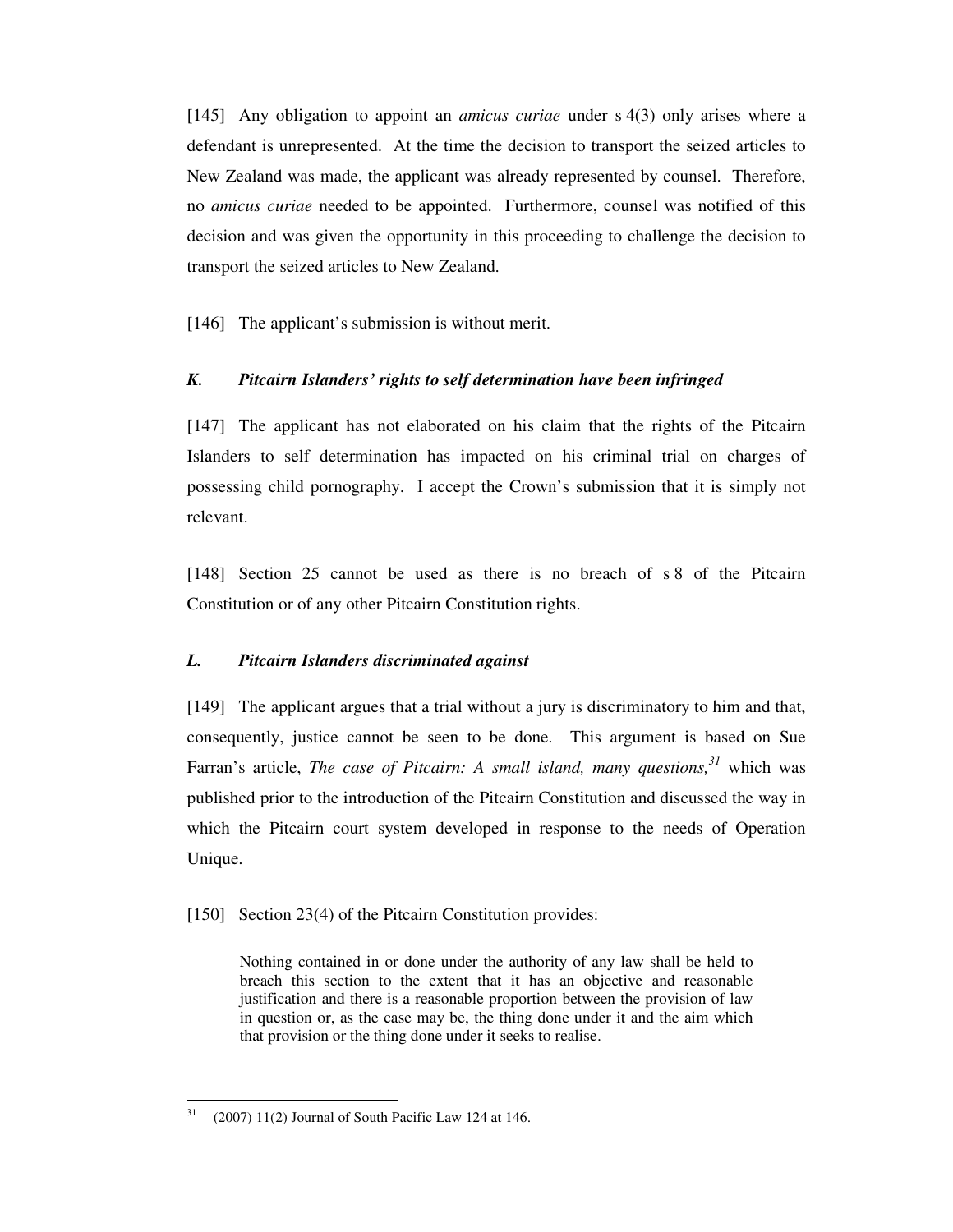[145] Any obligation to appoint an *amicus curiae* under s 4(3) only arises where a defendant is unrepresented. At the time the decision to transport the seized articles to New Zealand was made, the applicant was already represented by counsel. Therefore, no *amicus curiae* needed to be appointed. Furthermore, counsel was notified of this decision and was given the opportunity in this proceeding to challenge the decision to transport the seized articles to New Zealand.

[146] The applicant's submission is without merit.

### *K. Pitcairn Islanders' rights to self determination have been infringed*

[147] The applicant has not elaborated on his claim that the rights of the Pitcairn Islanders to self determination has impacted on his criminal trial on charges of possessing child pornography. I accept the Crown's submission that it is simply not relevant.

[148] Section 25 cannot be used as there is no breach of s 8 of the Pitcairn Constitution or of any other Pitcairn Constitution rights.

### *L. Pitcairn Islanders discriminated against*

[149] The applicant argues that a trial without a jury is discriminatory to him and that, consequently, justice cannot be seen to be done. This argument is based on Sue Farran's article, *The case of Pitcairn: A small island, many questions,*[31] which was published prior to the introduction of the Pitcairn Constitution and discussed the way in which the Pitcairn court system developed in response to the needs of Operation Unique.

[150] Section 23(4) of the Pitcairn Constitution provides:

> Nothing contained in or done under the authority of any law shall be held to breach this section to the extent that it has an objective and reasonable justification and there is a reasonable proportion between the provision of law in question or, as the case may be, the thing done under it and the aim which that provision or the thing done under it seeks to realise.

---

[31] (2007) 11(2) Journal of South Pacific Law 124 at 146.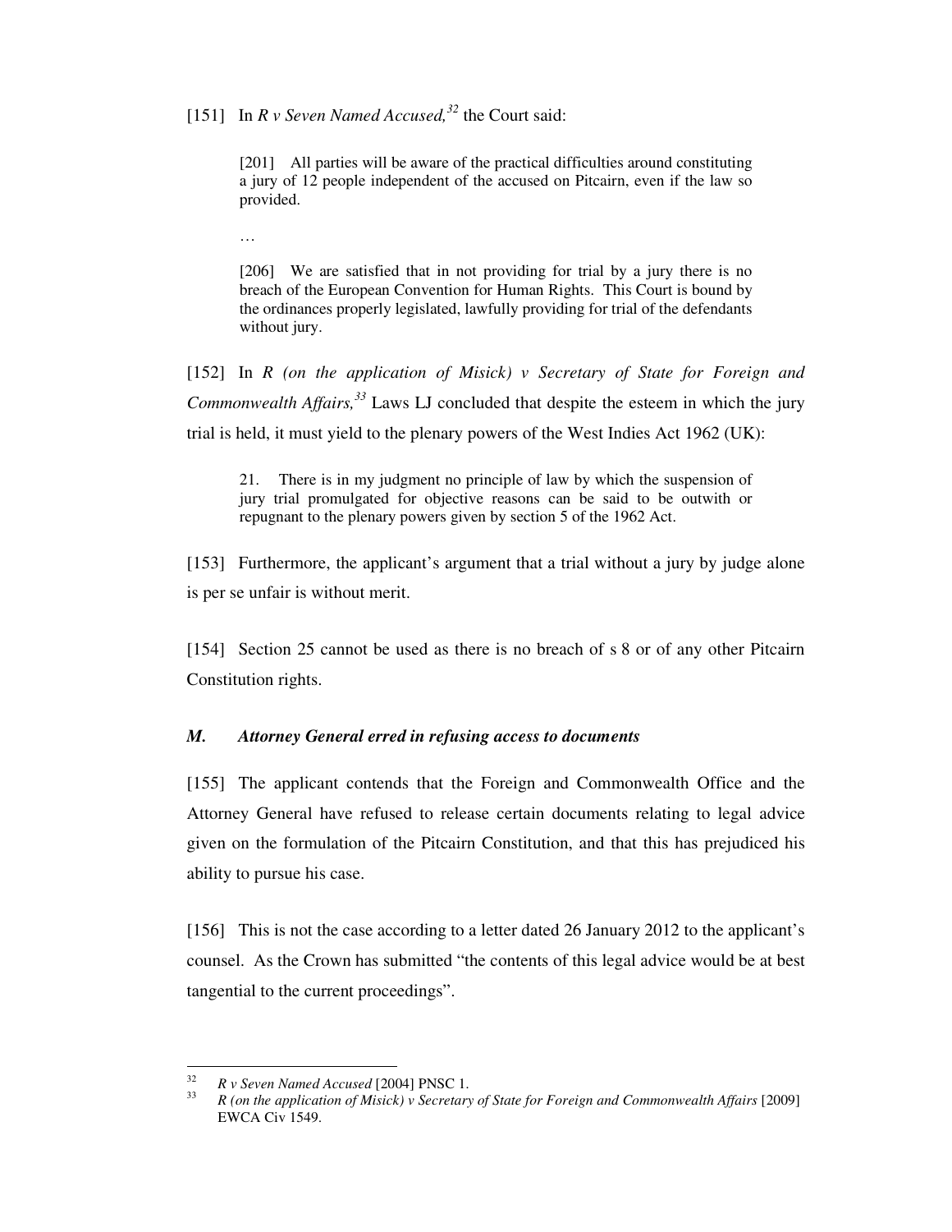[151] In *R v Seven Named Accused,*[32] the Court said:

> [201] All parties will be aware of the practical difficulties around constituting a jury of 12 people independent of the accused on Pitcairn, even if the law so provided.
>
> …
>
> [206] We are satisfied that in not providing for trial by a jury there is no breach of the European Convention for Human Rights. This Court is bound by the ordinances properly legislated, lawfully providing for trial of the defendants without jury.

[152] In *R (on the application of Misick) v Secretary of State for Foreign and Commonwealth Affairs,*[33] Laws LJ concluded that despite the esteem in which the jury trial is held, it must yield to the plenary powers of the West Indies Act 1962 (UK):

> 21. There is in my judgment no principle of law by which the suspension of jury trial promulgated for objective reasons can be said to be outwith or repugnant to the plenary powers given by section 5 of the 1962 Act.

[153] Furthermore, the applicant's argument that a trial without a jury by judge alone is per se unfair is without merit.

[154] Section 25 cannot be used as there is no breach of s 8 or of any other Pitcairn Constitution rights.

### *M. Attorney General erred in refusing access to documents*

[155] The applicant contends that the Foreign and Commonwealth Office and the Attorney General have refused to release certain documents relating to legal advice given on the formulation of the Pitcairn Constitution, and that this has prejudiced his ability to pursue his case.

[156] This is not the case according to a letter dated 26 January 2012 to the applicant's counsel. As the Crown has submitted "the contents of this legal advice would be at best tangential to the current proceedings".

---

[32] *R v Seven Named Accused* [2004] PNSC 1.

[33] *R (on the application of Misick) v Secretary of State for Foreign and Commonwealth Affairs* [2009] EWCA Civ 1549.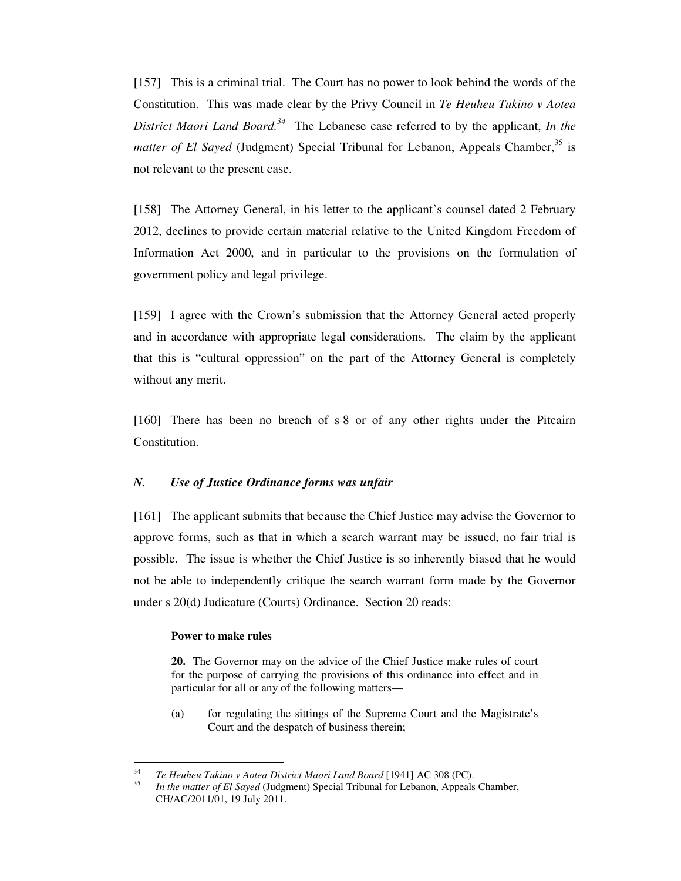[157] This is a criminal trial. The Court has no power to look behind the words of the Constitution. This was made clear by the Privy Council in *Te Heuheu Tukino v Aotea District Maori Land Board.*[34] The Lebanese case referred to by the applicant, *In the matter of El Sayed* (Judgment) Special Tribunal for Lebanon, Appeals Chamber,[35] is not relevant to the present case.

[158] The Attorney General, in his letter to the applicant's counsel dated 2 February 2012, declines to provide certain material relative to the United Kingdom Freedom of Information Act 2000, and in particular to the provisions on the formulation of government policy and legal privilege.

[159] I agree with the Crown's submission that the Attorney General acted properly and in accordance with appropriate legal considerations. The claim by the applicant that this is "cultural oppression" on the part of the Attorney General is completely without any merit.

[160] There has been no breach of s 8 or of any other rights under the Pitcairn Constitution.

### *N. Use of Justice Ordinance forms was unfair*

[161] The applicant submits that because the Chief Justice may advise the Governor to approve forms, such as that in which a search warrant may be issued, no fair trial is possible. The issue is whether the Chief Justice is so inherently biased that he would not be able to independently critique the search warrant form made by the Governor under s 20(d) Judicature (Courts) Ordinance. Section 20 reads:

> **Power to make rules**
>
> **20.** The Governor may on the advice of the Chief Justice make rules of court for the purpose of carrying the provisions of this ordinance into effect and in particular for all or any of the following matters—
>
> (a) for regulating the sittings of the Supreme Court and the Magistrate's Court and the despatch of business therein;

---

[34] *Te Heuheu Tukino v Aotea District Maori Land Board* [1941] AC 308 (PC).

[35] *In the matter of El Sayed* (Judgment) Special Tribunal for Lebanon, Appeals Chamber, CH/AC/2011/01, 19 July 2011.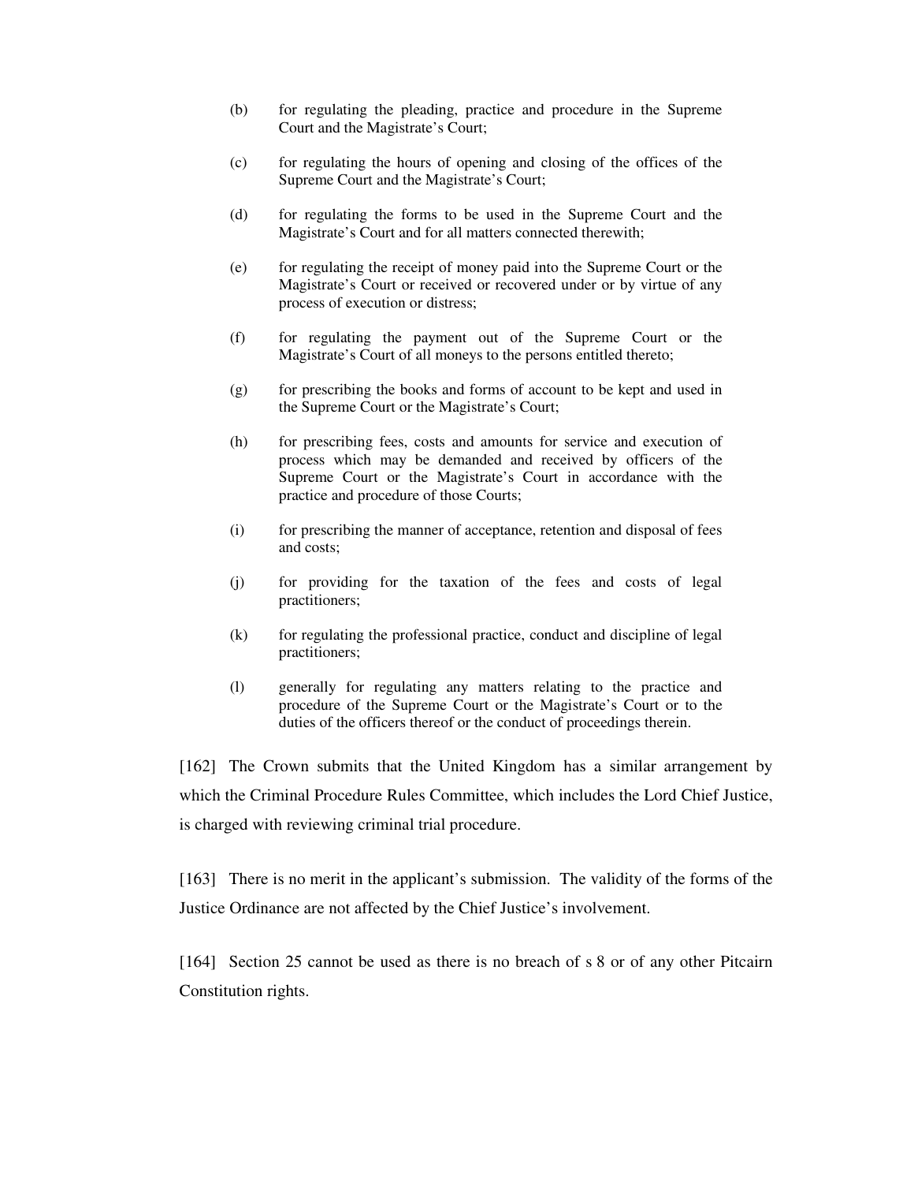(b) for regulating the pleading, practice and procedure in the Supreme Court and the Magistrate's Court;

(c) for regulating the hours of opening and closing of the offices of the Supreme Court and the Magistrate's Court;

(d) for regulating the forms to be used in the Supreme Court and the Magistrate's Court and for all matters connected therewith;

(e) for regulating the receipt of money paid into the Supreme Court or the Magistrate's Court or received or recovered under or by virtue of any process of execution or distress;

(f) for regulating the payment out of the Supreme Court or the Magistrate's Court of all moneys to the persons entitled thereto;

(g) for prescribing the books and forms of account to be kept and used in the Supreme Court or the Magistrate's Court;

(h) for prescribing fees, costs and amounts for service and execution of process which may be demanded and received by officers of the Supreme Court or the Magistrate's Court in accordance with the practice and procedure of those Courts;

(i) for prescribing the manner of acceptance, retention and disposal of fees and costs;

(j) for providing for the taxation of the fees and costs of legal practitioners;

(k) for regulating the professional practice, conduct and discipline of legal practitioners;

(l) generally for regulating any matters relating to the practice and procedure of the Supreme Court or the Magistrate's Court or to the duties of the officers thereof or the conduct of proceedings therein.

[162] The Crown submits that the United Kingdom has a similar arrangement by which the Criminal Procedure Rules Committee, which includes the Lord Chief Justice, is charged with reviewing criminal trial procedure.

[163] There is no merit in the applicant's submission. The validity of the forms of the Justice Ordinance are not affected by the Chief Justice's involvement.

[164] Section 25 cannot be used as there is no breach of s 8 or of any other Pitcairn Constitution rights.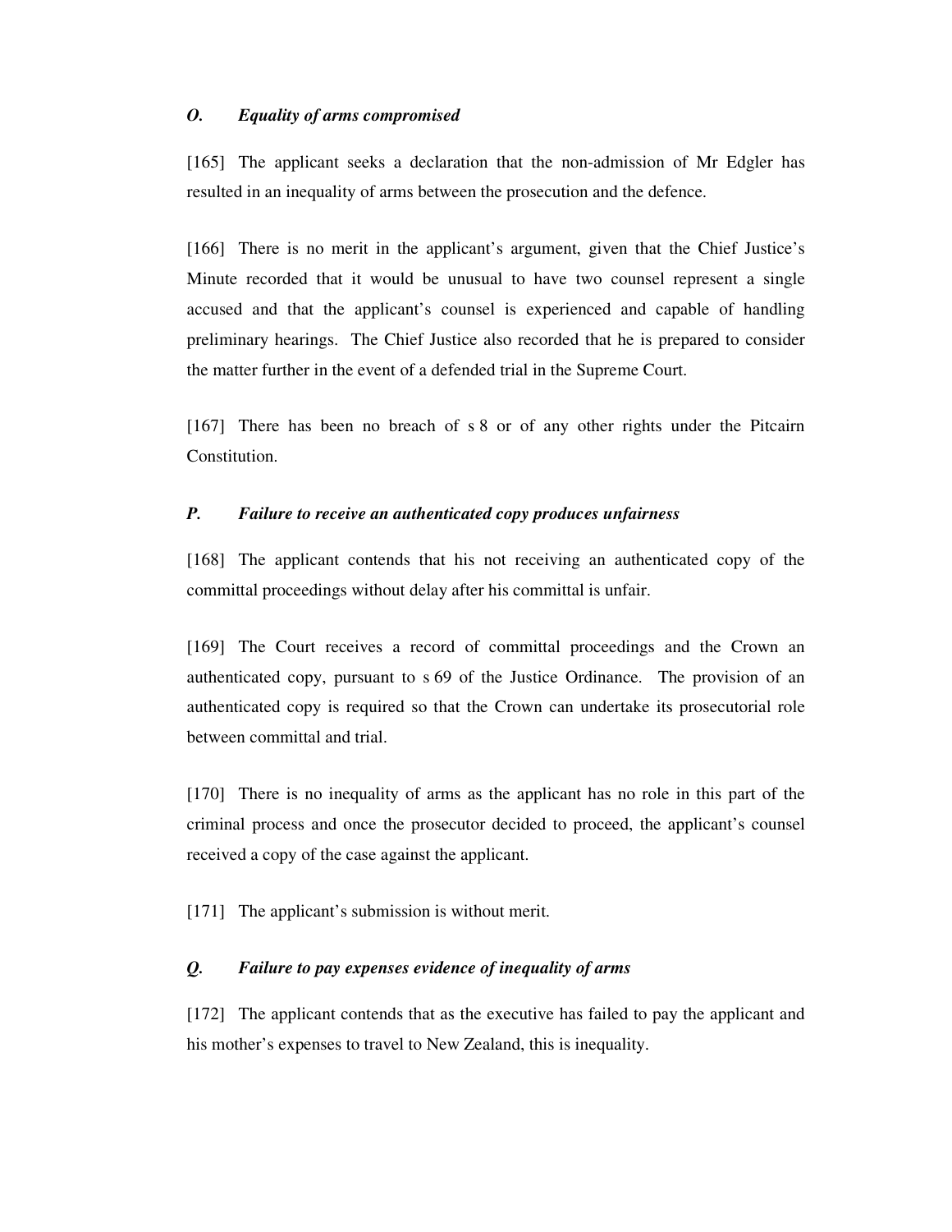### *O. Equality of arms compromised*

[165] The applicant seeks a declaration that the non-admission of Mr Edgler has resulted in an inequality of arms between the prosecution and the defence.

[166] There is no merit in the applicant's argument, given that the Chief Justice's Minute recorded that it would be unusual to have two counsel represent a single accused and that the applicant's counsel is experienced and capable of handling preliminary hearings. The Chief Justice also recorded that he is prepared to consider the matter further in the event of a defended trial in the Supreme Court.

[167] There has been no breach of s 8 or of any other rights under the Pitcairn Constitution.

### *P. Failure to receive an authenticated copy produces unfairness*

[168] The applicant contends that his not receiving an authenticated copy of the committal proceedings without delay after his committal is unfair.

[169] The Court receives a record of committal proceedings and the Crown an authenticated copy, pursuant to s 69 of the Justice Ordinance. The provision of an authenticated copy is required so that the Crown can undertake its prosecutorial role between committal and trial.

[170] There is no inequality of arms as the applicant has no role in this part of the criminal process and once the prosecutor decided to proceed, the applicant's counsel received a copy of the case against the applicant.

[171] The applicant's submission is without merit.

### *Q. Failure to pay expenses evidence of inequality of arms*

[172] The applicant contends that as the executive has failed to pay the applicant and his mother's expenses to travel to New Zealand, this is inequality.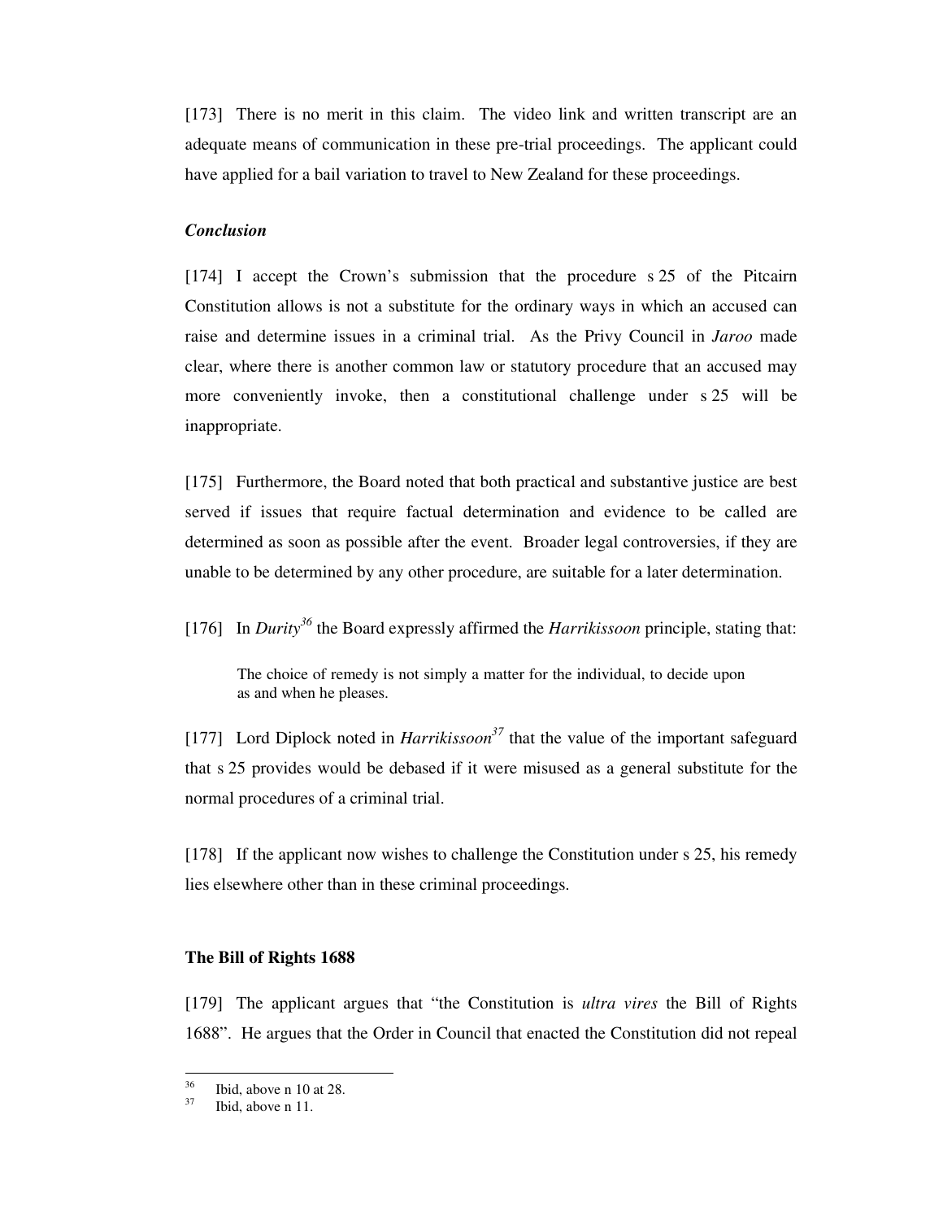[173] There is no merit in this claim. The video link and written transcript are an adequate means of communication in these pre-trial proceedings. The applicant could have applied for a bail variation to travel to New Zealand for these proceedings.

### *Conclusion*

[174] I accept the Crown's submission that the procedure s 25 of the Pitcairn Constitution allows is not a substitute for the ordinary ways in which an accused can raise and determine issues in a criminal trial. As the Privy Council in *Jaroo* made clear, where there is another common law or statutory procedure that an accused may more conveniently invoke, then a constitutional challenge under s 25 will be inappropriate.

[175] Furthermore, the Board noted that both practical and substantive justice are best served if issues that require factual determination and evidence to be called are determined as soon as possible after the event. Broader legal controversies, if they are unable to be determined by any other procedure, are suitable for a later determination.

[176] In *Durity*[36] the Board expressly affirmed the *Harrikissoon* principle, stating that:

> The choice of remedy is not simply a matter for the individual, to decide upon as and when he pleases.

[177] Lord Diplock noted in *Harrikissoon*[37] that the value of the important safeguard that s 25 provides would be debased if it were misused as a general substitute for the normal procedures of a criminal trial.

[178] If the applicant now wishes to challenge the Constitution under s 25, his remedy lies elsewhere other than in these criminal proceedings.

## The Bill of Rights 1688

[179] The applicant argues that "the Constitution is *ultra vires* the Bill of Rights 1688". He argues that the Order in Council that enacted the Constitution did not repeal

---

[36] Ibid, above n 10 at 28.

[37] Ibid, above n 11.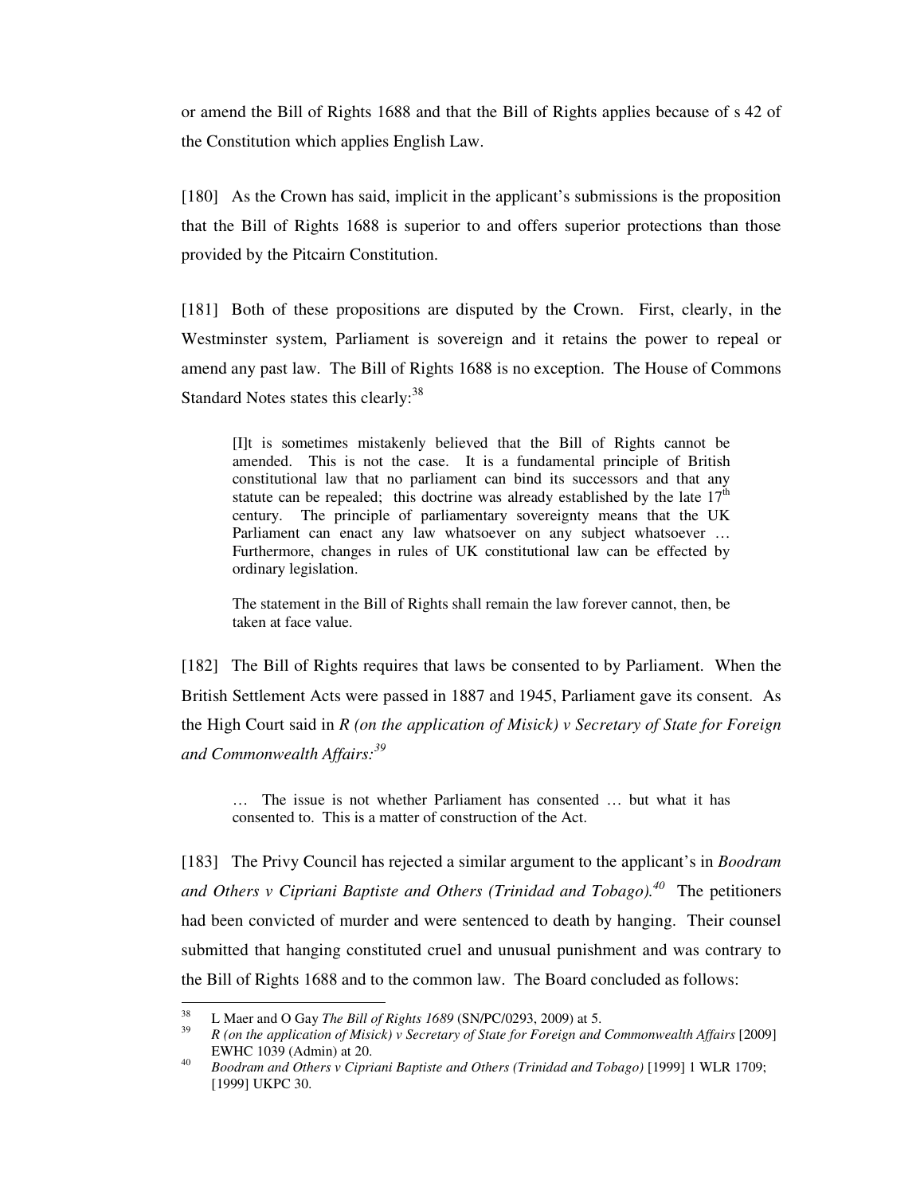or amend the Bill of Rights 1688 and that the Bill of Rights applies because of s 42 of the Constitution which applies English Law.

[180] As the Crown has said, implicit in the applicant's submissions is the proposition that the Bill of Rights 1688 is superior to and offers superior protections than those provided by the Pitcairn Constitution.

[181] Both of these propositions are disputed by the Crown. First, clearly, in the Westminster system, Parliament is sovereign and it retains the power to repeal or amend any past law. The Bill of Rights 1688 is no exception. The House of Commons Standard Notes states this clearly:[38]

> [I]t is sometimes mistakenly believed that the Bill of Rights cannot be amended. This is not the case. It is a fundamental principle of British constitutional law that no parliament can bind its successors and that any statute can be repealed; this doctrine was already established by the late 17th century. The principle of parliamentary sovereignty means that the UK Parliament can enact any law whatsoever on any subject whatsoever … Furthermore, changes in rules of UK constitutional law can be effected by ordinary legislation.
>
> The statement in the Bill of Rights shall remain the law forever cannot, then, be taken at face value.

[182] The Bill of Rights requires that laws be consented to by Parliament. When the British Settlement Acts were passed in 1887 and 1945, Parliament gave its consent. As the High Court said in *R (on the application of Misick) v Secretary of State for Foreign and Commonwealth Affairs:*[39]

> … The issue is not whether Parliament has consented … but what it has consented to. This is a matter of construction of the Act.

[183] The Privy Council has rejected a similar argument to the applicant's in *Boodram and Others v Cipriani Baptiste and Others (Trinidad and Tobago).*[40] The petitioners had been convicted of murder and were sentenced to death by hanging. Their counsel submitted that hanging constituted cruel and unusual punishment and was contrary to the Bill of Rights 1688 and to the common law. The Board concluded as follows:

---

[38] L Maer and O Gay *The Bill of Rights 1689* (SN/PC/0293, 2009) at 5.

[39] *R (on the application of Misick) v Secretary of State for Foreign and Commonwealth Affairs* [2009] EWHC 1039 (Admin) at 20.

[40] *Boodram and Others v Cipriani Baptiste and Others (Trinidad and Tobago)* [1999] 1 WLR 1709; [1999] UKPC 30.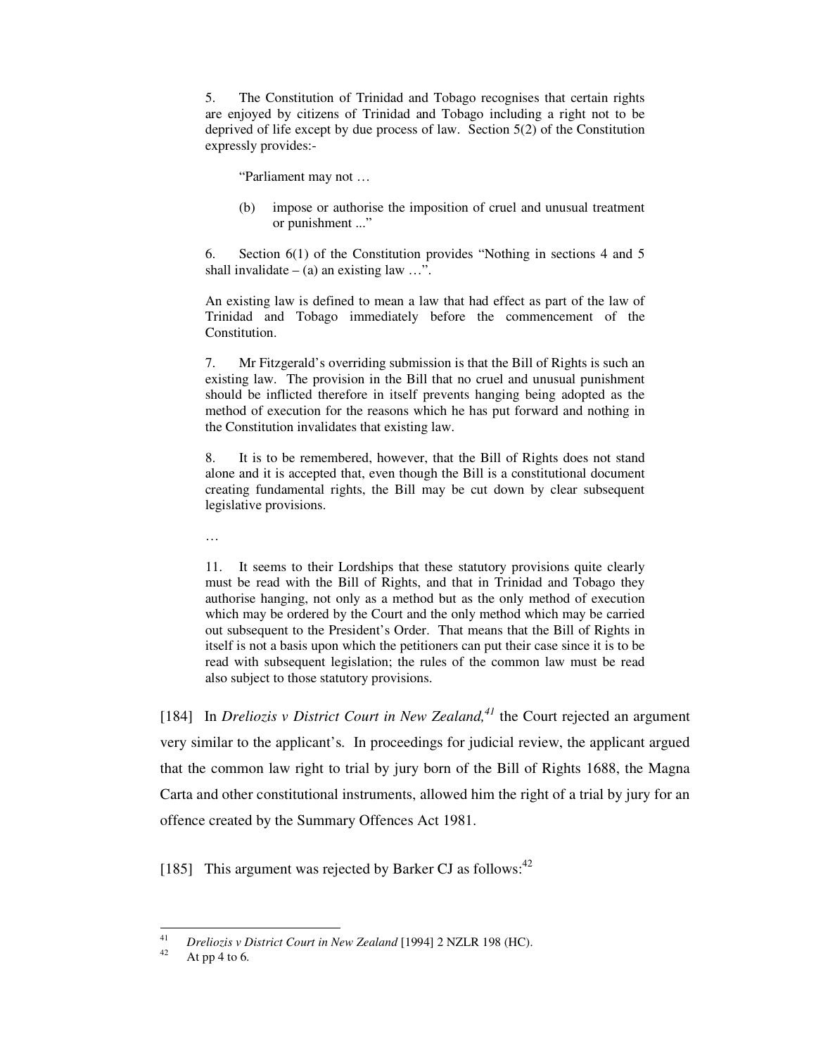> 5. The Constitution of Trinidad and Tobago recognises that certain rights are enjoyed by citizens of Trinidad and Tobago including a right not to be deprived of life except by due process of law. Section 5(2) of the Constitution expressly provides:-
>
> > "Parliament may not …
> >
> > (b) impose or authorise the imposition of cruel and unusual treatment or punishment ..."
>
> 6. Section 6(1) of the Constitution provides "Nothing in sections 4 and 5 shall invalidate – (a) an existing law …".
>
> An existing law is defined to mean a law that had effect as part of the law of Trinidad and Tobago immediately before the commencement of the Constitution.
>
> 7. Mr Fitzgerald's overriding submission is that the Bill of Rights is such an existing law. The provision in the Bill that no cruel and unusual punishment should be inflicted therefore in itself prevents hanging being adopted as the method of execution for the reasons which he has put forward and nothing in the Constitution invalidates that existing law.
>
> 8. It is to be remembered, however, that the Bill of Rights does not stand alone and it is accepted that, even though the Bill is a constitutional document creating fundamental rights, the Bill may be cut down by clear subsequent legislative provisions.
>
> …
>
> 11. It seems to their Lordships that these statutory provisions quite clearly must be read with the Bill of Rights, and that in Trinidad and Tobago they authorise hanging, not only as a method but as the only method of execution which may be ordered by the Court and the only method which may be carried out subsequent to the President's Order. That means that the Bill of Rights in itself is not a basis upon which the petitioners can put their case since it is to be read with subsequent legislation; the rules of the common law must be read also subject to those statutory provisions.

[184] In *Dreliozis v District Court in New Zealand,*[41] the Court rejected an argument very similar to the applicant's. In proceedings for judicial review, the applicant argued that the common law right to trial by jury born of the Bill of Rights 1688, the Magna Carta and other constitutional instruments, allowed him the right of a trial by jury for an offence created by the Summary Offences Act 1981.

[185] This argument was rejected by Barker CJ as follows:[42]

---

[41] *Dreliozis v District Court in New Zealand* [1994] 2 NZLR 198 (HC).

[42] At pp 4 to 6.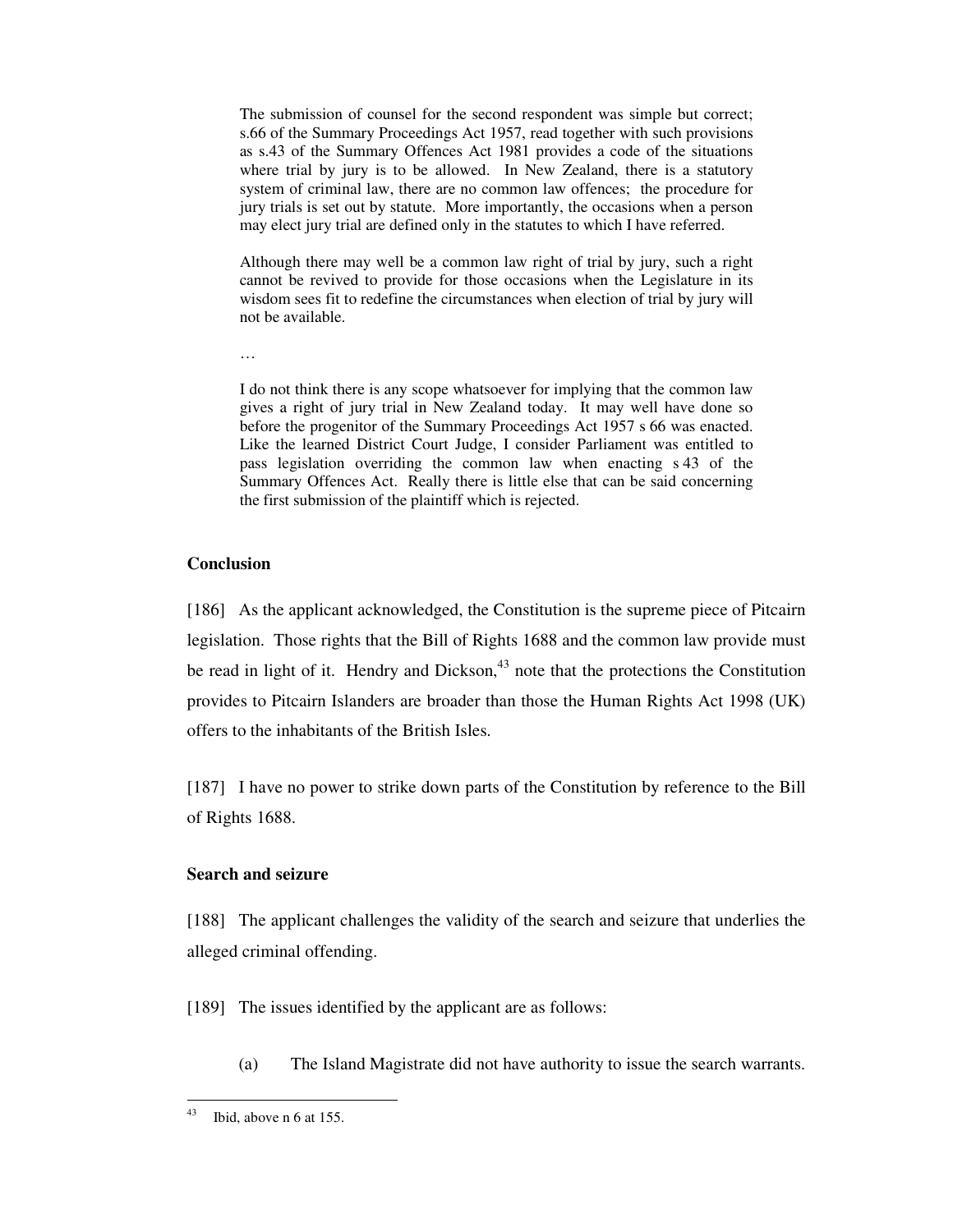> The submission of counsel for the second respondent was simple but correct; s.66 of the Summary Proceedings Act 1957, read together with such provisions as s.43 of the Summary Offences Act 1981 provides a code of the situations where trial by jury is to be allowed. In New Zealand, there is a statutory system of criminal law, there are no common law offences; the procedure for jury trials is set out by statute. More importantly, the occasions when a person may elect jury trial are defined only in the statutes to which I have referred.
>
> Although there may well be a common law right of trial by jury, such a right cannot be revived to provide for those occasions when the Legislature in its wisdom sees fit to redefine the circumstances when election of trial by jury will not be available.
>
> …
>
> I do not think there is any scope whatsoever for implying that the common law gives a right of jury trial in New Zealand today. It may well have done so before the progenitor of the Summary Proceedings Act 1957 s 66 was enacted. Like the learned District Court Judge, I consider Parliament was entitled to pass legislation overriding the common law when enacting s 43 of the Summary Offences Act. Really there is little else that can be said concerning the first submission of the plaintiff which is rejected.

**Conclusion**

[186] As the applicant acknowledged, the Constitution is the supreme piece of Pitcairn legislation. Those rights that the Bill of Rights 1688 and the common law provide must be read in light of it. Hendry and Dickson,[43] note that the protections the Constitution provides to Pitcairn Islanders are broader than those the Human Rights Act 1998 (UK) offers to the inhabitants of the British Isles.

[187] I have no power to strike down parts of the Constitution by reference to the Bill of Rights 1688.

**Search and seizure**

[188] The applicant challenges the validity of the search and seizure that underlies the alleged criminal offending.

[189] The issues identified by the applicant are as follows:

(a) The Island Magistrate did not have authority to issue the search warrants.

---

[43] Ibid, above n 6 at 155.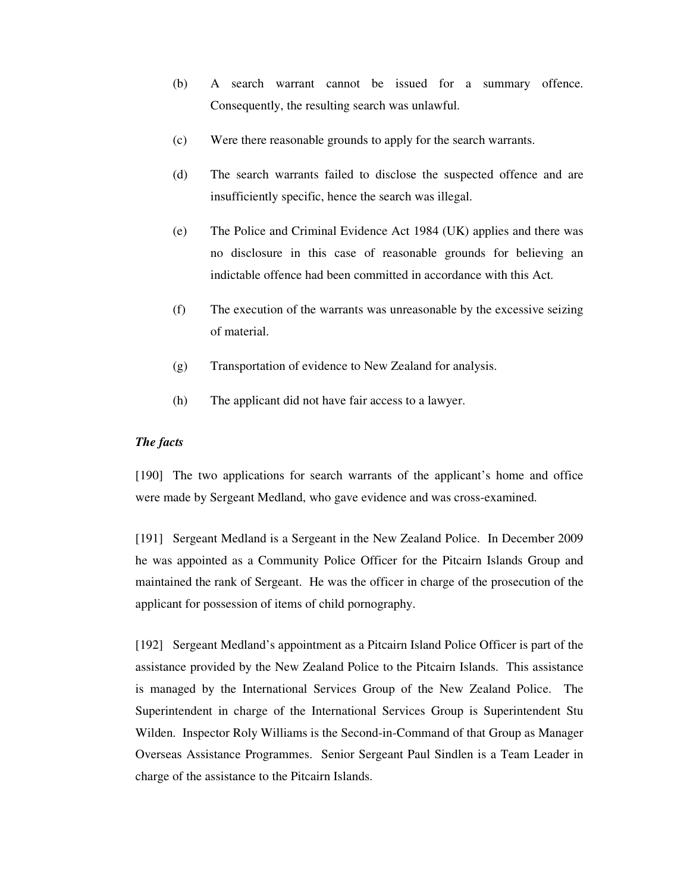(b) A search warrant cannot be issued for a summary offence. Consequently, the resulting search was unlawful.

(c) Were there reasonable grounds to apply for the search warrants.

(d) The search warrants failed to disclose the suspected offence and are insufficiently specific, hence the search was illegal.

(e) The Police and Criminal Evidence Act 1984 (UK) applies and there was no disclosure in this case of reasonable grounds for believing an indictable offence had been committed in accordance with this Act.

(f) The execution of the warrants was unreasonable by the excessive seizing of material.

(g) Transportation of evidence to New Zealand for analysis.

(h) The applicant did not have fair access to a lawyer.

***The facts***

[190] The two applications for search warrants of the applicant's home and office were made by Sergeant Medland, who gave evidence and was cross-examined.

[191] Sergeant Medland is a Sergeant in the New Zealand Police. In December 2009 he was appointed as a Community Police Officer for the Pitcairn Islands Group and maintained the rank of Sergeant. He was the officer in charge of the prosecution of the applicant for possession of items of child pornography.

[192] Sergeant Medland's appointment as a Pitcairn Island Police Officer is part of the assistance provided by the New Zealand Police to the Pitcairn Islands. This assistance is managed by the International Services Group of the New Zealand Police. The Superintendent in charge of the International Services Group is Superintendent Stu Wilden. Inspector Roly Williams is the Second-in-Command of that Group as Manager Overseas Assistance Programmes. Senior Sergeant Paul Sindlen is a Team Leader in charge of the assistance to the Pitcairn Islands.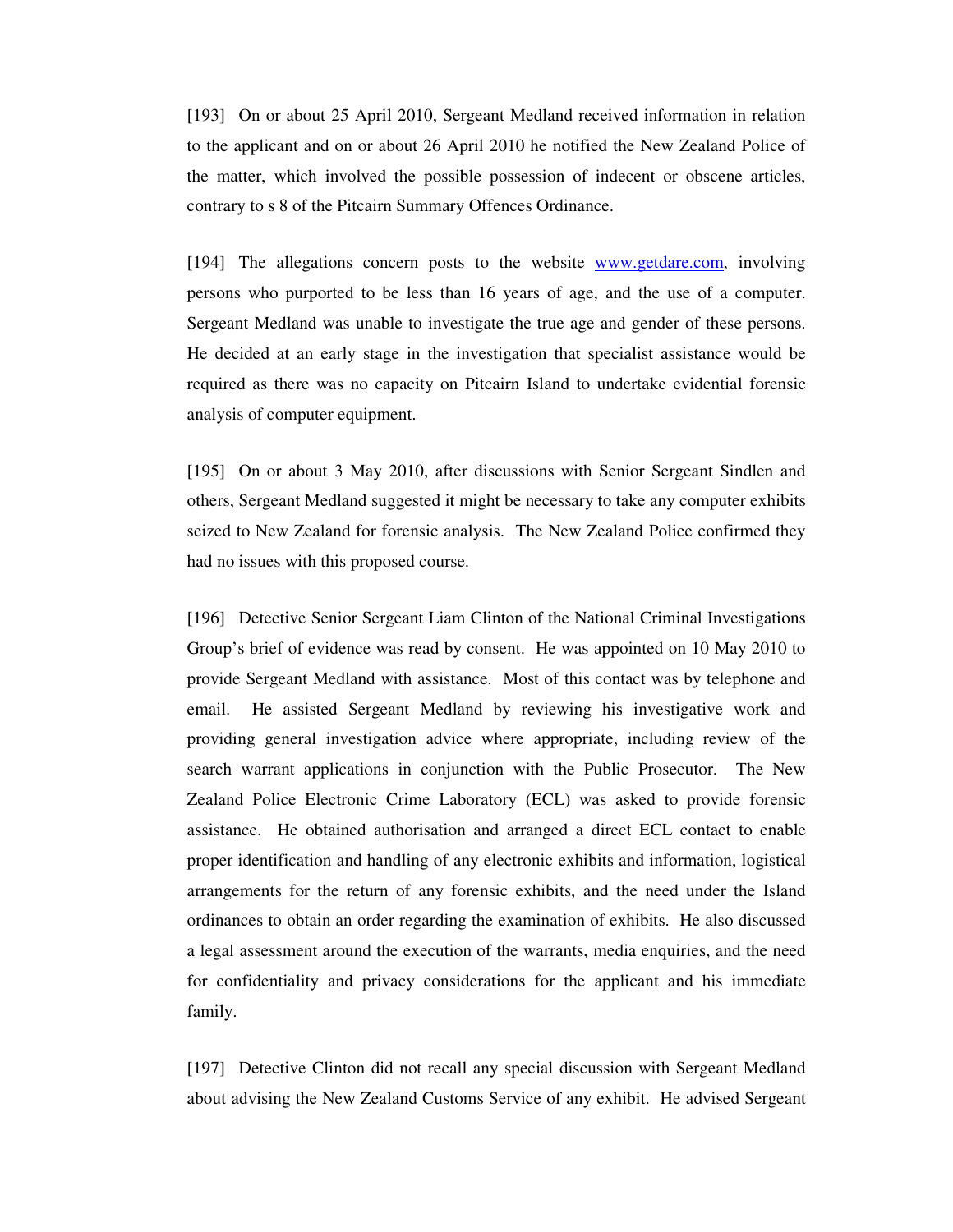[193] On or about 25 April 2010, Sergeant Medland received information in relation to the applicant and on or about 26 April 2010 he notified the New Zealand Police of the matter, which involved the possible possession of indecent or obscene articles, contrary to s 8 of the Pitcairn Summary Offences Ordinance.

[194] The allegations concern posts to the website www.getdare.com, involving persons who purported to be less than 16 years of age, and the use of a computer. Sergeant Medland was unable to investigate the true age and gender of these persons. He decided at an early stage in the investigation that specialist assistance would be required as there was no capacity on Pitcairn Island to undertake evidential forensic analysis of computer equipment.

[195] On or about 3 May 2010, after discussions with Senior Sergeant Sindlen and others, Sergeant Medland suggested it might be necessary to take any computer exhibits seized to New Zealand for forensic analysis. The New Zealand Police confirmed they had no issues with this proposed course.

[196] Detective Senior Sergeant Liam Clinton of the National Criminal Investigations Group's brief of evidence was read by consent. He was appointed on 10 May 2010 to provide Sergeant Medland with assistance. Most of this contact was by telephone and email. He assisted Sergeant Medland by reviewing his investigative work and providing general investigation advice where appropriate, including review of the search warrant applications in conjunction with the Public Prosecutor. The New Zealand Police Electronic Crime Laboratory (ECL) was asked to provide forensic assistance. He obtained authorisation and arranged a direct ECL contact to enable proper identification and handling of any electronic exhibits and information, logistical arrangements for the return of any forensic exhibits, and the need under the Island ordinances to obtain an order regarding the examination of exhibits. He also discussed a legal assessment around the execution of the warrants, media enquiries, and the need for confidentiality and privacy considerations for the applicant and his immediate family.

[197] Detective Clinton did not recall any special discussion with Sergeant Medland about advising the New Zealand Customs Service of any exhibit. He advised Sergeant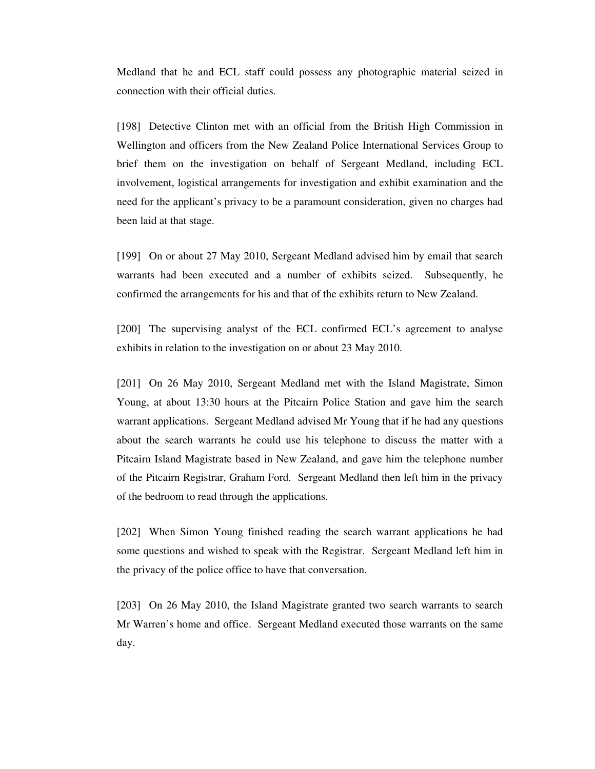Medland that he and ECL staff could possess any photographic material seized in connection with their official duties.

[198] Detective Clinton met with an official from the British High Commission in Wellington and officers from the New Zealand Police International Services Group to brief them on the investigation on behalf of Sergeant Medland, including ECL involvement, logistical arrangements for investigation and exhibit examination and the need for the applicant's privacy to be a paramount consideration, given no charges had been laid at that stage.

[199] On or about 27 May 2010, Sergeant Medland advised him by email that search warrants had been executed and a number of exhibits seized. Subsequently, he confirmed the arrangements for his and that of the exhibits return to New Zealand.

[200] The supervising analyst of the ECL confirmed ECL's agreement to analyse exhibits in relation to the investigation on or about 23 May 2010.

[201] On 26 May 2010, Sergeant Medland met with the Island Magistrate, Simon Young, at about 13:30 hours at the Pitcairn Police Station and gave him the search warrant applications. Sergeant Medland advised Mr Young that if he had any questions about the search warrants he could use his telephone to discuss the matter with a Pitcairn Island Magistrate based in New Zealand, and gave him the telephone number of the Pitcairn Registrar, Graham Ford. Sergeant Medland then left him in the privacy of the bedroom to read through the applications.

[202] When Simon Young finished reading the search warrant applications he had some questions and wished to speak with the Registrar. Sergeant Medland left him in the privacy of the police office to have that conversation.

[203] On 26 May 2010, the Island Magistrate granted two search warrants to search Mr Warren's home and office. Sergeant Medland executed those warrants on the same day.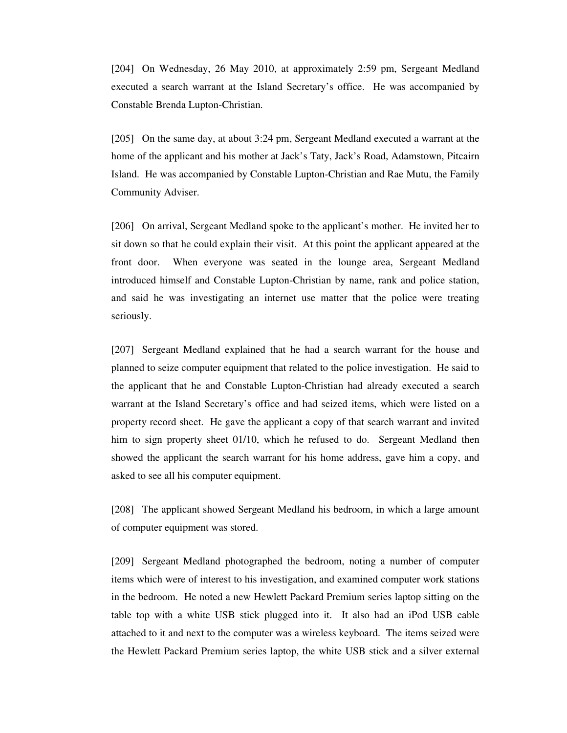[204] On Wednesday, 26 May 2010, at approximately 2:59 pm, Sergeant Medland executed a search warrant at the Island Secretary's office. He was accompanied by Constable Brenda Lupton-Christian.

[205] On the same day, at about 3:24 pm, Sergeant Medland executed a warrant at the home of the applicant and his mother at Jack's Taty, Jack's Road, Adamstown, Pitcairn Island. He was accompanied by Constable Lupton-Christian and Rae Mutu, the Family Community Adviser.

[206] On arrival, Sergeant Medland spoke to the applicant's mother. He invited her to sit down so that he could explain their visit. At this point the applicant appeared at the front door. When everyone was seated in the lounge area, Sergeant Medland introduced himself and Constable Lupton-Christian by name, rank and police station, and said he was investigating an internet use matter that the police were treating seriously.

[207] Sergeant Medland explained that he had a search warrant for the house and planned to seize computer equipment that related to the police investigation. He said to the applicant that he and Constable Lupton-Christian had already executed a search warrant at the Island Secretary's office and had seized items, which were listed on a property record sheet. He gave the applicant a copy of that search warrant and invited him to sign property sheet 01/10, which he refused to do. Sergeant Medland then showed the applicant the search warrant for his home address, gave him a copy, and asked to see all his computer equipment.

[208] The applicant showed Sergeant Medland his bedroom, in which a large amount of computer equipment was stored.

[209] Sergeant Medland photographed the bedroom, noting a number of computer items which were of interest to his investigation, and examined computer work stations in the bedroom. He noted a new Hewlett Packard Premium series laptop sitting on the table top with a white USB stick plugged into it. It also had an iPod USB cable attached to it and next to the computer was a wireless keyboard. The items seized were the Hewlett Packard Premium series laptop, the white USB stick and a silver external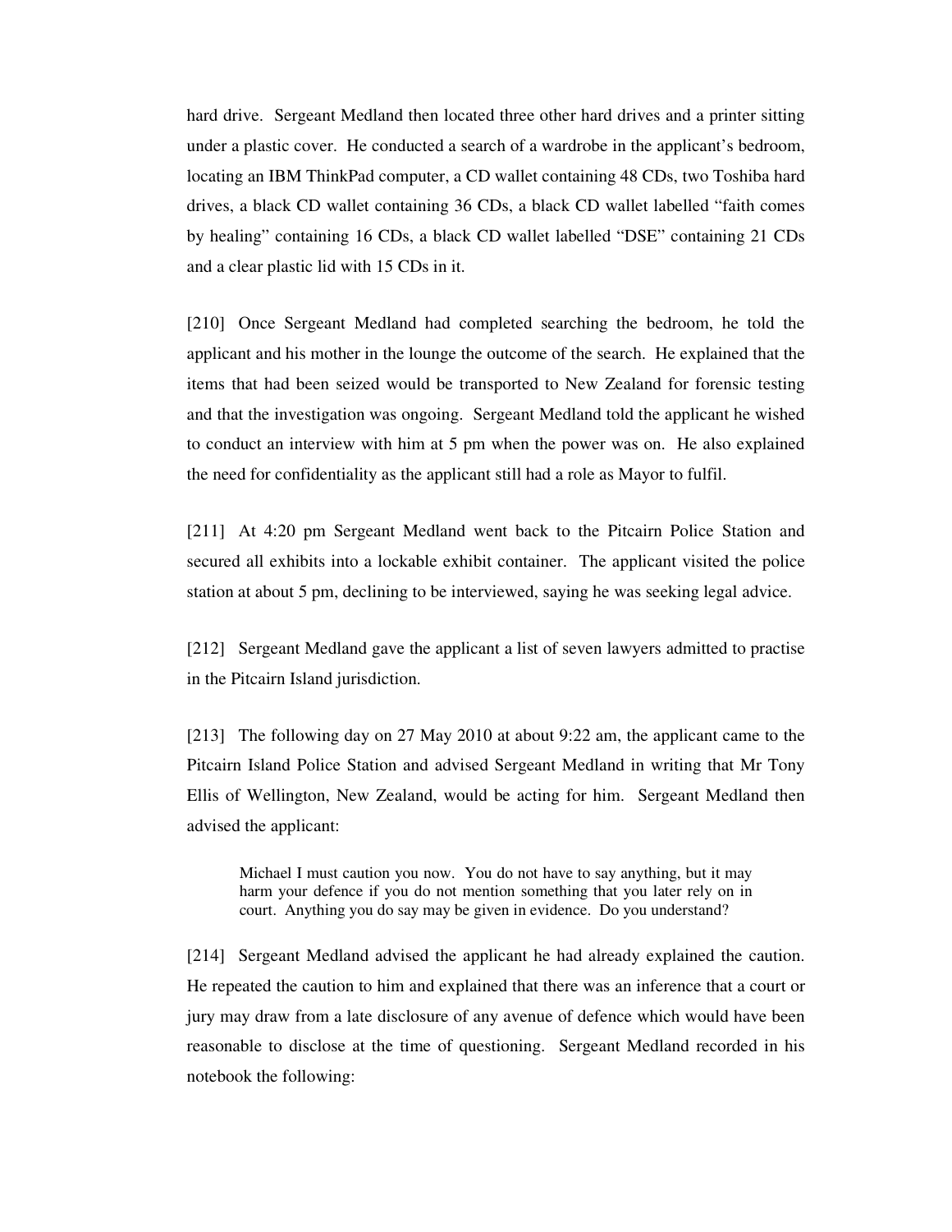hard drive. Sergeant Medland then located three other hard drives and a printer sitting under a plastic cover. He conducted a search of a wardrobe in the applicant's bedroom, locating an IBM ThinkPad computer, a CD wallet containing 48 CDs, two Toshiba hard drives, a black CD wallet containing 36 CDs, a black CD wallet labelled "faith comes by healing" containing 16 CDs, a black CD wallet labelled "DSE" containing 21 CDs and a clear plastic lid with 15 CDs in it.

[210] Once Sergeant Medland had completed searching the bedroom, he told the applicant and his mother in the lounge the outcome of the search. He explained that the items that had been seized would be transported to New Zealand for forensic testing and that the investigation was ongoing. Sergeant Medland told the applicant he wished to conduct an interview with him at 5 pm when the power was on. He also explained the need for confidentiality as the applicant still had a role as Mayor to fulfil.

[211] At 4:20 pm Sergeant Medland went back to the Pitcairn Police Station and secured all exhibits into a lockable exhibit container. The applicant visited the police station at about 5 pm, declining to be interviewed, saying he was seeking legal advice.

[212] Sergeant Medland gave the applicant a list of seven lawyers admitted to practise in the Pitcairn Island jurisdiction.

[213] The following day on 27 May 2010 at about 9:22 am, the applicant came to the Pitcairn Island Police Station and advised Sergeant Medland in writing that Mr Tony Ellis of Wellington, New Zealand, would be acting for him. Sergeant Medland then advised the applicant:

> Michael I must caution you now. You do not have to say anything, but it may harm your defence if you do not mention something that you later rely on in court. Anything you do say may be given in evidence. Do you understand?

[214] Sergeant Medland advised the applicant he had already explained the caution. He repeated the caution to him and explained that there was an inference that a court or jury may draw from a late disclosure of any avenue of defence which would have been reasonable to disclose at the time of questioning. Sergeant Medland recorded in his notebook the following: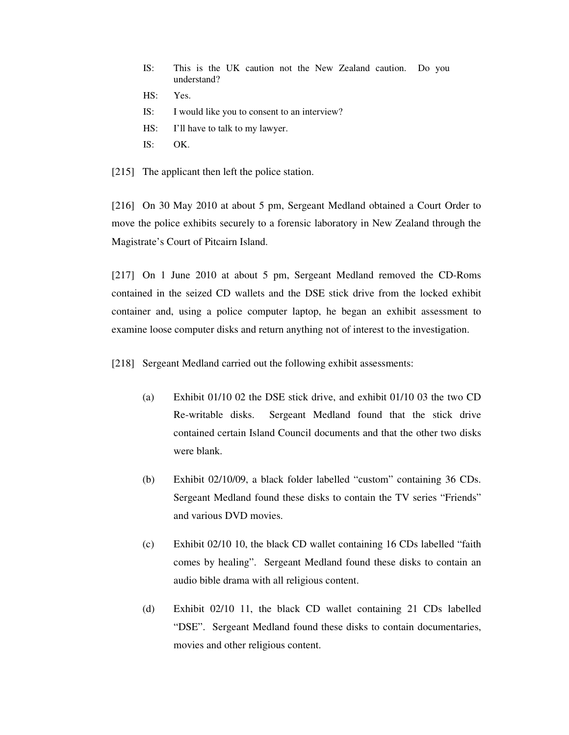IS: This is the UK caution not the New Zealand caution. Do you understand?

HS: Yes.

IS: I would like you to consent to an interview?

HS: I'll have to talk to my lawyer.

IS: OK.

[215] The applicant then left the police station.

[216] On 30 May 2010 at about 5 pm, Sergeant Medland obtained a Court Order to move the police exhibits securely to a forensic laboratory in New Zealand through the Magistrate's Court of Pitcairn Island.

[217] On 1 June 2010 at about 5 pm, Sergeant Medland removed the CD-Roms contained in the seized CD wallets and the DSE stick drive from the locked exhibit container and, using a police computer laptop, he began an exhibit assessment to examine loose computer disks and return anything not of interest to the investigation.

[218] Sergeant Medland carried out the following exhibit assessments:

(a) Exhibit 01/10 02 the DSE stick drive, and exhibit 01/10 03 the two CD Re-writable disks. Sergeant Medland found that the stick drive contained certain Island Council documents and that the other two disks were blank.

(b) Exhibit 02/10/09, a black folder labelled "custom" containing 36 CDs. Sergeant Medland found these disks to contain the TV series "Friends" and various DVD movies.

(c) Exhibit 02/10 10, the black CD wallet containing 16 CDs labelled "faith comes by healing". Sergeant Medland found these disks to contain an audio bible drama with all religious content.

(d) Exhibit 02/10 11, the black CD wallet containing 21 CDs labelled "DSE". Sergeant Medland found these disks to contain documentaries, movies and other religious content.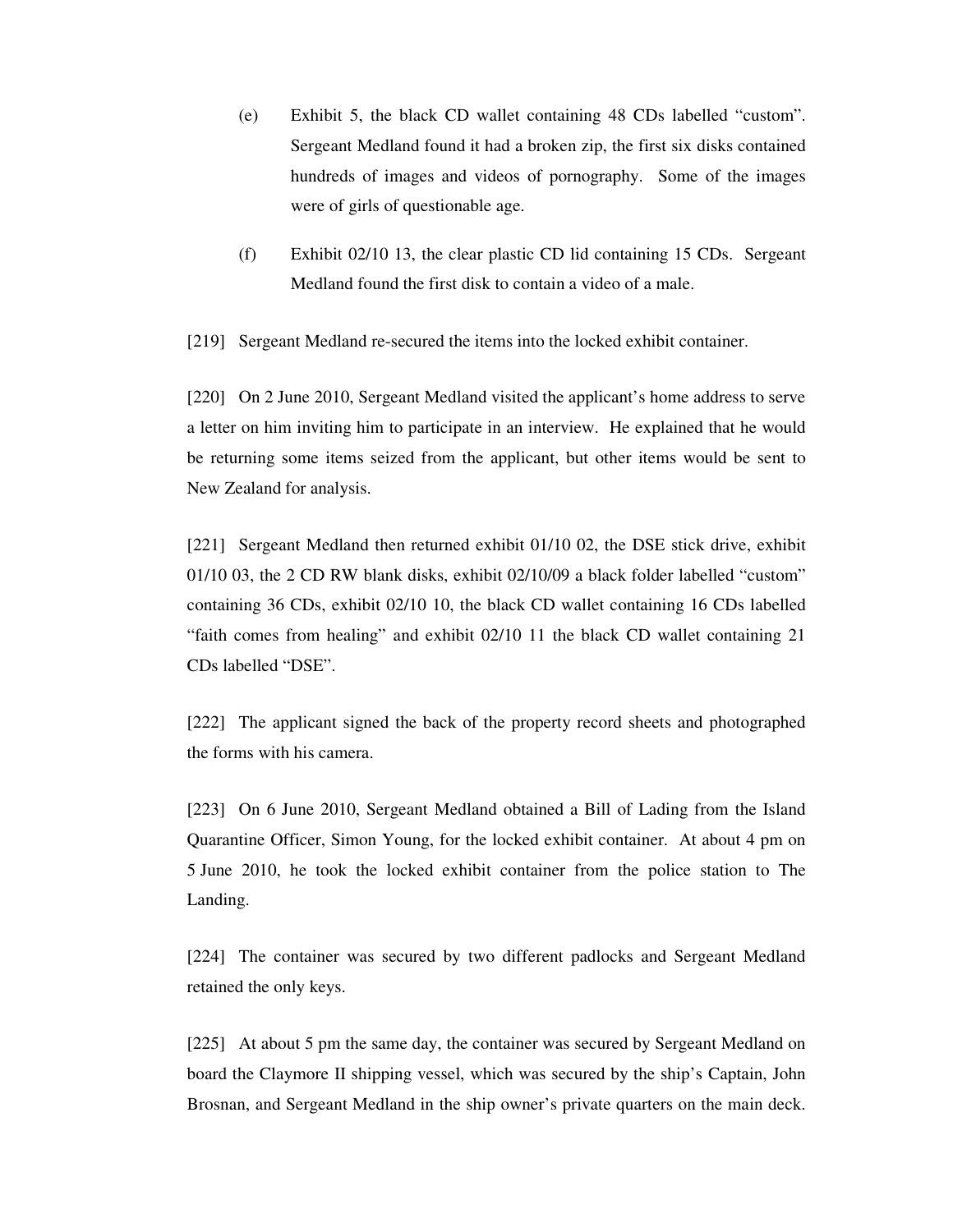(e) Exhibit 5, the black CD wallet containing 48 CDs labelled "custom". Sergeant Medland found it had a broken zip, the first six disks contained hundreds of images and videos of pornography. Some of the images were of girls of questionable age.

(f) Exhibit 02/10 13, the clear plastic CD lid containing 15 CDs. Sergeant Medland found the first disk to contain a video of a male.

[219] Sergeant Medland re-secured the items into the locked exhibit container.

[220] On 2 June 2010, Sergeant Medland visited the applicant's home address to serve a letter on him inviting him to participate in an interview. He explained that he would be returning some items seized from the applicant, but other items would be sent to New Zealand for analysis.

[221] Sergeant Medland then returned exhibit 01/10 02, the DSE stick drive, exhibit 01/10 03, the 2 CD RW blank disks, exhibit 02/10/09 a black folder labelled "custom" containing 36 CDs, exhibit 02/10 10, the black CD wallet containing 16 CDs labelled "faith comes from healing" and exhibit 02/10 11 the black CD wallet containing 21 CDs labelled "DSE".

[222] The applicant signed the back of the property record sheets and photographed the forms with his camera.

[223] On 6 June 2010, Sergeant Medland obtained a Bill of Lading from the Island Quarantine Officer, Simon Young, for the locked exhibit container. At about 4 pm on 5 June 2010, he took the locked exhibit container from the police station to The Landing.

[224] The container was secured by two different padlocks and Sergeant Medland retained the only keys.

[225] At about 5 pm the same day, the container was secured by Sergeant Medland on board the Claymore II shipping vessel, which was secured by the ship's Captain, John Brosnan, and Sergeant Medland in the ship owner's private quarters on the main deck.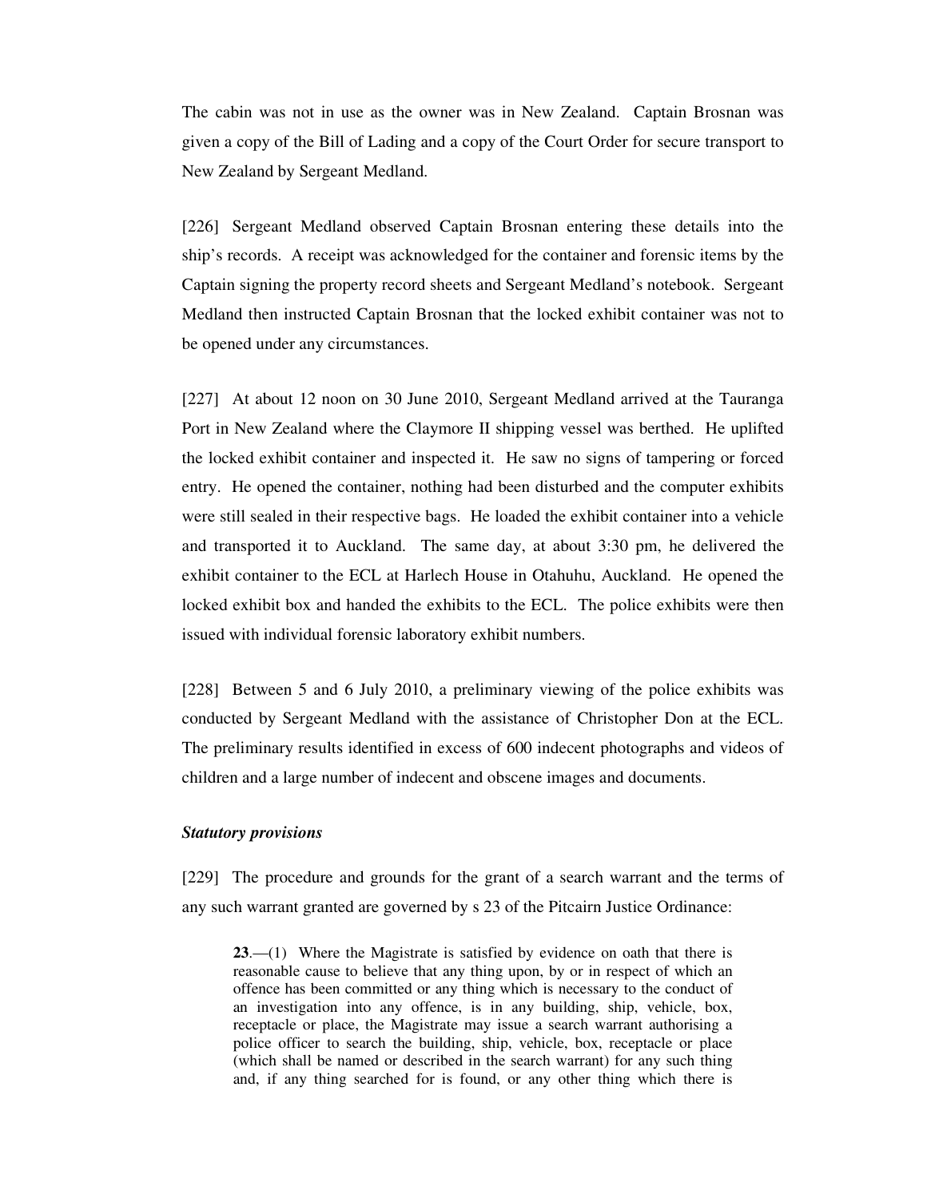The cabin was not in use as the owner was in New Zealand. Captain Brosnan was given a copy of the Bill of Lading and a copy of the Court Order for secure transport to New Zealand by Sergeant Medland.

[226] Sergeant Medland observed Captain Brosnan entering these details into the ship's records. A receipt was acknowledged for the container and forensic items by the Captain signing the property record sheets and Sergeant Medland's notebook. Sergeant Medland then instructed Captain Brosnan that the locked exhibit container was not to be opened under any circumstances.

[227] At about 12 noon on 30 June 2010, Sergeant Medland arrived at the Tauranga Port in New Zealand where the Claymore II shipping vessel was berthed. He uplifted the locked exhibit container and inspected it. He saw no signs of tampering or forced entry. He opened the container, nothing had been disturbed and the computer exhibits were still sealed in their respective bags. He loaded the exhibit container into a vehicle and transported it to Auckland. The same day, at about 3:30 pm, he delivered the exhibit container to the ECL at Harlech House in Otahuhu, Auckland. He opened the locked exhibit box and handed the exhibits to the ECL. The police exhibits were then issued with individual forensic laboratory exhibit numbers.

[228] Between 5 and 6 July 2010, a preliminary viewing of the police exhibits was conducted by Sergeant Medland with the assistance of Christopher Don at the ECL. The preliminary results identified in excess of 600 indecent photographs and videos of children and a large number of indecent and obscene images and documents.

***Statutory provisions***

[229] The procedure and grounds for the grant of a search warrant and the terms of any such warrant granted are governed by s 23 of the Pitcairn Justice Ordinance:

> **23**.—(1) Where the Magistrate is satisfied by evidence on oath that there is reasonable cause to believe that any thing upon, by or in respect of which an offence has been committed or any thing which is necessary to the conduct of an investigation into any offence, is in any building, ship, vehicle, box, receptacle or place, the Magistrate may issue a search warrant authorising a police officer to search the building, ship, vehicle, box, receptacle or place (which shall be named or described in the search warrant) for any such thing and, if any thing searched for is found, or any other thing which there is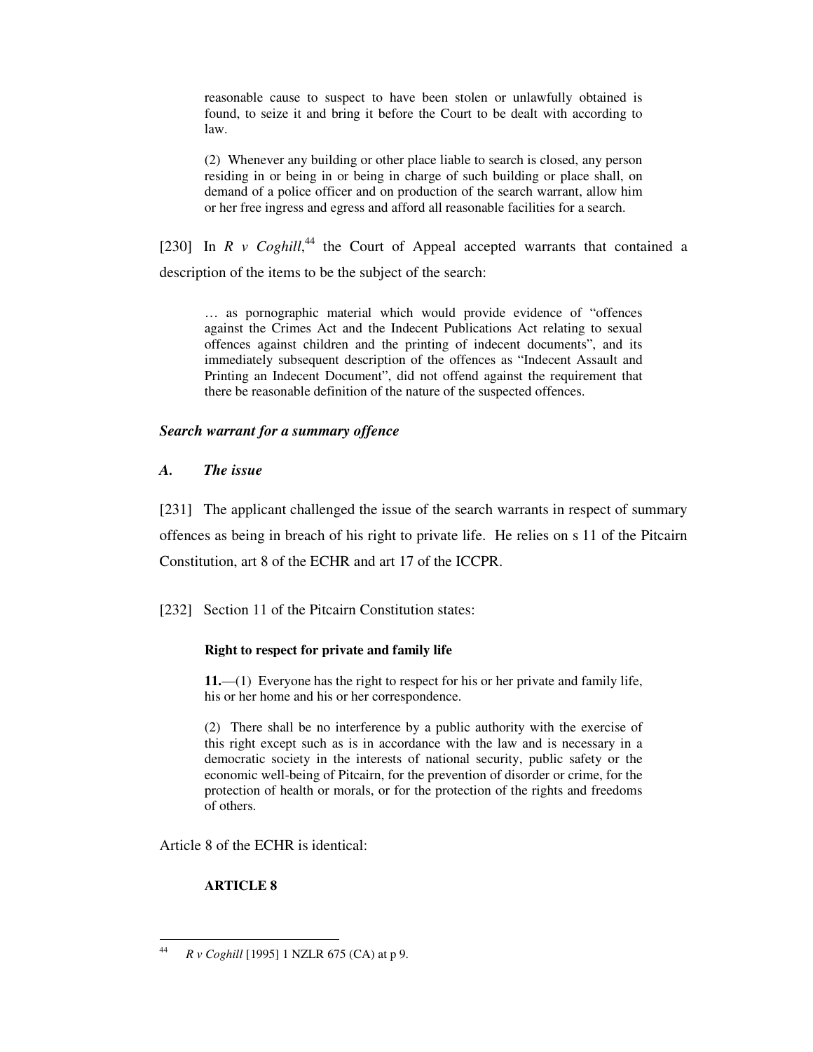> reasonable cause to suspect to have been stolen or unlawfully obtained is found, to seize it and bring it before the Court to be dealt with according to law.
>
> (2) Whenever any building or other place liable to search is closed, any person residing in or being in or being in charge of such building or place shall, on demand of a police officer and on production of the search warrant, allow him or her free ingress and egress and afford all reasonable facilities for a search.

[230] In *R v Coghill*,[44] the Court of Appeal accepted warrants that contained a description of the items to be the subject of the search:

> … as pornographic material which would provide evidence of "offences against the Crimes Act and the Indecent Publications Act relating to sexual offences against children and the printing of indecent documents", and its immediately subsequent description of the offences as "Indecent Assault and Printing an Indecent Document", did not offend against the requirement that there be reasonable definition of the nature of the suspected offences.

***Search warrant for a summary offence***

***A. The issue***

[231] The applicant challenged the issue of the search warrants in respect of summary offences as being in breach of his right to private life. He relies on s 11 of the Pitcairn Constitution, art 8 of the ECHR and art 17 of the ICCPR.

[232] Section 11 of the Pitcairn Constitution states:

> **Right to respect for private and family life**
>
> **11.**—(1) Everyone has the right to respect for his or her private and family life, his or her home and his or her correspondence.
>
> (2) There shall be no interference by a public authority with the exercise of this right except such as is in accordance with the law and is necessary in a democratic society in the interests of national security, public safety or the economic well-being of Pitcairn, for the prevention of disorder or crime, for the protection of health or morals, or for the protection of the rights and freedoms of others.

Article 8 of the ECHR is identical:

> **ARTICLE 8**

---

[44] *R v Coghill* [1995] 1 NZLR 675 (CA) at p 9.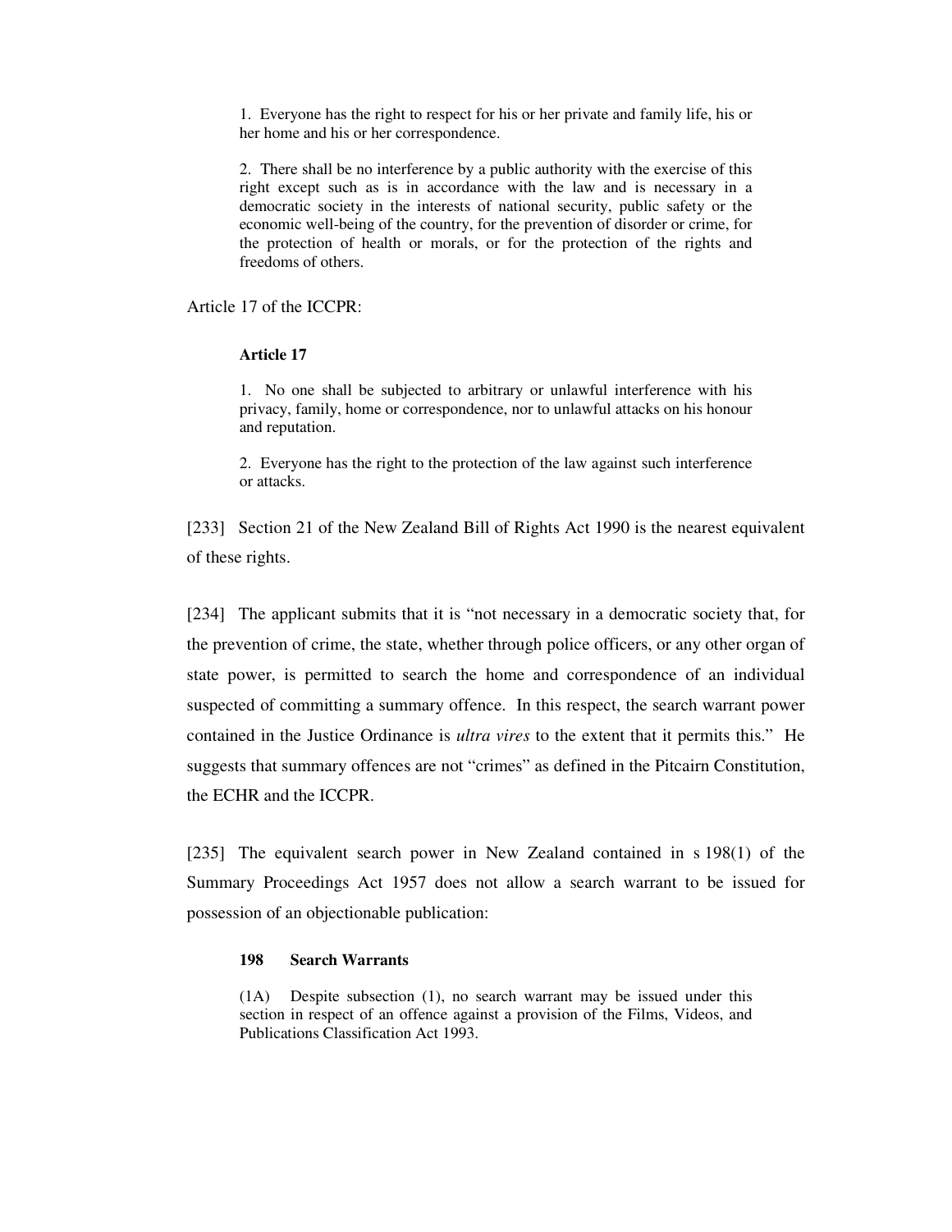> 1. Everyone has the right to respect for his or her private and family life, his or her home and his or her correspondence.
>
> 2. There shall be no interference by a public authority with the exercise of this right except such as is in accordance with the law and is necessary in a democratic society in the interests of national security, public safety or the economic well-being of the country, for the prevention of disorder or crime, for the protection of health or morals, or for the protection of the rights and freedoms of others.

Article 17 of the ICCPR:

> **Article 17**
>
> 1. No one shall be subjected to arbitrary or unlawful interference with his privacy, family, home or correspondence, nor to unlawful attacks on his honour and reputation.
>
> 2. Everyone has the right to the protection of the law against such interference or attacks.

[233] Section 21 of the New Zealand Bill of Rights Act 1990 is the nearest equivalent of these rights.

[234] The applicant submits that it is "not necessary in a democratic society that, for the prevention of crime, the state, whether through police officers, or any other organ of state power, is permitted to search the home and correspondence of an individual suspected of committing a summary offence. In this respect, the search warrant power contained in the Justice Ordinance is *ultra vires* to the extent that it permits this." He suggests that summary offences are not "crimes" as defined in the Pitcairn Constitution, the ECHR and the ICCPR.

[235] The equivalent search power in New Zealand contained in s 198(1) of the Summary Proceedings Act 1957 does not allow a search warrant to be issued for possession of an objectionable publication:

> **198 Search Warrants**
>
> (1A) Despite subsection (1), no search warrant may be issued under this section in respect of an offence against a provision of the Films, Videos, and Publications Classification Act 1993.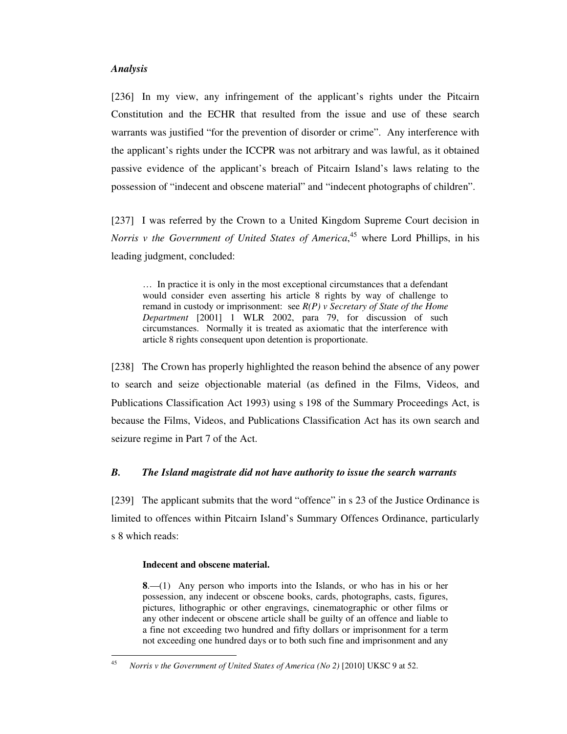### *Analysis*

[236] In my view, any infringement of the applicant's rights under the Pitcairn Constitution and the ECHR that resulted from the issue and use of these search warrants was justified "for the prevention of disorder or crime". Any interference with the applicant's rights under the ICCPR was not arbitrary and was lawful, as it obtained passive evidence of the applicant's breach of Pitcairn Island's laws relating to the possession of "indecent and obscene material" and "indecent photographs of children".

[237] I was referred by the Crown to a United Kingdom Supreme Court decision in *Norris v the Government of United States of America*,[45] where Lord Phillips, in his leading judgment, concluded:

> … In practice it is only in the most exceptional circumstances that a defendant would consider even asserting his article 8 rights by way of challenge to remand in custody or imprisonment: see *R(P) v Secretary of State of the Home Department* [2001] 1 WLR 2002, para 79, for discussion of such circumstances. Normally it is treated as axiomatic that the interference with article 8 rights consequent upon detention is proportionate.

[238] The Crown has properly highlighted the reason behind the absence of any power to search and seize objectionable material (as defined in the Films, Videos, and Publications Classification Act 1993) using s 198 of the Summary Proceedings Act, is because the Films, Videos, and Publications Classification Act has its own search and seizure regime in Part 7 of the Act.

### *B. The Island magistrate did not have authority to issue the search warrants*

[239] The applicant submits that the word "offence" in s 23 of the Justice Ordinance is limited to offences within Pitcairn Island's Summary Offences Ordinance, particularly s 8 which reads:

> **Indecent and obscene material.**
>
> **8**.—(1) Any person who imports into the Islands, or who has in his or her possession, any indecent or obscene books, cards, photographs, casts, figures, pictures, lithographic or other engravings, cinematographic or other films or any other indecent or obscene article shall be guilty of an offence and liable to a fine not exceeding two hundred and fifty dollars or imprisonment for a term not exceeding one hundred days or to both such fine and imprisonment and any

---

[45] *Norris v the Government of United States of America (No 2)* [2010] UKSC 9 at 52.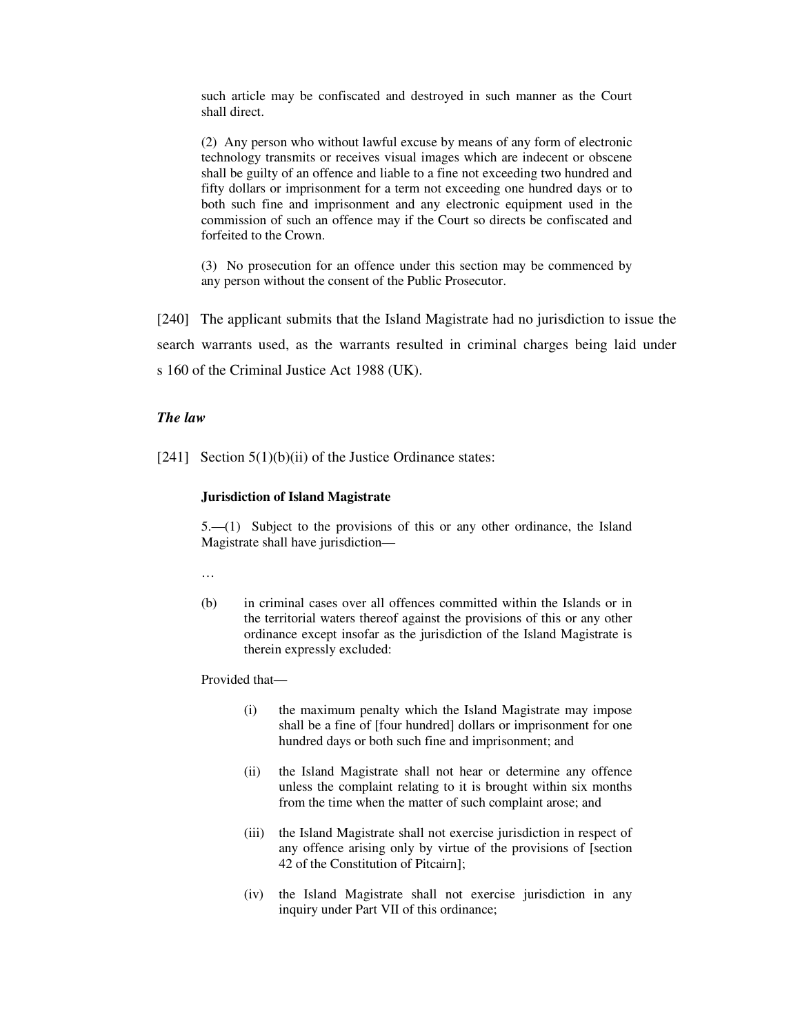> such article may be confiscated and destroyed in such manner as the Court shall direct.
>
> (2) Any person who without lawful excuse by means of any form of electronic technology transmits or receives visual images which are indecent or obscene shall be guilty of an offence and liable to a fine not exceeding two hundred and fifty dollars or imprisonment for a term not exceeding one hundred days or to both such fine and imprisonment and any electronic equipment used in the commission of such an offence may if the Court so directs be confiscated and forfeited to the Crown.
>
> (3) No prosecution for an offence under this section may be commenced by any person without the consent of the Public Prosecutor.

[240] The applicant submits that the Island Magistrate had no jurisdiction to issue the search warrants used, as the warrants resulted in criminal charges being laid under s 160 of the Criminal Justice Act 1988 (UK).

***The law***

[241] Section 5(1)(b)(ii) of the Justice Ordinance states:

> **Jurisdiction of Island Magistrate**
>
> 5.—(1) Subject to the provisions of this or any other ordinance, the Island Magistrate shall have jurisdiction—
>
> …
>
> (b) in criminal cases over all offences committed within the Islands or in the territorial waters thereof against the provisions of this or any other ordinance except insofar as the jurisdiction of the Island Magistrate is therein expressly excluded:
>
> Provided that—
>
> (i) the maximum penalty which the Island Magistrate may impose shall be a fine of [four hundred] dollars or imprisonment for one hundred days or both such fine and imprisonment; and
>
> (ii) the Island Magistrate shall not hear or determine any offence unless the complaint relating to it is brought within six months from the time when the matter of such complaint arose; and
>
> (iii) the Island Magistrate shall not exercise jurisdiction in respect of any offence arising only by virtue of the provisions of [section 42 of the Constitution of Pitcairn];
>
> (iv) the Island Magistrate shall not exercise jurisdiction in any inquiry under Part VII of this ordinance;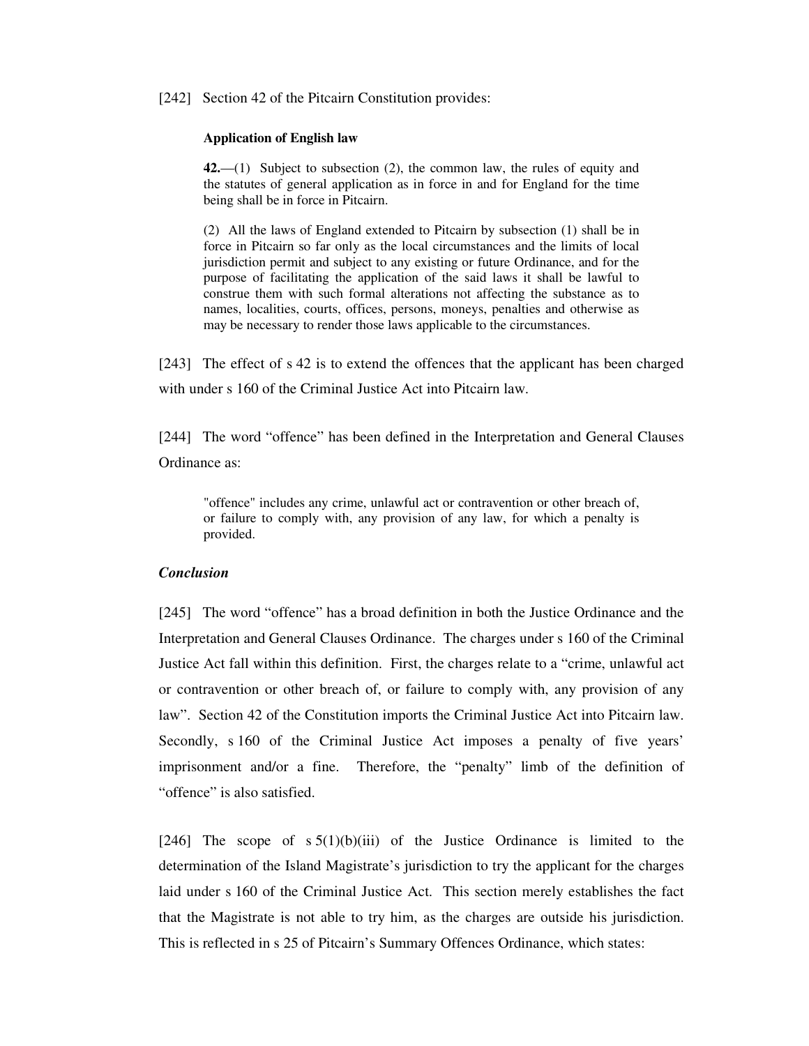[242] Section 42 of the Pitcairn Constitution provides:

> **Application of English law**
>
> **42.**—(1) Subject to subsection (2), the common law, the rules of equity and the statutes of general application as in force in and for England for the time being shall be in force in Pitcairn.
>
> (2) All the laws of England extended to Pitcairn by subsection (1) shall be in force in Pitcairn so far only as the local circumstances and the limits of local jurisdiction permit and subject to any existing or future Ordinance, and for the purpose of facilitating the application of the said laws it shall be lawful to construe them with such formal alterations not affecting the substance as to names, localities, courts, offices, persons, moneys, penalties and otherwise as may be necessary to render those laws applicable to the circumstances.

[243] The effect of s 42 is to extend the offences that the applicant has been charged with under s 160 of the Criminal Justice Act into Pitcairn law.

[244] The word "offence" has been defined in the Interpretation and General Clauses Ordinance as:

> "offence" includes any crime, unlawful act or contravention or other breach of, or failure to comply with, any provision of any law, for which a penalty is provided.

### *Conclusion*

[245] The word "offence" has a broad definition in both the Justice Ordinance and the Interpretation and General Clauses Ordinance. The charges under s 160 of the Criminal Justice Act fall within this definition. First, the charges relate to a "crime, unlawful act or contravention or other breach of, or failure to comply with, any provision of any law". Section 42 of the Constitution imports the Criminal Justice Act into Pitcairn law. Secondly, s 160 of the Criminal Justice Act imposes a penalty of five years' imprisonment and/or a fine. Therefore, the "penalty" limb of the definition of "offence" is also satisfied.

[246] The scope of s 5(1)(b)(iii) of the Justice Ordinance is limited to the determination of the Island Magistrate's jurisdiction to try the applicant for the charges laid under s 160 of the Criminal Justice Act. This section merely establishes the fact that the Magistrate is not able to try him, as the charges are outside his jurisdiction. This is reflected in s 25 of Pitcairn's Summary Offences Ordinance, which states: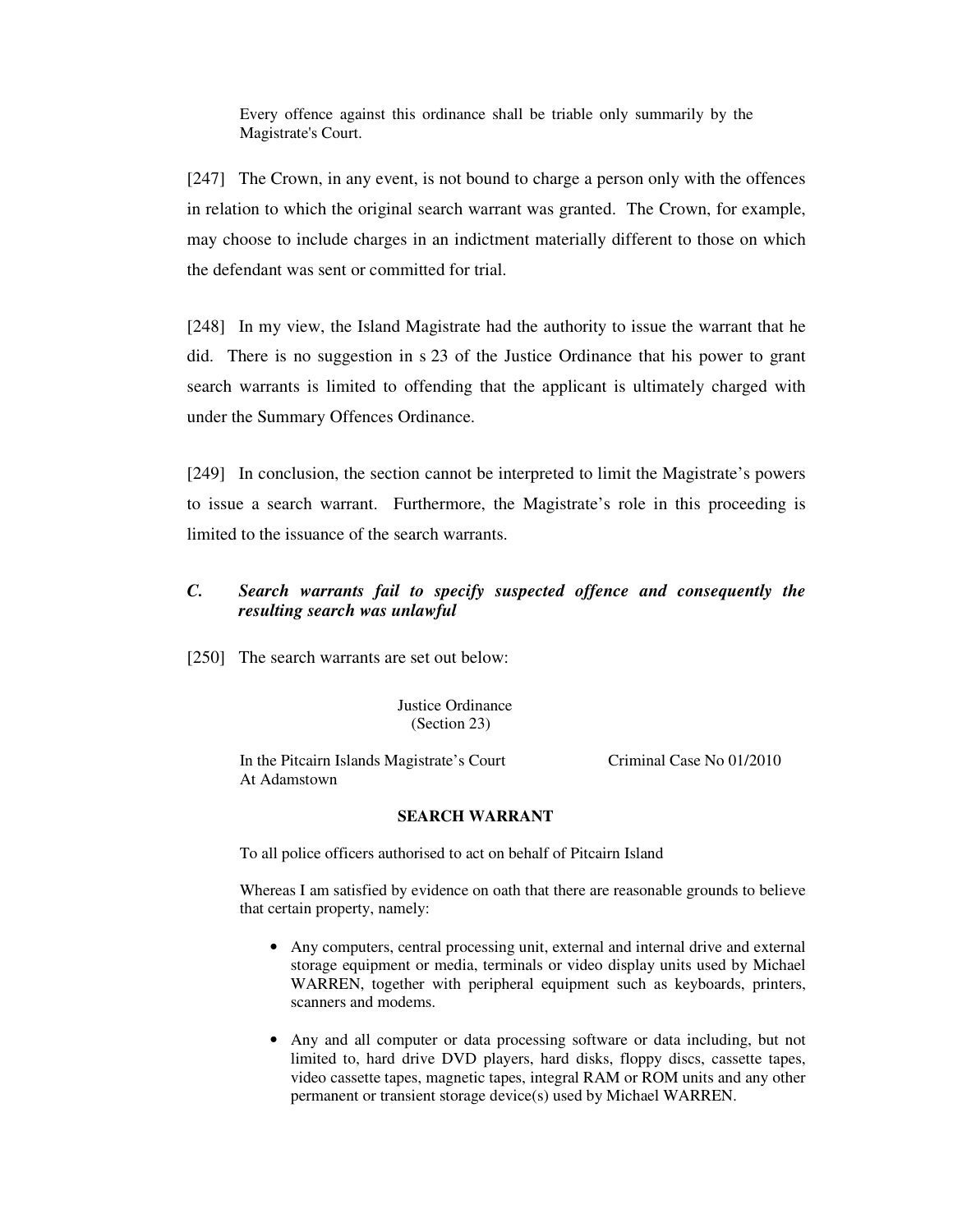> Every offence against this ordinance shall be triable only summarily by the Magistrate's Court.

[247] The Crown, in any event, is not bound to charge a person only with the offences in relation to which the original search warrant was granted. The Crown, for example, may choose to include charges in an indictment materially different to those on which the defendant was sent or committed for trial.

[248] In my view, the Island Magistrate had the authority to issue the warrant that he did. There is no suggestion in s 23 of the Justice Ordinance that his power to grant search warrants is limited to offending that the applicant is ultimately charged with under the Summary Offences Ordinance.

[249] In conclusion, the section cannot be interpreted to limit the Magistrate's powers to issue a search warrant. Furthermore, the Magistrate's role in this proceeding is limited to the issuance of the search warrants.

### *C. Search warrants fail to specify suspected offence and consequently the resulting search was unlawful*

[250] The search warrants are set out below:

> Justice Ordinance
> (Section 23)
>
> In the Pitcairn Islands Magistrate's Court At Adamstown — Criminal Case No 01/2010
>
> **SEARCH WARRANT**
>
> To all police officers authorised to act on behalf of Pitcairn Island
>
> Whereas I am satisfied by evidence on oath that there are reasonable grounds to believe that certain property, namely:
>
> - Any computers, central processing unit, external and internal drive and external storage equipment or media, terminals or video display units used by Michael WARREN, together with peripheral equipment such as keyboards, printers, scanners and modems.
> - Any and all computer or data processing software or data including, but not limited to, hard drive DVD players, hard disks, floppy discs, cassette tapes, video cassette tapes, magnetic tapes, integral RAM or ROM units and any other permanent or transient storage device(s) used by Michael WARREN.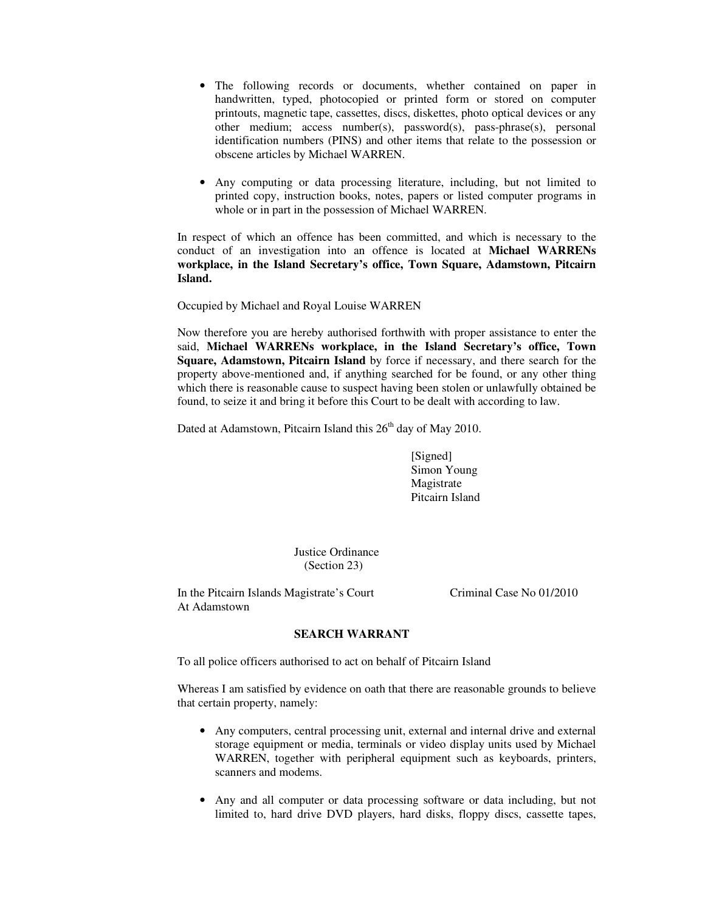- The following records or documents, whether contained on paper in handwritten, typed, photocopied or printed form or stored on computer printouts, magnetic tape, cassettes, discs, diskettes, photo optical devices or any other medium; access number(s), password(s), pass-phrase(s), personal identification numbers (PINS) and other items that relate to the possession or obscene articles by Michael WARREN.

- Any computing or data processing literature, including, but not limited to printed copy, instruction books, notes, papers or listed computer programs in whole or in part in the possession of Michael WARREN.

In respect of which an offence has been committed, and which is necessary to the conduct of an investigation into an offence is located at **Michael WARRENs workplace, in the Island Secretary's office, Town Square, Adamstown, Pitcairn Island.**

Occupied by Michael and Royal Louise WARREN

Now therefore you are hereby authorised forthwith with proper assistance to enter the said, **Michael WARRENs workplace, in the Island Secretary's office, Town Square, Adamstown, Pitcairn Island** by force if necessary, and there search for the property above-mentioned and, if anything searched for be found, or any other thing which there is reasonable cause to suspect having been stolen or unlawfully obtained be found, to seize it and bring it before this Court to be dealt with according to law.

Dated at Adamstown, Pitcairn Island this 26th day of May 2010.

[Signed]
Simon Young
Magistrate
Pitcairn Island

Justice Ordinance
(Section 23)

In the Pitcairn Islands Magistrate's Court At Adamstown — Criminal Case No 01/2010

## SEARCH WARRANT

To all police officers authorised to act on behalf of Pitcairn Island

Whereas I am satisfied by evidence on oath that there are reasonable grounds to believe that certain property, namely:

- Any computers, central processing unit, external and internal drive and external storage equipment or media, terminals or video display units used by Michael WARREN, together with peripheral equipment such as keyboards, printers, scanners and modems.

- Any and all computer or data processing software or data including, but not limited to, hard drive DVD players, hard disks, floppy discs, cassette tapes,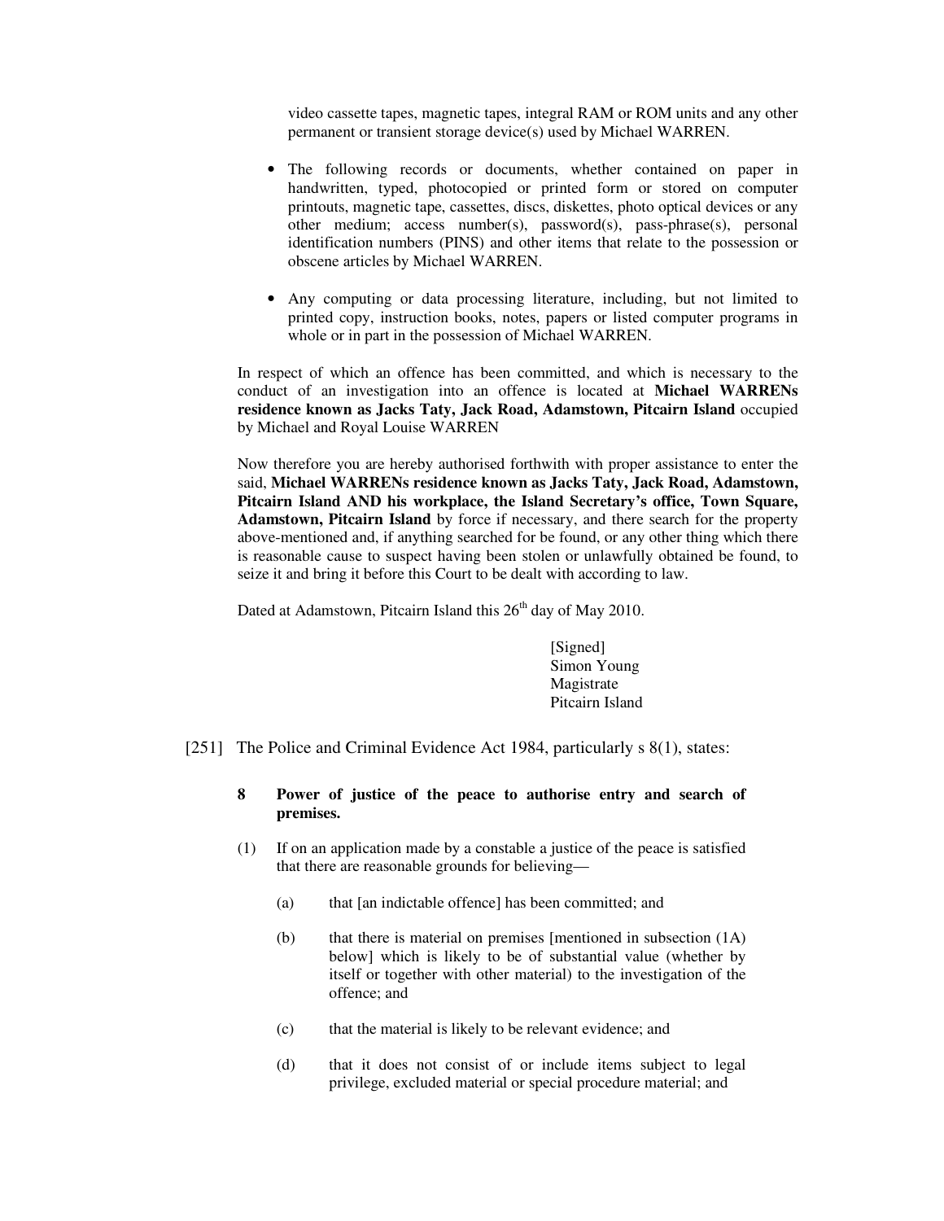video cassette tapes, magnetic tapes, integral RAM or ROM units and any other permanent or transient storage device(s) used by Michael WARREN.

- The following records or documents, whether contained on paper in handwritten, typed, photocopied or printed form or stored on computer printouts, magnetic tape, cassettes, discs, diskettes, photo optical devices or any other medium; access number(s), password(s), pass-phrase(s), personal identification numbers (PINS) and other items that relate to the possession or obscene articles by Michael WARREN.

- Any computing or data processing literature, including, but not limited to printed copy, instruction books, notes, papers or listed computer programs in whole or in part in the possession of Michael WARREN.

In respect of which an offence has been committed, and which is necessary to the conduct of an investigation into an offence is located at **Michael WARRENs residence known as Jacks Taty, Jack Road, Adamstown, Pitcairn Island** occupied by Michael and Royal Louise WARREN

Now therefore you are hereby authorised forthwith with proper assistance to enter the said, **Michael WARRENs residence known as Jacks Taty, Jack Road, Adamstown, Pitcairn Island AND his workplace, the Island Secretary's office, Town Square, Adamstown, Pitcairn Island** by force if necessary, and there search for the property above-mentioned and, if anything searched for be found, or any other thing which there is reasonable cause to suspect having been stolen or unlawfully obtained be found, to seize it and bring it before this Court to be dealt with according to law.

Dated at Adamstown, Pitcairn Island this 26th day of May 2010.

[Signed]
Simon Young
Magistrate
Pitcairn Island

[251] The Police and Criminal Evidence Act 1984, particularly s 8(1), states:

**8 Power of justice of the peace to authorise entry and search of premises.**

(1) If on an application made by a constable a justice of the peace is satisfied that there are reasonable grounds for believing—

(a) that [an indictable offence] has been committed; and

(b) that there is material on premises [mentioned in subsection (1A) below] which is likely to be of substantial value (whether by itself or together with other material) to the investigation of the offence; and

(c) that the material is likely to be relevant evidence; and

(d) that it does not consist of or include items subject to legal privilege, excluded material or special procedure material; and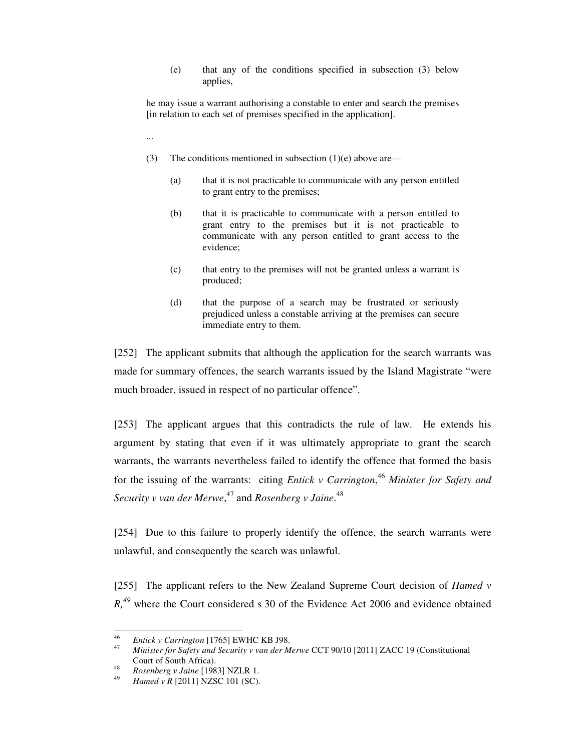> (e) that any of the conditions specified in subsection (3) below applies,
>
> he may issue a warrant authorising a constable to enter and search the premises [in relation to each set of premises specified in the application].
>
> ...
>
> (3) The conditions mentioned in subsection (1)(e) above are—
>
> (a) that it is not practicable to communicate with any person entitled to grant entry to the premises;
>
> (b) that it is practicable to communicate with a person entitled to grant entry to the premises but it is not practicable to communicate with any person entitled to grant access to the evidence;
>
> (c) that entry to the premises will not be granted unless a warrant is produced;
>
> (d) that the purpose of a search may be frustrated or seriously prejudiced unless a constable arriving at the premises can secure immediate entry to them.

[252] The applicant submits that although the application for the search warrants was made for summary offences, the search warrants issued by the Island Magistrate "were much broader, issued in respect of no particular offence".

[253] The applicant argues that this contradicts the rule of law. He extends his argument by stating that even if it was ultimately appropriate to grant the search warrants, the warrants nevertheless failed to identify the offence that formed the basis for the issuing of the warrants: citing *Entick v Carrington*,[46] *Minister for Safety and Security v van der Merwe*,[47] and *Rosenberg v Jaine*.[48]

[254] Due to this failure to properly identify the offence, the search warrants were unlawful, and consequently the search was unlawful.

[255] The applicant refers to the New Zealand Supreme Court decision of *Hamed v R,*[49] where the Court considered s 30 of the Evidence Act 2006 and evidence obtained

---

[46] *Entick v Carrington* [1765] EWHC KB J98.

[47] *Minister for Safety and Security v van der Merwe* CCT 90/10 [2011] ZACC 19 (Constitutional Court of South Africa).

[48] *Rosenberg v Jaine* [1983] NZLR 1.

[49] *Hamed v R* [2011] NZSC 101 (SC).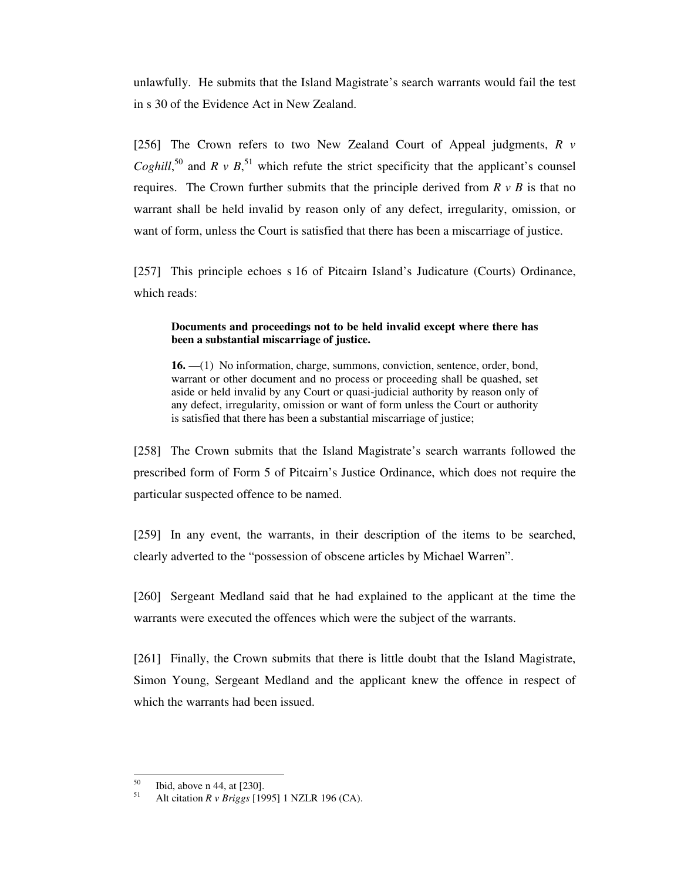unlawfully. He submits that the Island Magistrate's search warrants would fail the test in s 30 of the Evidence Act in New Zealand.

[256] The Crown refers to two New Zealand Court of Appeal judgments, *R v Coghill*,[50] and *R v B*,[51] which refute the strict specificity that the applicant's counsel requires. The Crown further submits that the principle derived from *R v B* is that no warrant shall be held invalid by reason only of any defect, irregularity, omission, or want of form, unless the Court is satisfied that there has been a miscarriage of justice.

[257] This principle echoes s 16 of Pitcairn Island's Judicature (Courts) Ordinance, which reads:

> **Documents and proceedings not to be held invalid except where there has been a substantial miscarriage of justice.**
>
> **16.** —(1) No information, charge, summons, conviction, sentence, order, bond, warrant or other document and no process or proceeding shall be quashed, set aside or held invalid by any Court or quasi-judicial authority by reason only of any defect, irregularity, omission or want of form unless the Court or authority is satisfied that there has been a substantial miscarriage of justice;

[258] The Crown submits that the Island Magistrate's search warrants followed the prescribed form of Form 5 of Pitcairn's Justice Ordinance, which does not require the particular suspected offence to be named.

[259] In any event, the warrants, in their description of the items to be searched, clearly adverted to the "possession of obscene articles by Michael Warren".

[260] Sergeant Medland said that he had explained to the applicant at the time the warrants were executed the offences which were the subject of the warrants.

[261] Finally, the Crown submits that there is little doubt that the Island Magistrate, Simon Young, Sergeant Medland and the applicant knew the offence in respect of which the warrants had been issued.

---

[50] Ibid, above n 44, at [230].

[51] Alt citation *R v Briggs* [1995] 1 NZLR 196 (CA).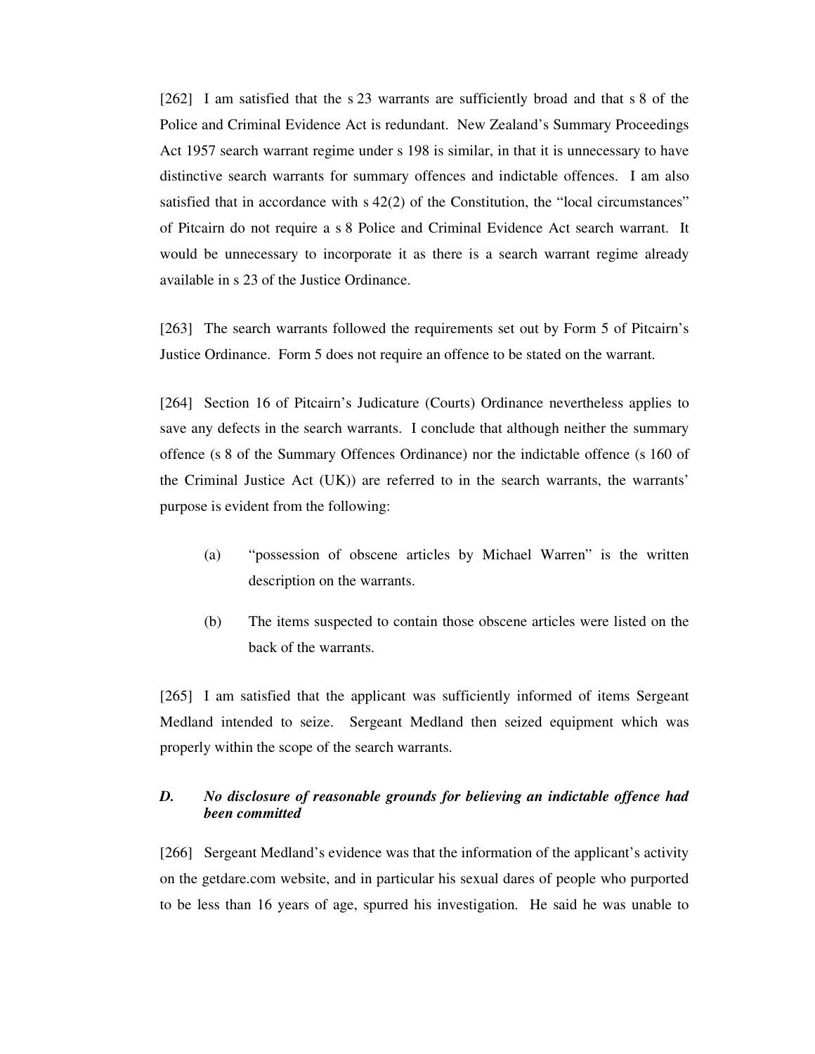[262] I am satisfied that the s 23 warrants are sufficiently broad and that s 8 of the Police and Criminal Evidence Act is redundant. New Zealand's Summary Proceedings Act 1957 search warrant regime under s 198 is similar, in that it is unnecessary to have distinctive search warrants for summary offences and indictable offences. I am also satisfied that in accordance with s 42(2) of the Constitution, the "local circumstances" of Pitcairn do not require a s 8 Police and Criminal Evidence Act search warrant. It would be unnecessary to incorporate it as there is a search warrant regime already available in s 23 of the Justice Ordinance.

[263] The search warrants followed the requirements set out by Form 5 of Pitcairn's Justice Ordinance. Form 5 does not require an offence to be stated on the warrant.

[264] Section 16 of Pitcairn's Judicature (Courts) Ordinance nevertheless applies to save any defects in the search warrants. I conclude that although neither the summary offence (s 8 of the Summary Offences Ordinance) nor the indictable offence (s 160 of the Criminal Justice Act (UK)) are referred to in the search warrants, the warrants' purpose is evident from the following:

(a) "possession of obscene articles by Michael Warren" is the written description on the warrants.

(b) The items suspected to contain those obscene articles were listed on the back of the warrants.

[265] I am satisfied that the applicant was sufficiently informed of items Sergeant Medland intended to seize. Sergeant Medland then seized equipment which was properly within the scope of the search warrants.

### *D. No disclosure of reasonable grounds for believing an indictable offence had been committed*

[266] Sergeant Medland's evidence was that the information of the applicant's activity on the getdare.com website, and in particular his sexual dares of people who purported to be less than 16 years of age, spurred his investigation. He said he was unable to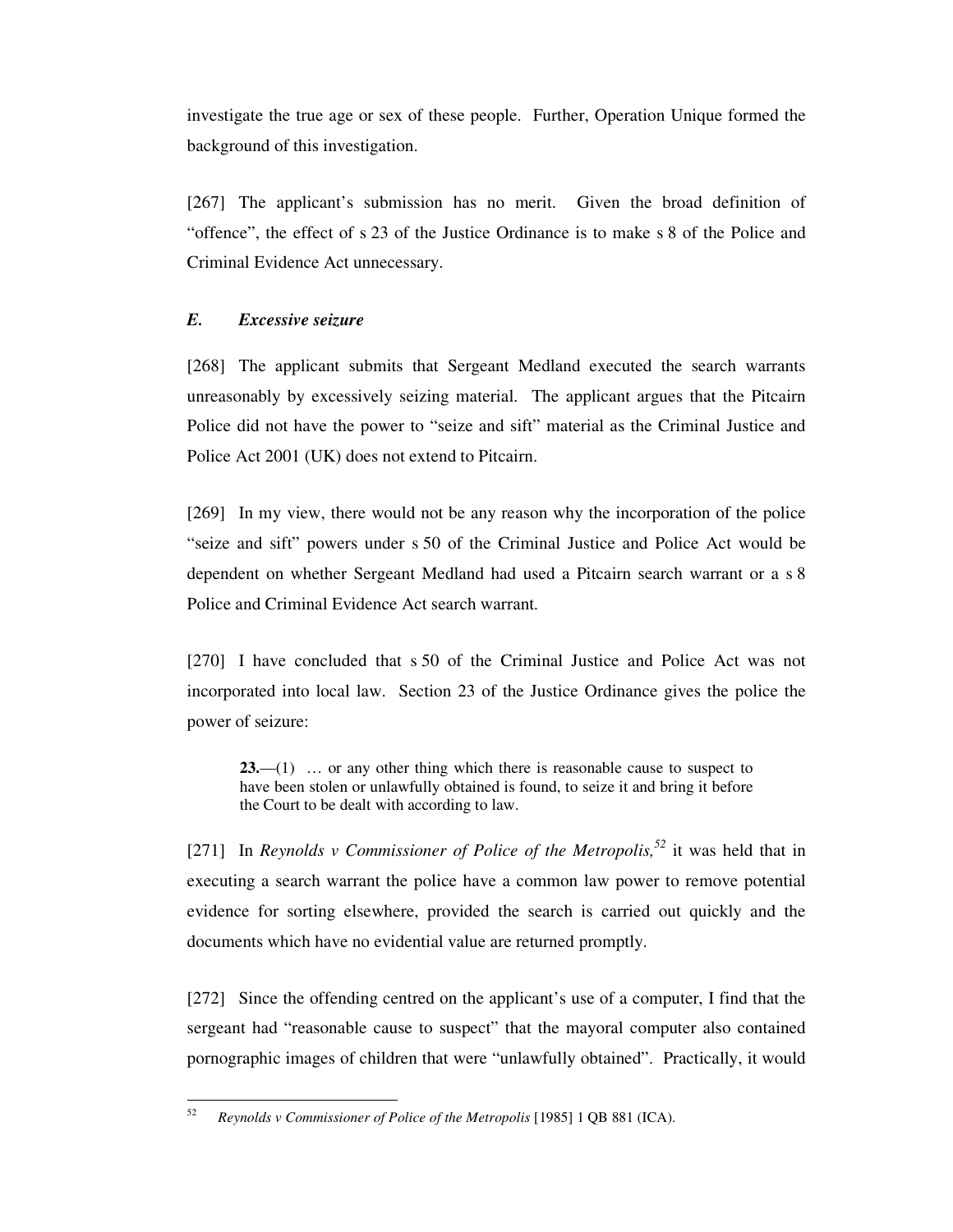investigate the true age or sex of these people. Further, Operation Unique formed the background of this investigation.

[267] The applicant's submission has no merit. Given the broad definition of "offence", the effect of s 23 of the Justice Ordinance is to make s 8 of the Police and Criminal Evidence Act unnecessary.

### *E. Excessive seizure*

[268] The applicant submits that Sergeant Medland executed the search warrants unreasonably by excessively seizing material. The applicant argues that the Pitcairn Police did not have the power to "seize and sift" material as the Criminal Justice and Police Act 2001 (UK) does not extend to Pitcairn.

[269] In my view, there would not be any reason why the incorporation of the police "seize and sift" powers under s 50 of the Criminal Justice and Police Act would be dependent on whether Sergeant Medland had used a Pitcairn search warrant or a s 8 Police and Criminal Evidence Act search warrant.

[270] I have concluded that s 50 of the Criminal Justice and Police Act was not incorporated into local law. Section 23 of the Justice Ordinance gives the police the power of seizure:

> **23.**—(1) … or any other thing which there is reasonable cause to suspect to have been stolen or unlawfully obtained is found, to seize it and bring it before the Court to be dealt with according to law.

[271] In *Reynolds v Commissioner of Police of the Metropolis,*[52] it was held that in executing a search warrant the police have a common law power to remove potential evidence for sorting elsewhere, provided the search is carried out quickly and the documents which have no evidential value are returned promptly.

[272] Since the offending centred on the applicant's use of a computer, I find that the sergeant had "reasonable cause to suspect" that the mayoral computer also contained pornographic images of children that were "unlawfully obtained". Practically, it would

---

[52] *Reynolds v Commissioner of Police of the Metropolis* [1985] 1 QB 881 (ICA).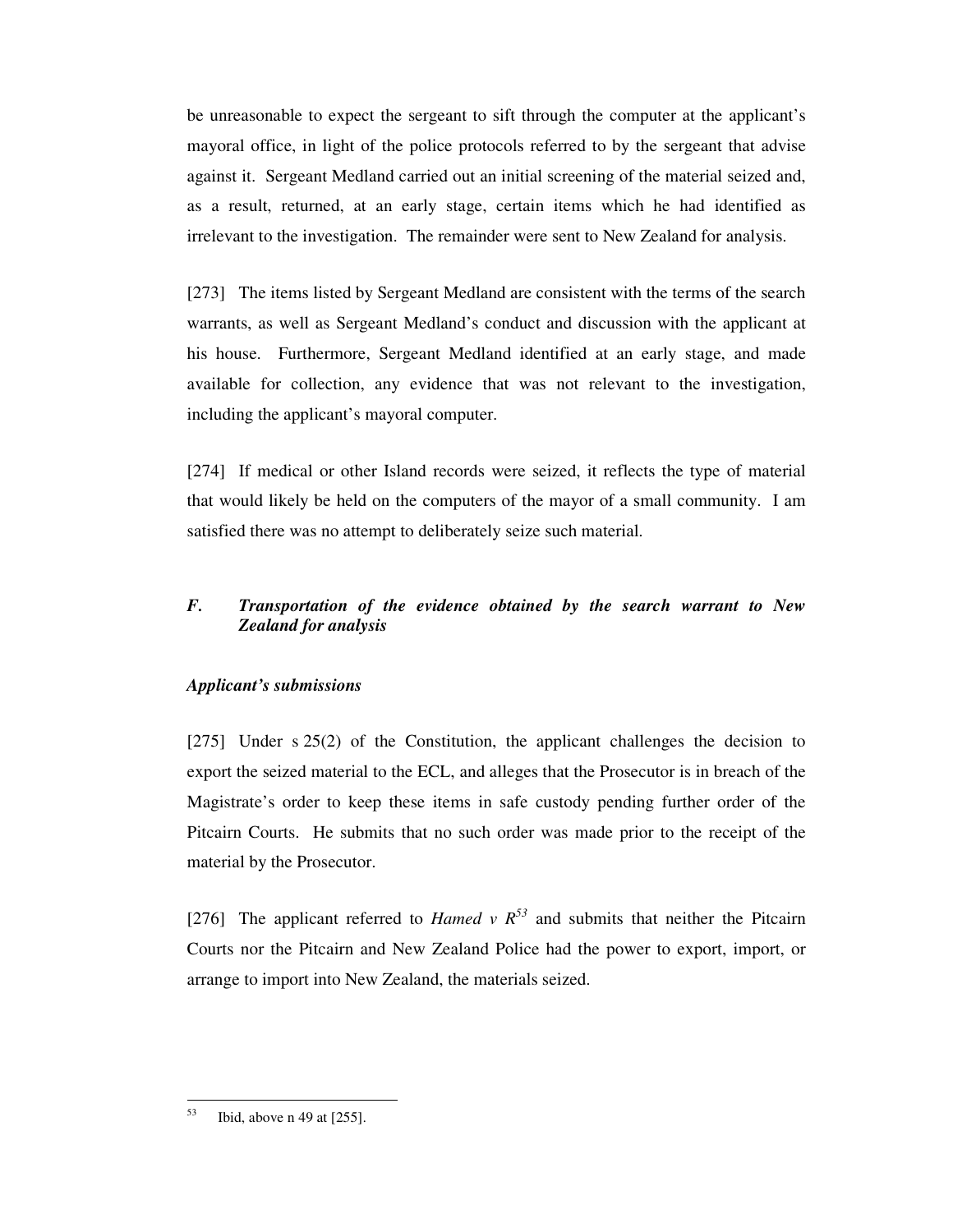be unreasonable to expect the sergeant to sift through the computer at the applicant's mayoral office, in light of the police protocols referred to by the sergeant that advise against it. Sergeant Medland carried out an initial screening of the material seized and, as a result, returned, at an early stage, certain items which he had identified as irrelevant to the investigation. The remainder were sent to New Zealand for analysis.

[273] The items listed by Sergeant Medland are consistent with the terms of the search warrants, as well as Sergeant Medland's conduct and discussion with the applicant at his house. Furthermore, Sergeant Medland identified at an early stage, and made available for collection, any evidence that was not relevant to the investigation, including the applicant's mayoral computer.

[274] If medical or other Island records were seized, it reflects the type of material that would likely be held on the computers of the mayor of a small community. I am satisfied there was no attempt to deliberately seize such material.

### *F. Transportation of the evidence obtained by the search warrant to New Zealand for analysis*

#### *Applicant's submissions*

[275] Under s 25(2) of the Constitution, the applicant challenges the decision to export the seized material to the ECL, and alleges that the Prosecutor is in breach of the Magistrate's order to keep these items in safe custody pending further order of the Pitcairn Courts. He submits that no such order was made prior to the receipt of the material by the Prosecutor.

[276] The applicant referred to *Hamed v R*[53] and submits that neither the Pitcairn Courts nor the Pitcairn and New Zealand Police had the power to export, import, or arrange to import into New Zealand, the materials seized.

---

[53] Ibid, above n 49 at [255].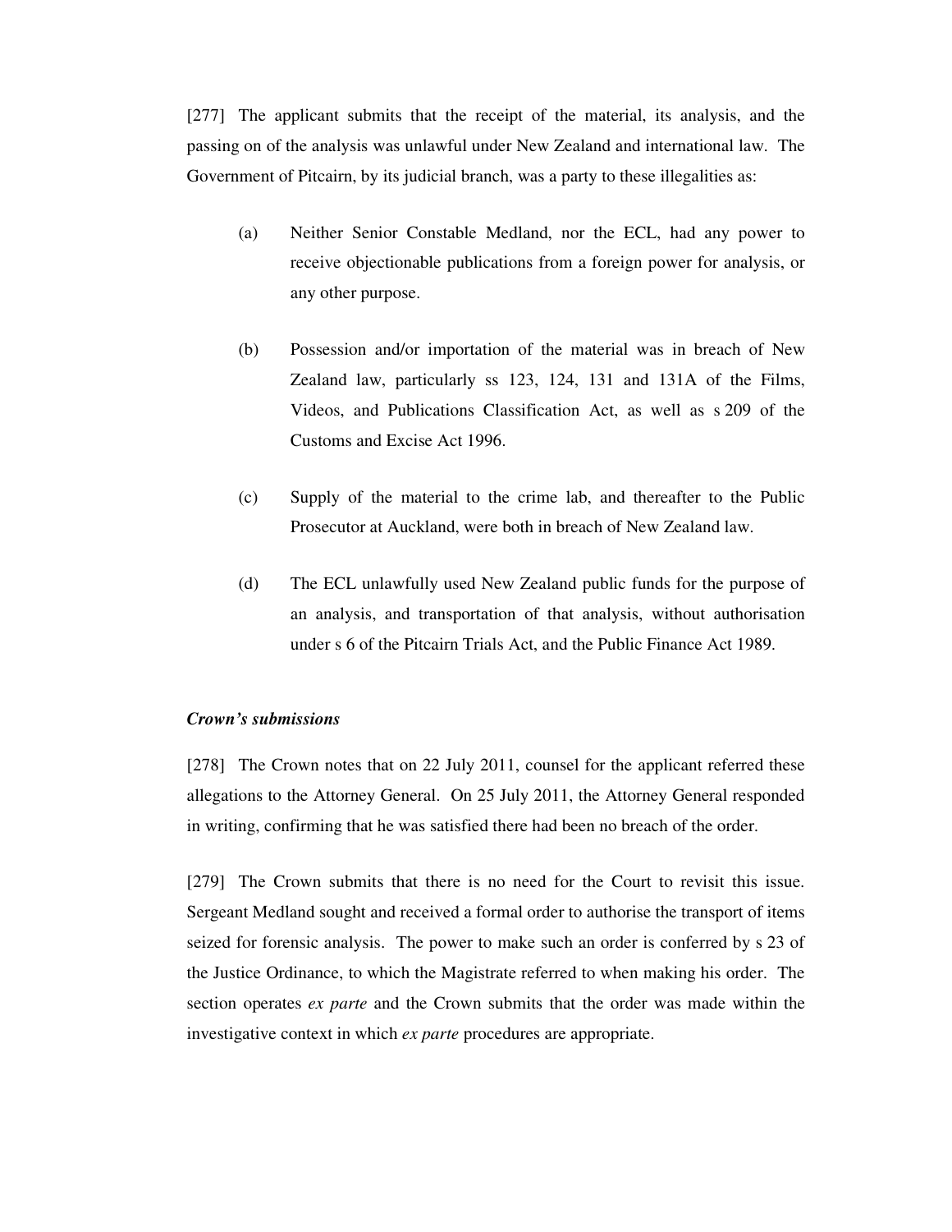[277] The applicant submits that the receipt of the material, its analysis, and the passing on of the analysis was unlawful under New Zealand and international law. The Government of Pitcairn, by its judicial branch, was a party to these illegalities as:

(a) Neither Senior Constable Medland, nor the ECL, had any power to receive objectionable publications from a foreign power for analysis, or any other purpose.

(b) Possession and/or importation of the material was in breach of New Zealand law, particularly ss 123, 124, 131 and 131A of the Films, Videos, and Publications Classification Act, as well as s 209 of the Customs and Excise Act 1996.

(c) Supply of the material to the crime lab, and thereafter to the Public Prosecutor at Auckland, were both in breach of New Zealand law.

(d) The ECL unlawfully used New Zealand public funds for the purpose of an analysis, and transportation of that analysis, without authorisation under s 6 of the Pitcairn Trials Act, and the Public Finance Act 1989.

***Crown's submissions***

[278] The Crown notes that on 22 July 2011, counsel for the applicant referred these allegations to the Attorney General. On 25 July 2011, the Attorney General responded in writing, confirming that he was satisfied there had been no breach of the order.

[279] The Crown submits that there is no need for the Court to revisit this issue. Sergeant Medland sought and received a formal order to authorise the transport of items seized for forensic analysis. The power to make such an order is conferred by s 23 of the Justice Ordinance, to which the Magistrate referred to when making his order. The section operates *ex parte* and the Crown submits that the order was made within the investigative context in which *ex parte* procedures are appropriate.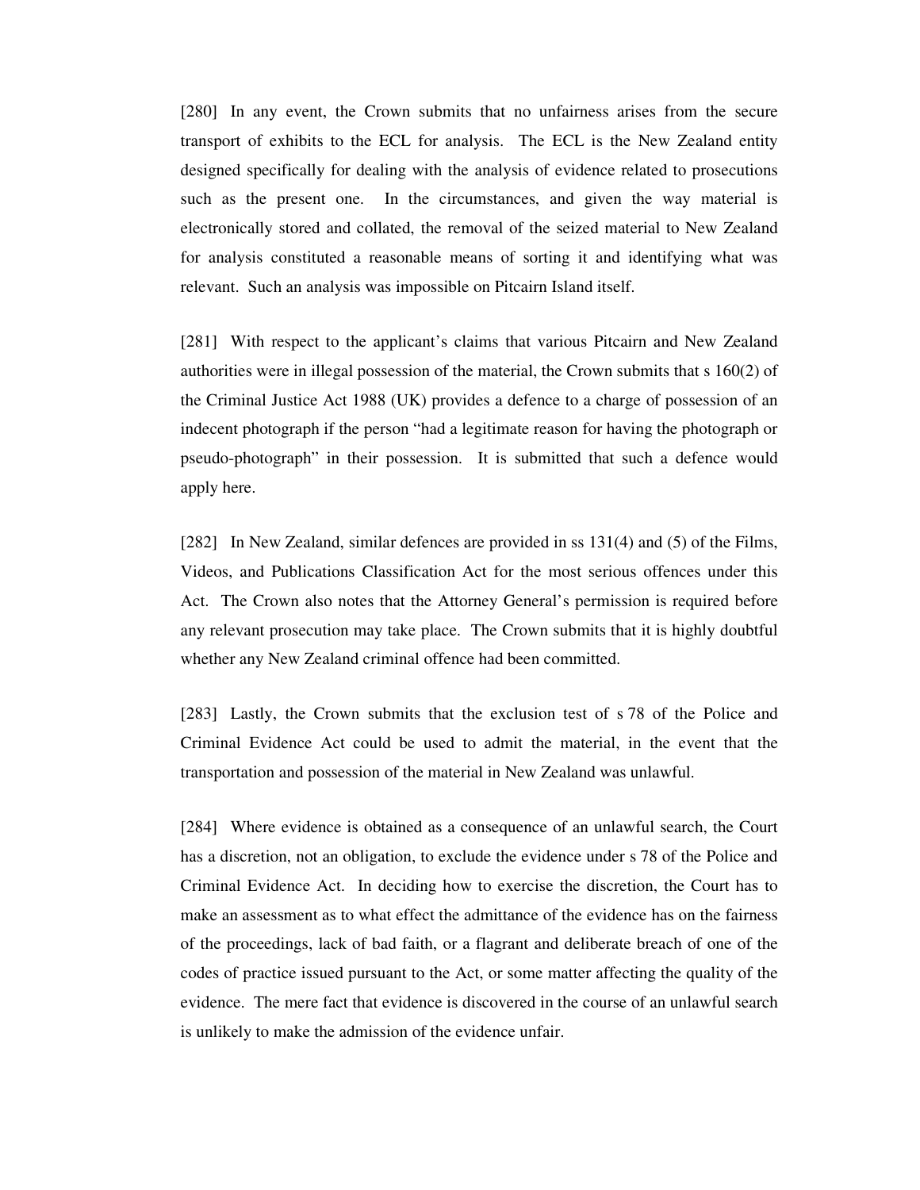[280] In any event, the Crown submits that no unfairness arises from the secure transport of exhibits to the ECL for analysis. The ECL is the New Zealand entity designed specifically for dealing with the analysis of evidence related to prosecutions such as the present one. In the circumstances, and given the way material is electronically stored and collated, the removal of the seized material to New Zealand for analysis constituted a reasonable means of sorting it and identifying what was relevant. Such an analysis was impossible on Pitcairn Island itself.

[281] With respect to the applicant's claims that various Pitcairn and New Zealand authorities were in illegal possession of the material, the Crown submits that s 160(2) of the Criminal Justice Act 1988 (UK) provides a defence to a charge of possession of an indecent photograph if the person "had a legitimate reason for having the photograph or pseudo-photograph" in their possession. It is submitted that such a defence would apply here.

[282] In New Zealand, similar defences are provided in ss 131(4) and (5) of the Films, Videos, and Publications Classification Act for the most serious offences under this Act. The Crown also notes that the Attorney General's permission is required before any relevant prosecution may take place. The Crown submits that it is highly doubtful whether any New Zealand criminal offence had been committed.

[283] Lastly, the Crown submits that the exclusion test of s 78 of the Police and Criminal Evidence Act could be used to admit the material, in the event that the transportation and possession of the material in New Zealand was unlawful.

[284] Where evidence is obtained as a consequence of an unlawful search, the Court has a discretion, not an obligation, to exclude the evidence under s 78 of the Police and Criminal Evidence Act. In deciding how to exercise the discretion, the Court has to make an assessment as to what effect the admittance of the evidence has on the fairness of the proceedings, lack of bad faith, or a flagrant and deliberate breach of one of the codes of practice issued pursuant to the Act, or some matter affecting the quality of the evidence. The mere fact that evidence is discovered in the course of an unlawful search is unlikely to make the admission of the evidence unfair.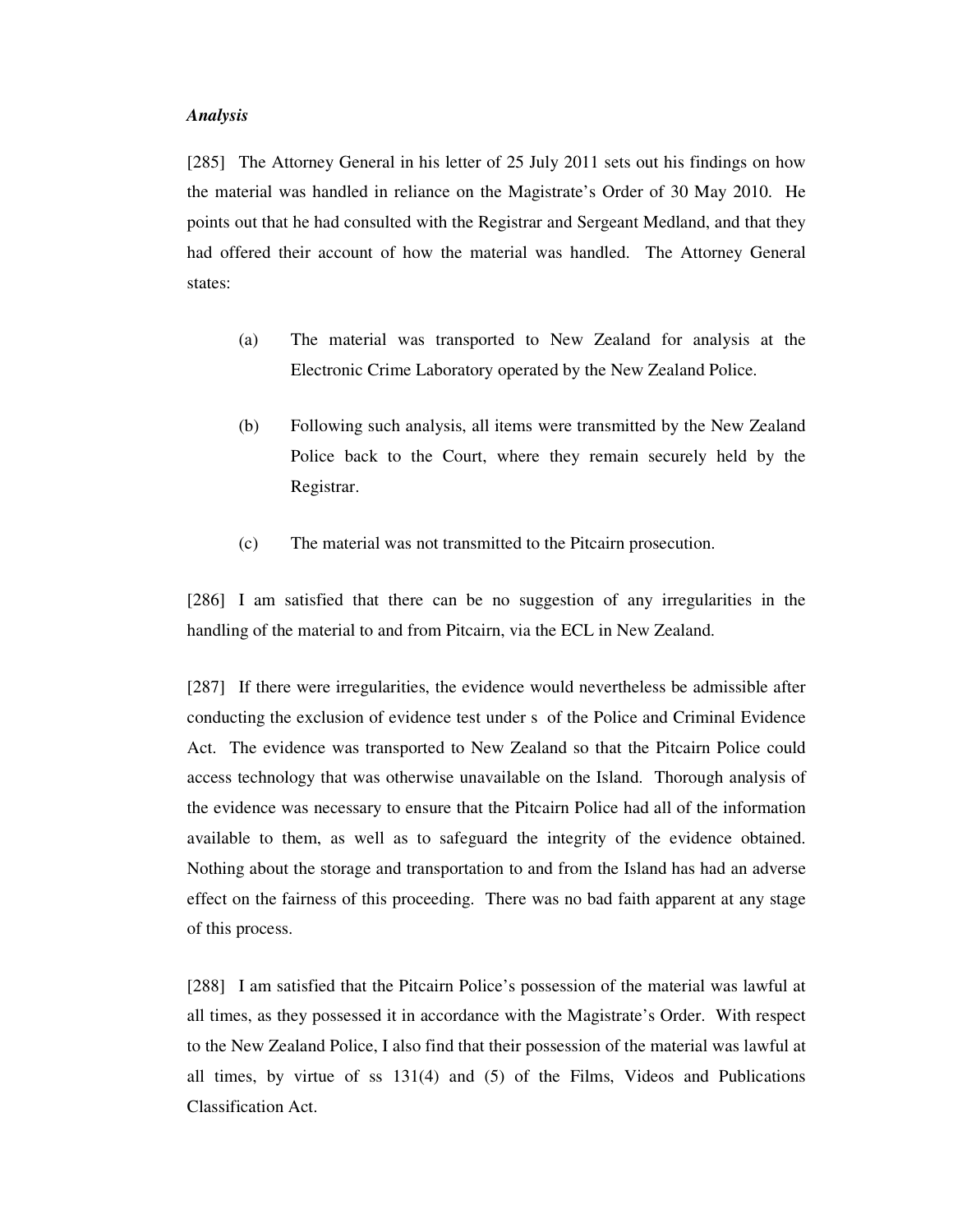*Analysis*

[285] The Attorney General in his letter of 25 July 2011 sets out his findings on how the material was handled in reliance on the Magistrate's Order of 30 May 2010. He points out that he had consulted with the Registrar and Sergeant Medland, and that they had offered their account of how the material was handled. The Attorney General states:

(a) The material was transported to New Zealand for analysis at the Electronic Crime Laboratory operated by the New Zealand Police.

(b) Following such analysis, all items were transmitted by the New Zealand Police back to the Court, where they remain securely held by the Registrar.

(c) The material was not transmitted to the Pitcairn prosecution.

[286] I am satisfied that there can be no suggestion of any irregularities in the handling of the material to and from Pitcairn, via the ECL in New Zealand.

[287] If there were irregularities, the evidence would nevertheless be admissible after conducting the exclusion of evidence test under s of the Police and Criminal Evidence Act. The evidence was transported to New Zealand so that the Pitcairn Police could access technology that was otherwise unavailable on the Island. Thorough analysis of the evidence was necessary to ensure that the Pitcairn Police had all of the information available to them, as well as to safeguard the integrity of the evidence obtained. Nothing about the storage and transportation to and from the Island has had an adverse effect on the fairness of this proceeding. There was no bad faith apparent at any stage of this process.

[288] I am satisfied that the Pitcairn Police's possession of the material was lawful at all times, as they possessed it in accordance with the Magistrate's Order. With respect to the New Zealand Police, I also find that their possession of the material was lawful at all times, by virtue of ss 131(4) and (5) of the Films, Videos and Publications Classification Act.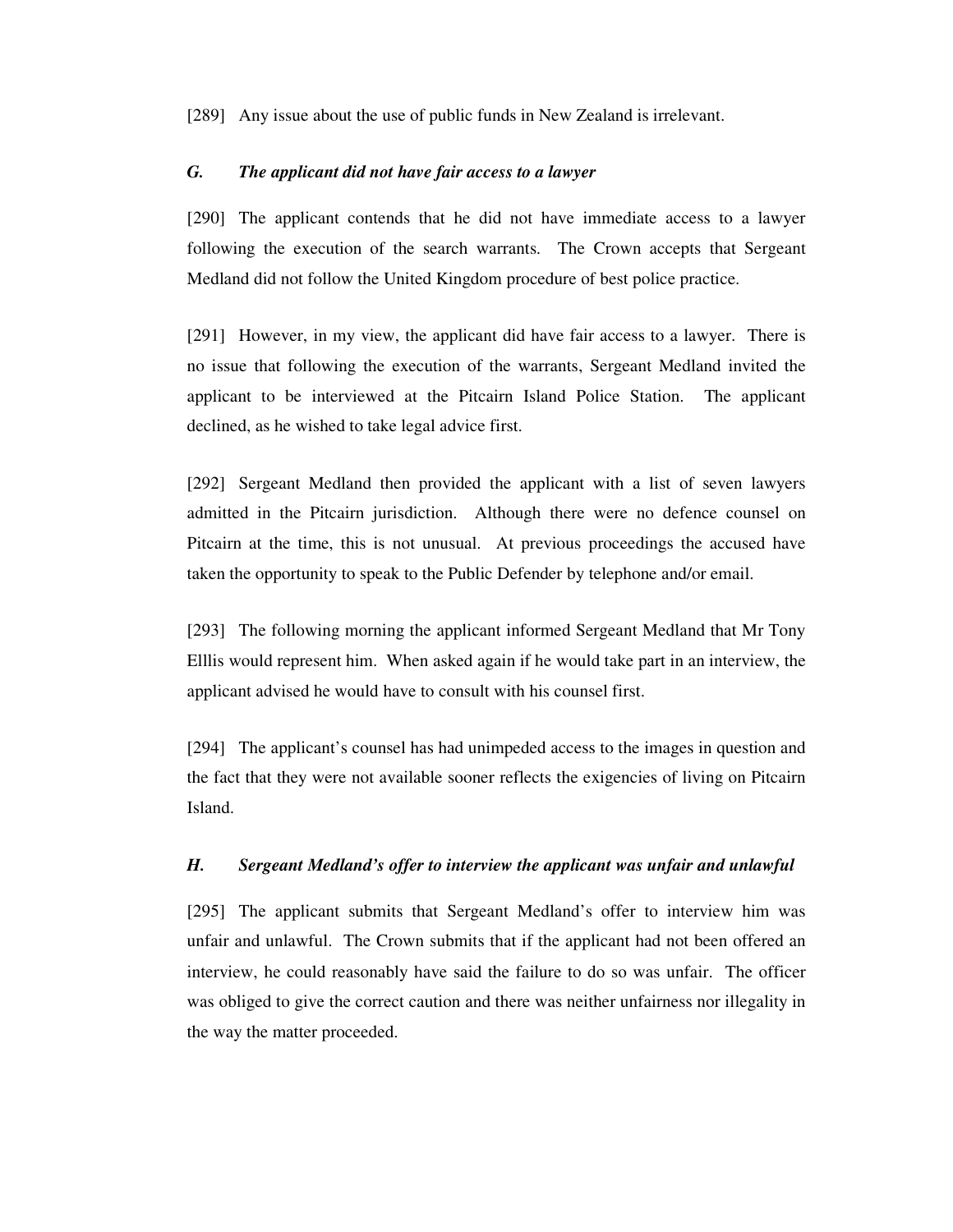[289] Any issue about the use of public funds in New Zealand is irrelevant.

### *G. The applicant did not have fair access to a lawyer*

[290] The applicant contends that he did not have immediate access to a lawyer following the execution of the search warrants. The Crown accepts that Sergeant Medland did not follow the United Kingdom procedure of best police practice.

[291] However, in my view, the applicant did have fair access to a lawyer. There is no issue that following the execution of the warrants, Sergeant Medland invited the applicant to be interviewed at the Pitcairn Island Police Station. The applicant declined, as he wished to take legal advice first.

[292] Sergeant Medland then provided the applicant with a list of seven lawyers admitted in the Pitcairn jurisdiction. Although there were no defence counsel on Pitcairn at the time, this is not unusual. At previous proceedings the accused have taken the opportunity to speak to the Public Defender by telephone and/or email.

[293] The following morning the applicant informed Sergeant Medland that Mr Tony Elllis would represent him. When asked again if he would take part in an interview, the applicant advised he would have to consult with his counsel first.

[294] The applicant's counsel has had unimpeded access to the images in question and the fact that they were not available sooner reflects the exigencies of living on Pitcairn Island.

### *H. Sergeant Medland's offer to interview the applicant was unfair and unlawful*

[295] The applicant submits that Sergeant Medland's offer to interview him was unfair and unlawful. The Crown submits that if the applicant had not been offered an interview, he could reasonably have said the failure to do so was unfair. The officer was obliged to give the correct caution and there was neither unfairness nor illegality in the way the matter proceeded.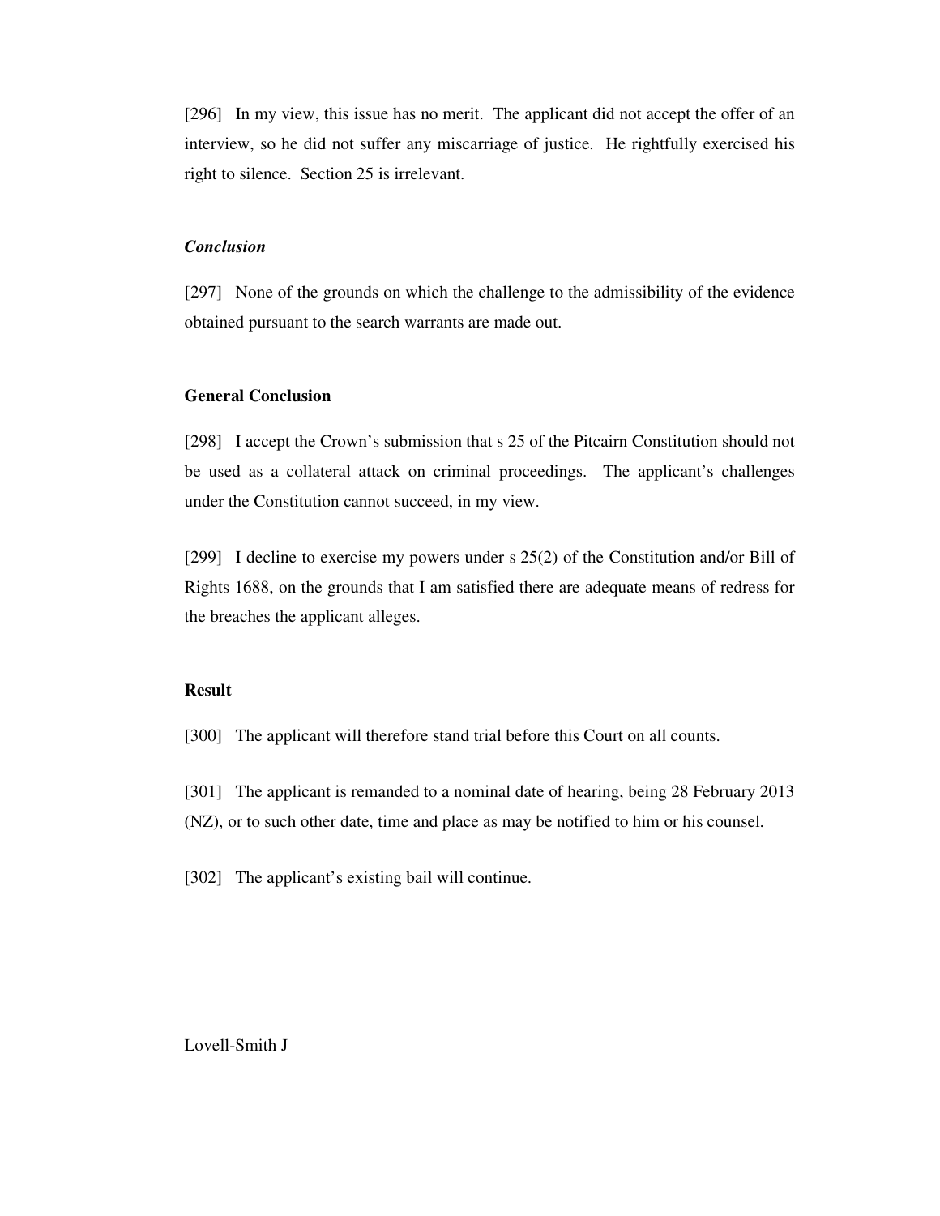[296] In my view, this issue has no merit. The applicant did not accept the offer of an interview, so he did not suffer any miscarriage of justice. He rightfully exercised his right to silence. Section 25 is irrelevant.

### *Conclusion*

[297] None of the grounds on which the challenge to the admissibility of the evidence obtained pursuant to the search warrants are made out.

## General Conclusion

[298] I accept the Crown's submission that s 25 of the Pitcairn Constitution should not be used as a collateral attack on criminal proceedings. The applicant's challenges under the Constitution cannot succeed, in my view.

[299] I decline to exercise my powers under s 25(2) of the Constitution and/or Bill of Rights 1688, on the grounds that I am satisfied there are adequate means of redress for the breaches the applicant alleges.

## Result

[300] The applicant will therefore stand trial before this Court on all counts.

[301] The applicant is remanded to a nominal date of hearing, being 28 February 2013 (NZ), or to such other date, time and place as may be notified to him or his counsel.

[302] The applicant's existing bail will continue.

Lovell-Smith J